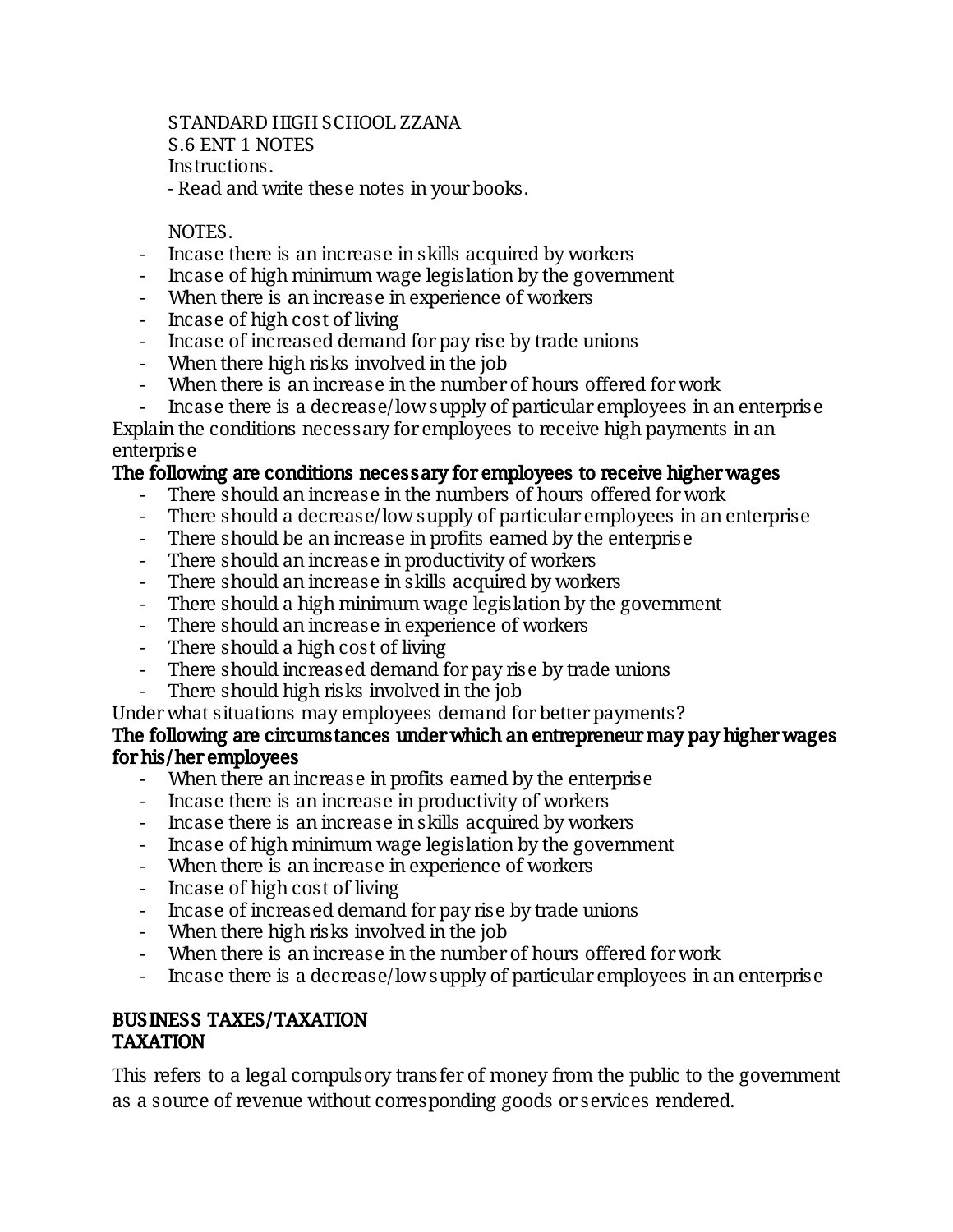STANDARD HIGH SCHOOL ZZANA
S.6 ENT 1 NOTES
Instructions.
- Read and write these notes in your books.

NOTES.

- Incase there is an increase in skills acquired by workers
- Incase of high minimum wage legislation by the government
- When there is an increase in experience of workers
- Incase of high cost of living
- Incase of increased demand for pay rise by trade unions
- When there high risks involved in the job
- When there is an increase in the number of hours offered for work
- Incase there is a decrease/low supply of particular employees in an enterprise

Explain the conditions necessary for employees to receive high payments in an enterprise

**The following are conditions necessary for employees to receive higher wages**

- There should an increase in the numbers of hours offered for work
- There should a decrease/low supply of particular employees in an enterprise
- There should be an increase in profits earned by the enterprise
- There should an increase in productivity of workers
- There should an increase in skills acquired by workers
- There should a high minimum wage legislation by the government
- There should an increase in experience of workers
- There should a high cost of living
- There should increased demand for pay rise by trade unions
- There should high risks involved in the job

Under what situations may employees demand for better payments?

**The following are circumstances under which an entrepreneur may pay higher wages for his/her employees**

- When there an increase in profits earned by the enterprise
- Incase there is an increase in productivity of workers
- Incase there is an increase in skills acquired by workers
- Incase of high minimum wage legislation by the government
- When there is an increase in experience of workers
- Incase of high cost of living
- Incase of increased demand for pay rise by trade unions
- When there high risks involved in the job
- When there is an increase in the number of hours offered for work
- Incase there is a decrease/low supply of particular employees in an enterprise

## BUSINESS TAXES/TAXATION

## TAXATION

This refers to a legal compulsory transfer of money from the public to the government as a source of revenue without corresponding goods or services rendered.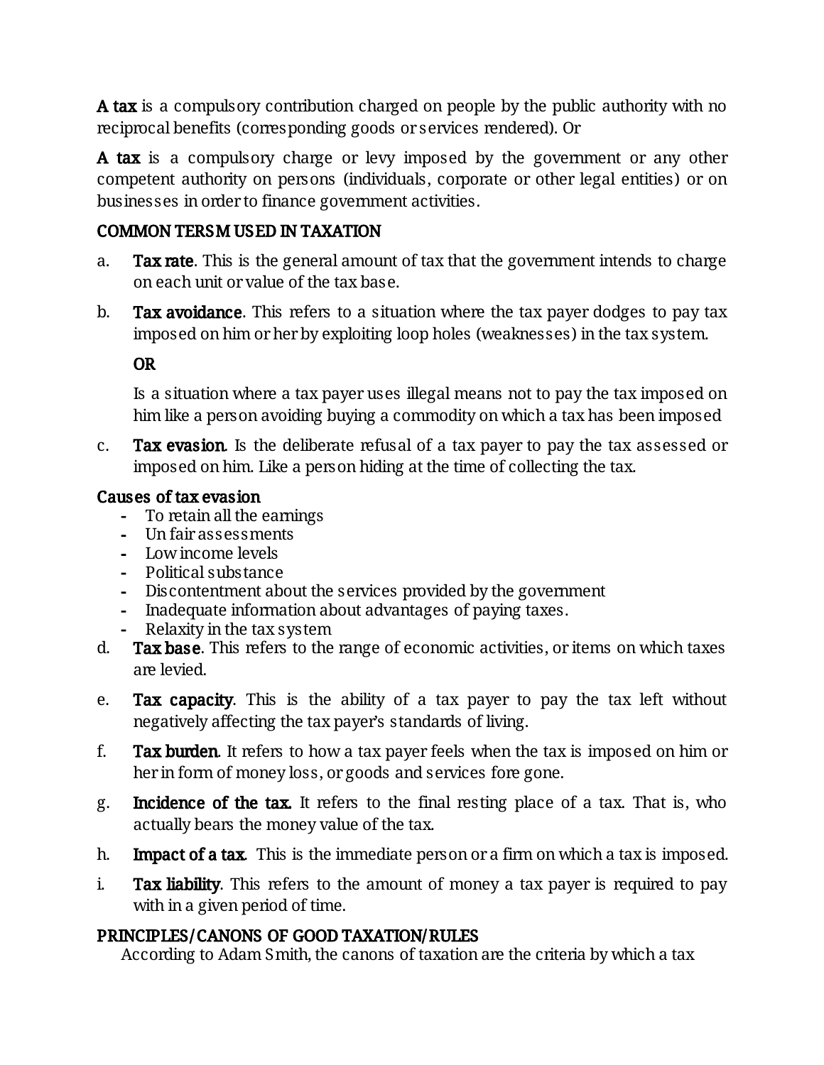**A tax** is a compulsory contribution charged on people by the public authority with no reciprocal benefits (corresponding goods or services rendered). Or

**A tax** is a compulsory charge or levy imposed by the government or any other competent authority on persons (individuals, corporate or other legal entities) or on businesses in order to finance government activities.

## COMMON TERSM USED IN TAXATION

a. **Tax rate**. This is the general amount of tax that the government intends to charge on each unit or value of the tax base.

b. **Tax avoidance**. This refers to a situation where the tax payer dodges to pay tax imposed on him or her by exploiting loop holes (weaknesses) in the tax system.

   **OR**

   Is a situation where a tax payer uses illegal means not to pay the tax imposed on him like a person avoiding buying a commodity on which a tax has been imposed

c. **Tax evasion**. Is the deliberate refusal of a tax payer to pay the tax assessed or imposed on him. Like a person hiding at the time of collecting the tax.

**Causes of tax evasion**

- To retain all the earnings
- Un fair assessments
- Low income levels
- Political substance
- Discontentment about the services provided by the government
- Inadequate information about advantages of paying taxes.
- Relaxity in the tax system

d. **Tax base**. This refers to the range of economic activities, or items on which taxes are levied.

e. **Tax capacity**. This is the ability of a tax payer to pay the tax left without negatively affecting the tax payer's standards of living.

f. **Tax burden**. It refers to how a tax payer feels when the tax is imposed on him or her in form of money loss, or goods and services fore gone.

g. **Incidence of the tax**. It refers to the final resting place of a tax. That is, who actually bears the money value of the tax.

h. **Impact of a tax**. This is the immediate person or a firm on which a tax is imposed.

i. **Tax liability**. This refers to the amount of money a tax payer is required to pay with in a given period of time.

## PRINCIPLES/CANONS OF GOOD TAXATION/RULES

According to Adam Smith, the canons of taxation are the criteria by which a tax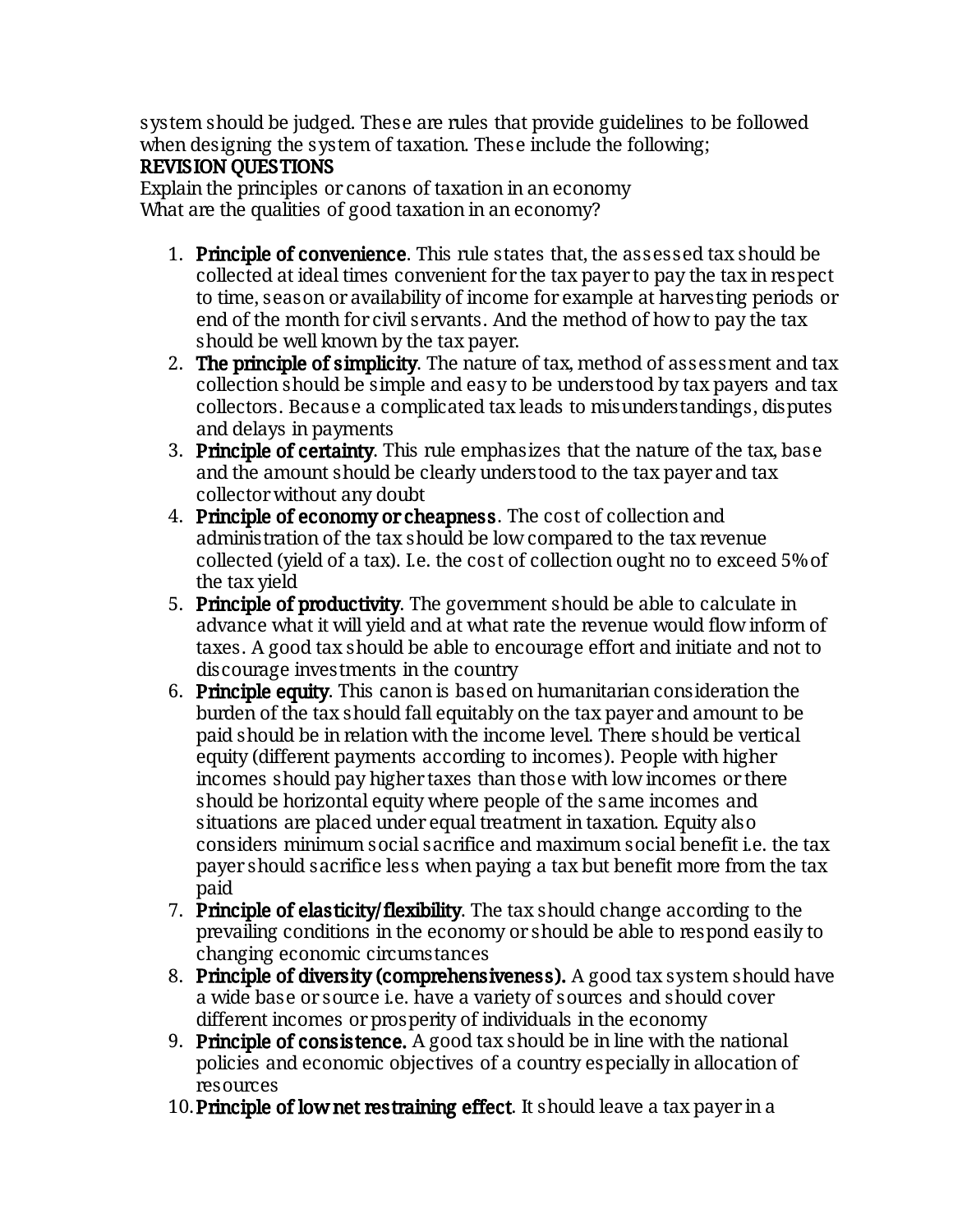system should be judged. These are rules that provide guidelines to be followed when designing the system of taxation. These include the following;

**REVISION QUESTIONS**

Explain the principles or canons of taxation in an economy

What are the qualities of good taxation in an economy?

1. **Principle of convenience**. This rule states that, the assessed tax should be collected at ideal times convenient for the tax payer to pay the tax in respect to time, season or availability of income for example at harvesting periods or end of the month for civil servants. And the method of how to pay the tax should be well known by the tax payer.
2. **The principle of simplicity**. The nature of tax, method of assessment and tax collection should be simple and easy to be understood by tax payers and tax collectors. Because a complicated tax leads to misunderstandings, disputes and delays in payments
3. **Principle of certainty**. This rule emphasizes that the nature of the tax, base and the amount should be clearly understood to the tax payer and tax collector without any doubt
4. **Principle of economy or cheapness**. The cost of collection and administration of the tax should be low compared to the tax revenue collected (yield of a tax). I.e. the cost of collection ought no to exceed 5% of the tax yield
5. **Principle of productivity**. The government should be able to calculate in advance what it will yield and at what rate the revenue would flow inform of taxes. A good tax should be able to encourage effort and initiate and not to discourage investments in the country
6. **Principle equity**. This canon is based on humanitarian consideration the burden of the tax should fall equitably on the tax payer and amount to be paid should be in relation with the income level. There should be vertical equity (different payments according to incomes). People with higher incomes should pay higher taxes than those with low incomes or there should be horizontal equity where people of the same incomes and situations are placed under equal treatment in taxation. Equity also considers minimum social sacrifice and maximum social benefit i.e. the tax payer should sacrifice less when paying a tax but benefit more from the tax paid
7. **Principle of elasticity/flexibility**. The tax should change according to the prevailing conditions in the economy or should be able to respond easily to changing economic circumstances
8. **Principle of diversity (comprehensiveness).** A good tax system should have a wide base or source i.e. have a variety of sources and should cover different incomes or prosperity of individuals in the economy
9. **Principle of consistence.** A good tax should be in line with the national policies and economic objectives of a country especially in allocation of resources
10. **Principle of low net restraining effect**. It should leave a tax payer in a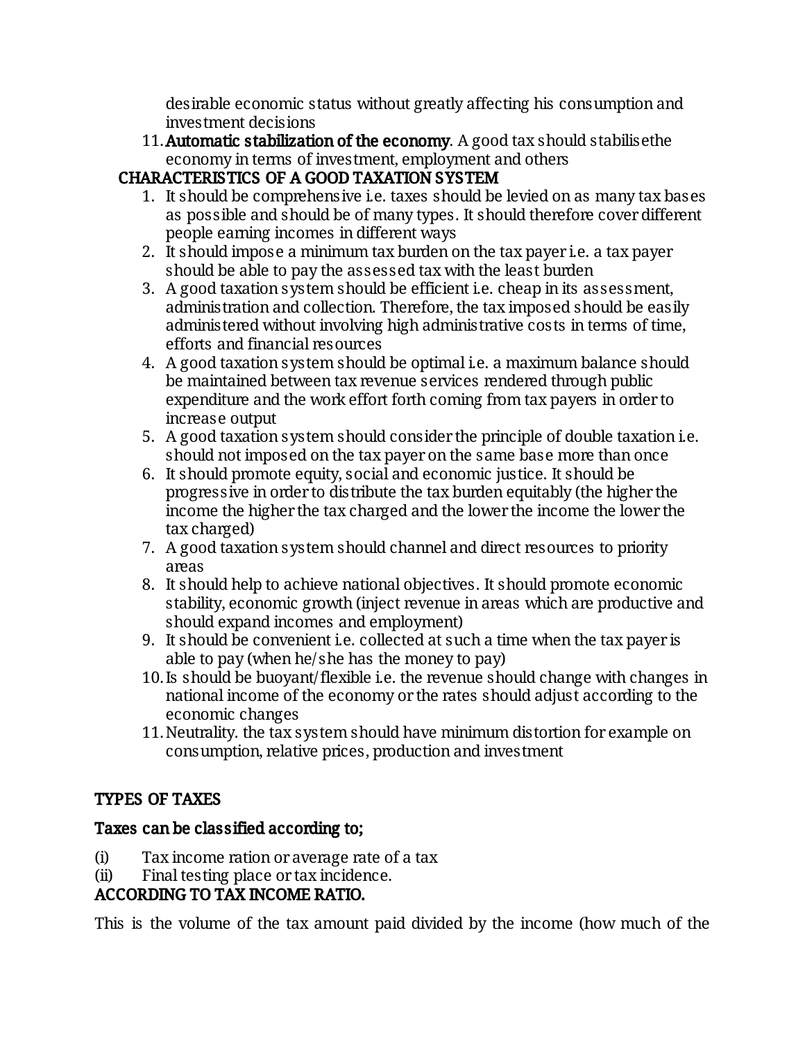desirable economic status without greatly affecting his consumption and investment decisions

11. **Automatic stabilization of the economy**. A good tax should stabilisethe economy in terms of investment, employment and others

## CHARACTERISTICS OF A GOOD TAXATION SYSTEM

1. It should be comprehensive i.e. taxes should be levied on as many tax bases as possible and should be of many types. It should therefore cover different people earning incomes in different ways
2. It should impose a minimum tax burden on the tax payer i.e. a tax payer should be able to pay the assessed tax with the least burden
3. A good taxation system should be efficient i.e. cheap in its assessment, administration and collection. Therefore, the tax imposed should be easily administered without involving high administrative costs in terms of time, efforts and financial resources
4. A good taxation system should be optimal i.e. a maximum balance should be maintained between tax revenue services rendered through public expenditure and the work effort forth coming from tax payers in order to increase output
5. A good taxation system should consider the principle of double taxation i.e. should not imposed on the tax payer on the same base more than once
6. It should promote equity, social and economic justice. It should be progressive in order to distribute the tax burden equitably (the higher the income the higher the tax charged and the lower the income the lower the tax charged)
7. A good taxation system should channel and direct resources to priority areas
8. It should help to achieve national objectives. It should promote economic stability, economic growth (inject revenue in areas which are productive and should expand incomes and employment)
9. It should be convenient i.e. collected at such a time when the tax payer is able to pay (when he/she has the money to pay)
10. Is should be buoyant/flexible i.e. the revenue should change with changes in national income of the economy or the rates should adjust according to the economic changes
11. Neutrality. the tax system should have minimum distortion for example on consumption, relative prices, production and investment

## TYPES OF TAXES

### Taxes can be classified according to;

(i) Tax income ration or average rate of a tax

(ii) Final testing place or tax incidence.

### ACCORDING TO TAX INCOME RATIO.

This is the volume of the tax amount paid divided by the income (how much of the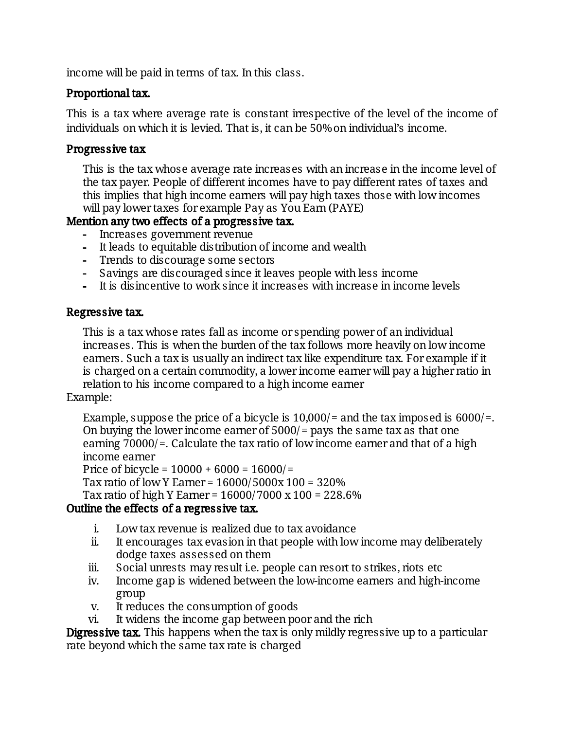income will be paid in terms of tax. In this class.

### Proportional tax.

This is a tax where average rate is constant irrespective of the level of the income of individuals on which it is levied. That is, it can be 50% on individual's income.

### Progressive tax

This is the tax whose average rate increases with an increase in the income level of the tax payer. People of different incomes have to pay different rates of taxes and this implies that high income earners will pay high taxes those with low incomes will pay lower taxes for example Pay as You Earn (PAYE)

### Mention any two effects of a progressive tax.

- Increases government revenue
- It leads to equitable distribution of income and wealth
- Trends to discourage some sectors
- Savings are discouraged since it leaves people with less income
- It is disincentive to work since it increases with increase in income levels

### Regressive tax.

This is a tax whose rates fall as income or spending power of an individual increases. This is when the burden of the tax follows more heavily on low income earners. Such a tax is usually an indirect tax like expenditure tax. For example if it is charged on a certain commodity, a lower income earner will pay a higher ratio in relation to his income compared to a high income earner

Example:

Example, suppose the price of a bicycle is 10,000/= and the tax imposed is 6000/=. On buying the lower income earner of 5000/= pays the same tax as that one earning 70000/=. Calculate the tax ratio of low income earner and that of a high income earner

Price of bicycle = 10000 + 6000 = 16000/=

Tax ratio of low Y Earner = 16000/5000x 100 = 320%

Tax ratio of high Y Earner = 16000/7000 x 100 = 228.6%

### Outline the effects of a regressive tax.

i. Low tax revenue is realized due to tax avoidance
ii. It encourages tax evasion in that people with low income may deliberately dodge taxes assessed on them
iii. Social unrests may result i.e. people can resort to strikes, riots etc
iv. Income gap is widened between the low-income earners and high-income group
v. It reduces the consumption of goods
vi. It widens the income gap between poor and the rich

**Digressive tax.** This happens when the tax is only mildly regressive up to a particular rate beyond which the same tax rate is charged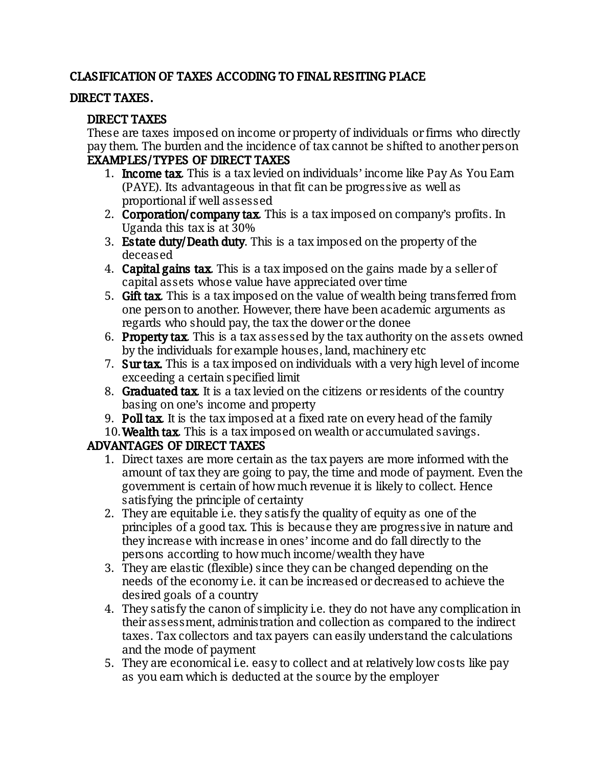# CLASIFICATION OF TAXES ACCODING TO FINAL RESITING PLACE

## DIRECT TAXES.

### DIRECT TAXES

These are taxes imposed on income or property of individuals or firms who directly pay them. The burden and the incidence of tax cannot be shifted to another person

### EXAMPLES/TYPES OF DIRECT TAXES

1. **Income tax**. This is a tax levied on individuals' income like Pay As You Earn (PAYE). Its advantageous in that fit can be progressive as well as proportional if well assessed
2. **Corporation/company tax**. This is a tax imposed on company's profits. In Uganda this tax is at 30%
3. **Estate duty/Death duty**. This is a tax imposed on the property of the deceased
4. **Capital gains tax**. This is a tax imposed on the gains made by a seller of capital assets whose value have appreciated over time
5. **Gift tax**. This is a tax imposed on the value of wealth being transferred from one person to another. However, there have been academic arguments as regards who should pay, the tax the dower or the donee
6. **Property tax**. This is a tax assessed by the tax authority on the assets owned by the individuals for example houses, land, machinery etc
7. **Sur tax.** This is a tax imposed on individuals with a very high level of income exceeding a certain specified limit
8. **Graduated tax**. It is a tax levied on the citizens or residents of the country basing on one's income and property
9. **Poll tax**. It is the tax imposed at a fixed rate on every head of the family
10. **Wealth tax**. This is a tax imposed on wealth or accumulated savings.

### ADVANTAGES OF DIRECT TAXES

1. Direct taxes are more certain as the tax payers are more informed with the amount of tax they are going to pay, the time and mode of payment. Even the government is certain of how much revenue it is likely to collect. Hence satisfying the principle of certainty
2. They are equitable i.e. they satisfy the quality of equity as one of the principles of a good tax. This is because they are progressive in nature and they increase with increase in ones' income and do fall directly to the persons according to how much income/wealth they have
3. They are elastic (flexible) since they can be changed depending on the needs of the economy i.e. it can be increased or decreased to achieve the desired goals of a country
4. They satisfy the canon of simplicity i.e. they do not have any complication in their assessment, administration and collection as compared to the indirect taxes. Tax collectors and tax payers can easily understand the calculations and the mode of payment
5. They are economical i.e. easy to collect and at relatively low costs like pay as you earn which is deducted at the source by the employer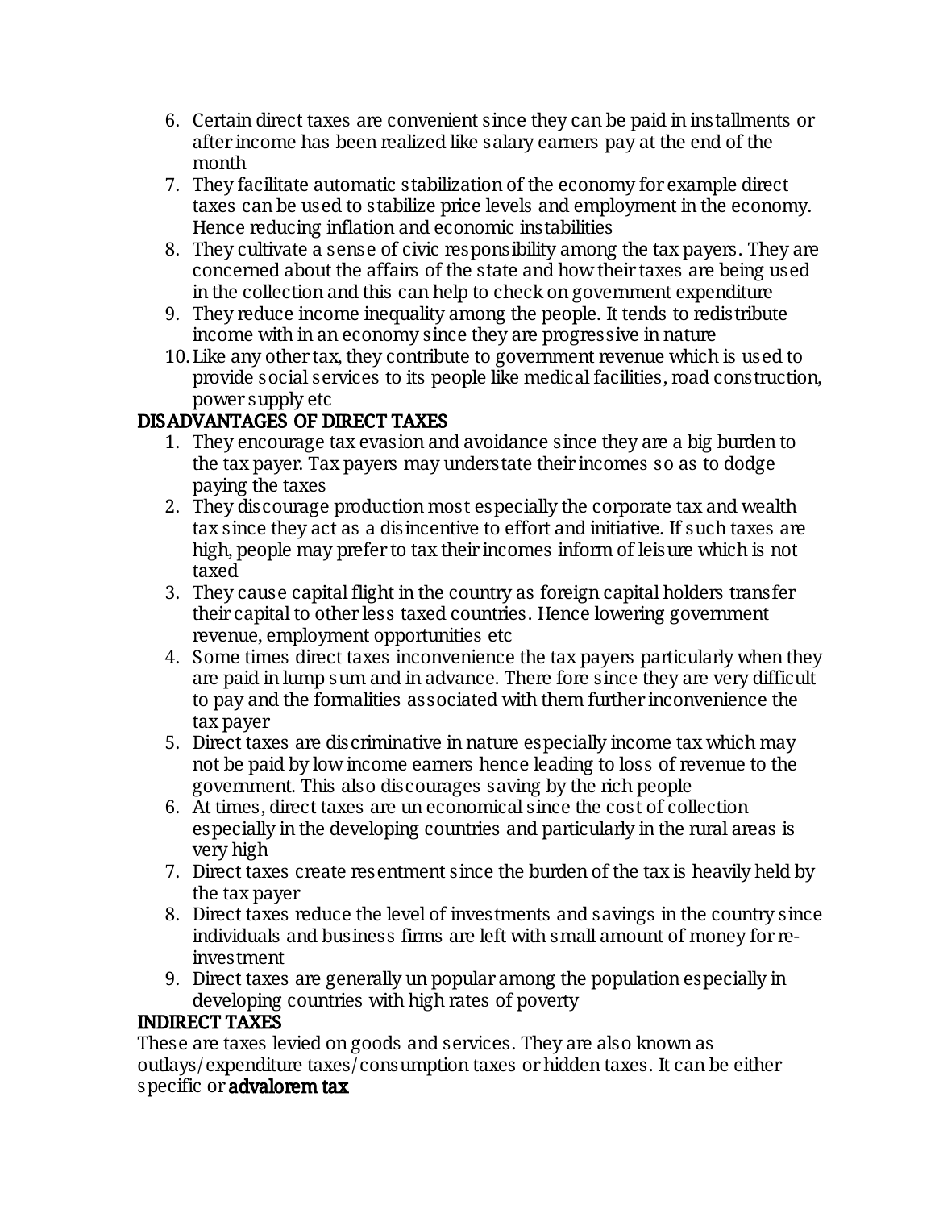6. Certain direct taxes are convenient since they can be paid in installments or after income has been realized like salary earners pay at the end of the month
7. They facilitate automatic stabilization of the economy for example direct taxes can be used to stabilize price levels and employment in the economy. Hence reducing inflation and economic instabilities
8. They cultivate a sense of civic responsibility among the tax payers. They are concerned about the affairs of the state and how their taxes are being used in the collection and this can help to check on government expenditure
9. They reduce income inequality among the people. It tends to redistribute income with in an economy since they are progressive in nature
10. Like any other tax, they contribute to government revenue which is used to provide social services to its people like medical facilities, road construction, power supply etc

**DISADVANTAGES OF DIRECT TAXES**

1. They encourage tax evasion and avoidance since they are a big burden to the tax payer. Tax payers may understate their incomes so as to dodge paying the taxes
2. They discourage production most especially the corporate tax and wealth tax since they act as a disincentive to effort and initiative. If such taxes are high, people may prefer to tax their incomes inform of leisure which is not taxed
3. They cause capital flight in the country as foreign capital holders transfer their capital to other less taxed countries. Hence lowering government revenue, employment opportunities etc
4. Some times direct taxes inconvenience the tax payers particularly when they are paid in lump sum and in advance. There fore since they are very difficult to pay and the formalities associated with them further inconvenience the tax payer
5. Direct taxes are discriminative in nature especially income tax which may not be paid by low income earners hence leading to loss of revenue to the government. This also discourages saving by the rich people
6. At times, direct taxes are un economical since the cost of collection especially in the developing countries and particularly in the rural areas is very high
7. Direct taxes create resentment since the burden of the tax is heavily held by the tax payer
8. Direct taxes reduce the level of investments and savings in the country since individuals and business firms are left with small amount of money for re-investment
9. Direct taxes are generally un popular among the population especially in developing countries with high rates of poverty

**INDIRECT TAXES**

These are taxes levied on goods and services. They are also known as outlays/expenditure taxes/consumption taxes or hidden taxes. It can be either specific or **advalorem tax**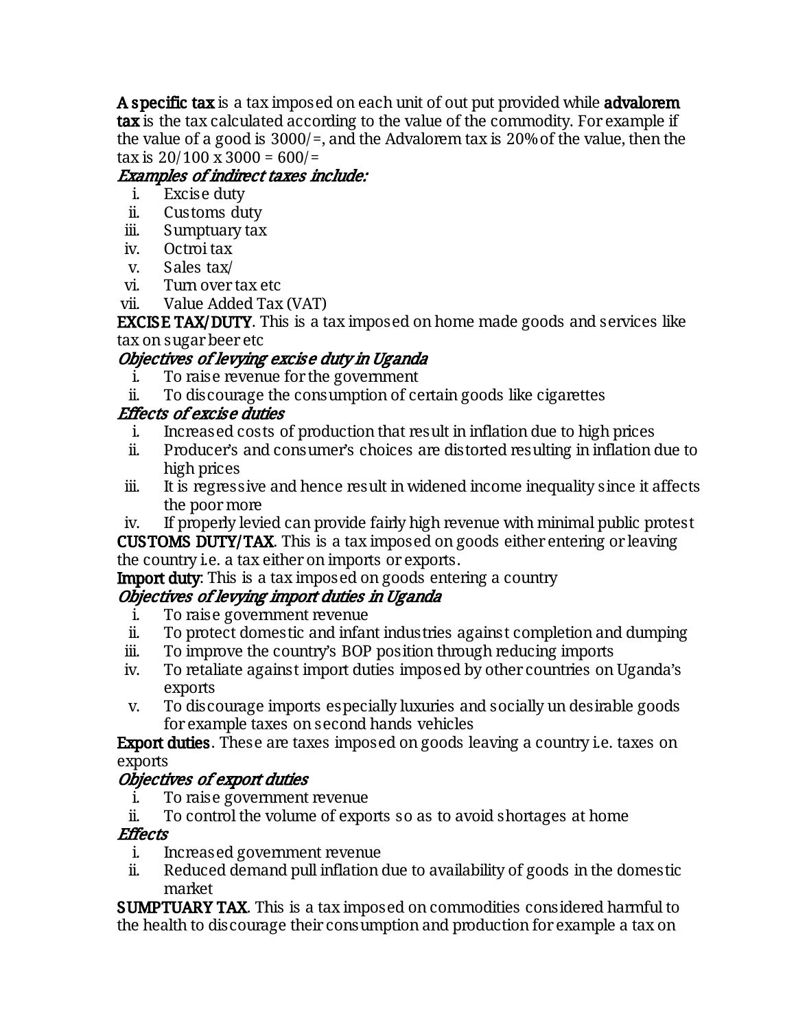**A specific tax** is a tax imposed on each unit of out put provided while **advalorem tax** is the tax calculated according to the value of the commodity. For example if the value of a good is 3000/=, and the Advalorem tax is 20% of the value, then the tax is 20/100 x 3000 = 600/=

*Examples of indirect taxes include:*

i. Excise duty
ii. Customs duty
iii. Sumptuary tax
iv. Octroi tax
v. Sales tax/
vi. Turn over tax etc
vii. Value Added Tax (VAT)

**EXCISE TAX/DUTY**. This is a tax imposed on home made goods and services like tax on sugar beer etc

*Objectives of levying excise duty in Uganda*

i. To raise revenue for the government
ii. To discourage the consumption of certain goods like cigarettes

*Effects of excise duties*

i. Increased costs of production that result in inflation due to high prices
ii. Producer's and consumer's choices are distorted resulting in inflation due to high prices
iii. It is regressive and hence result in widened income inequality since it affects the poor more
iv. If properly levied can provide fairly high revenue with minimal public protest

**CUSTOMS DUTY/TAX**. This is a tax imposed on goods either entering or leaving the country i.e. a tax either on imports or exports.

**Import duty**: This is a tax imposed on goods entering a country

*Objectives of levying import duties in Uganda*

i. To raise government revenue
ii. To protect domestic and infant industries against completion and dumping
iii. To improve the country's BOP position through reducing imports
iv. To retaliate against import duties imposed by other countries on Uganda's exports
v. To discourage imports especially luxuries and socially un desirable goods for example taxes on second hands vehicles

**Export duties**. These are taxes imposed on goods leaving a country i.e. taxes on exports

*Objectives of export duties*

i. To raise government revenue
ii. To control the volume of exports so as to avoid shortages at home

*Effects*

i. Increased government revenue
ii. Reduced demand pull inflation due to availability of goods in the domestic market

**SUMPTUARY TAX**. This is a tax imposed on commodities considered harmful to the health to discourage their consumption and production for example a tax on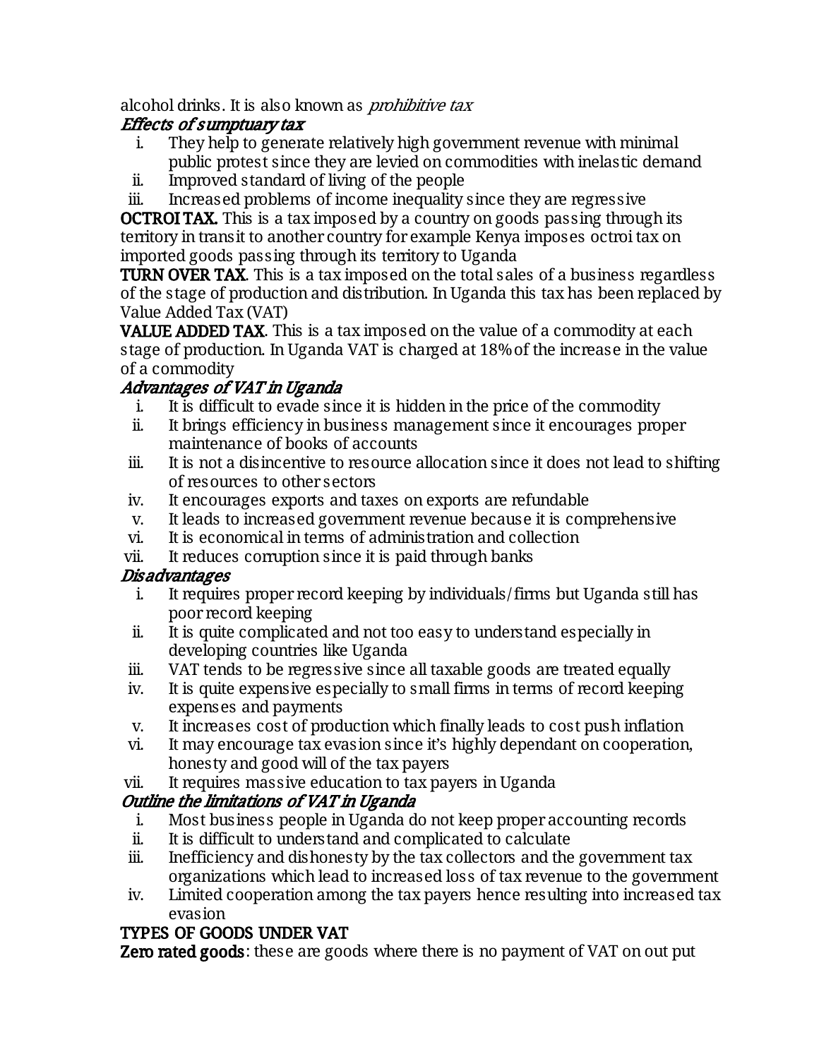alcohol drinks. It is also known as *prohibitive tax*

### *Effects of sumptuary tax*

i. They help to generate relatively high government revenue with minimal public protest since they are levied on commodities with inelastic demand
ii. Improved standard of living of the people
iii. Increased problems of income inequality since they are regressive

**OCTROI TAX.** This is a tax imposed by a country on goods passing through its territory in transit to another country for example Kenya imposes octroi tax on imported goods passing through its territory to Uganda

**TURN OVER TAX**. This is a tax imposed on the total sales of a business regardless of the stage of production and distribution. In Uganda this tax has been replaced by Value Added Tax (VAT)

**VALUE ADDED TAX**. This is a tax imposed on the value of a commodity at each stage of production. In Uganda VAT is charged at 18% of the increase in the value of a commodity

### *Advantages of VAT in Uganda*

i. It is difficult to evade since it is hidden in the price of the commodity
ii. It brings efficiency in business management since it encourages proper maintenance of books of accounts
iii. It is not a disincentive to resource allocation since it does not lead to shifting of resources to other sectors
iv. It encourages exports and taxes on exports are refundable
v. It leads to increased government revenue because it is comprehensive
vi. It is economical in terms of administration and collection
vii. It reduces corruption since it is paid through banks

### *Disadvantages*

i. It requires proper record keeping by individuals/firms but Uganda still has poor record keeping
ii. It is quite complicated and not too easy to understand especially in developing countries like Uganda
iii. VAT tends to be regressive since all taxable goods are treated equally
iv. It is quite expensive especially to small firms in terms of record keeping expenses and payments
v. It increases cost of production which finally leads to cost push inflation
vi. It may encourage tax evasion since it's highly dependant on cooperation, honesty and good will of the tax payers
vii. It requires massive education to tax payers in Uganda

### *Outline the limitations of VAT in Uganda*

i. Most business people in Uganda do not keep proper accounting records
ii. It is difficult to understand and complicated to calculate
iii. Inefficiency and dishonesty by the tax collectors and the government tax organizations which lead to increased loss of tax revenue to the government
iv. Limited cooperation among the tax payers hence resulting into increased tax evasion

### TYPES OF GOODS UNDER VAT

**Zero rated goods**: these are goods where there is no payment of VAT on out put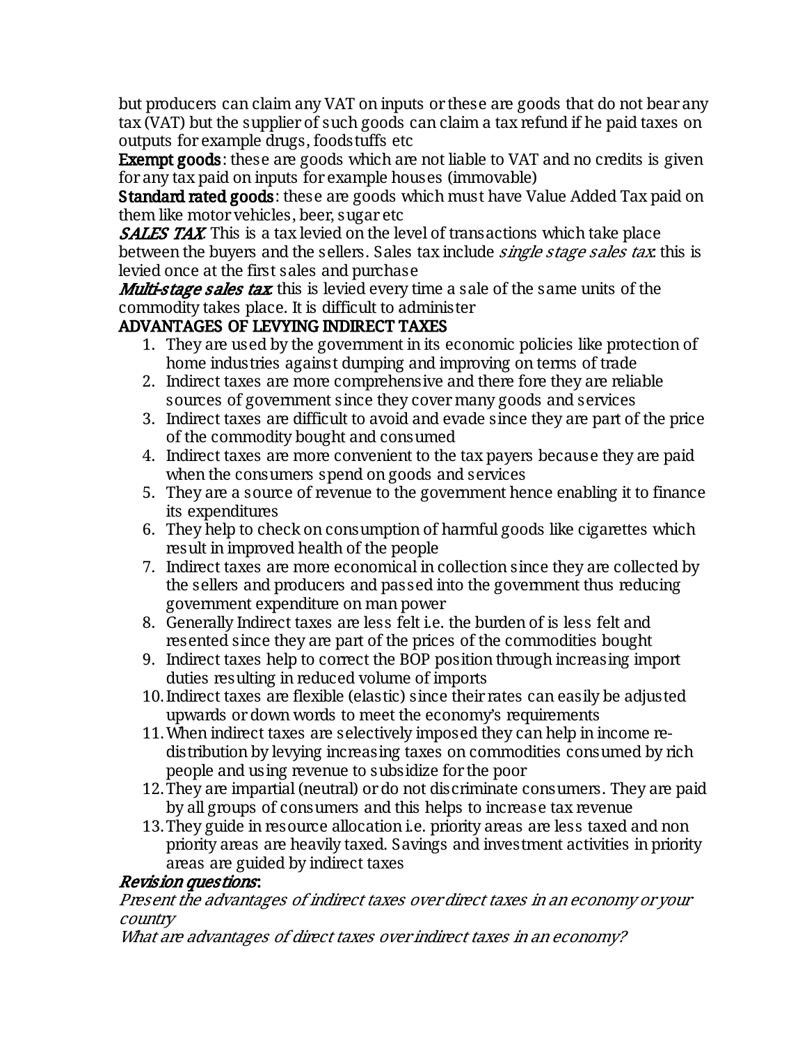but producers can claim any VAT on inputs or these are goods that do not bear any tax (VAT) but the supplier of such goods can claim a tax refund if he paid taxes on outputs for example drugs, foodstuffs etc

**Exempt goods**: these are goods which are not liable to VAT and no credits is given for any tax paid on inputs for example houses (immovable)

**Standard rated goods**: these are goods which must have Value Added Tax paid on them like motor vehicles, beer, sugar etc

***SALES TAX***: This is a tax levied on the level of transactions which take place between the buyers and the sellers. Sales tax include *single stage sales tax*: this is levied once at the first sales and purchase

***Multi-stage sales tax***: this is levied every time a sale of the same units of the commodity takes place. It is difficult to administer

**ADVANTAGES OF LEVYING INDIRECT TAXES**

1. They are used by the government in its economic policies like protection of home industries against dumping and improving on terms of trade
2. Indirect taxes are more comprehensive and there fore they are reliable sources of government since they cover many goods and services
3. Indirect taxes are difficult to avoid and evade since they are part of the price of the commodity bought and consumed
4. Indirect taxes are more convenient to the tax payers because they are paid when the consumers spend on goods and services
5. They are a source of revenue to the government hence enabling it to finance its expenditures
6. They help to check on consumption of harmful goods like cigarettes which result in improved health of the people
7. Indirect taxes are more economical in collection since they are collected by the sellers and producers and passed into the government thus reducing government expenditure on man power
8. Generally Indirect taxes are less felt i.e. the burden of is less felt and resented since they are part of the prices of the commodities bought
9. Indirect taxes help to correct the BOP position through increasing import duties resulting in reduced volume of imports
10. Indirect taxes are flexible (elastic) since their rates can easily be adjusted upwards or down words to meet the economy's requirements
11. When indirect taxes are selectively imposed they can help in income re-distribution by levying increasing taxes on commodities consumed by rich people and using revenue to subsidize for the poor
12. They are impartial (neutral) or do not discriminate consumers. They are paid by all groups of consumers and this helps to increase tax revenue
13. They guide in resource allocation i.e. priority areas are less taxed and non priority areas are heavily taxed. Savings and investment activities in priority areas are guided by indirect taxes

***Revision questions***:

*Present the advantages of indirect taxes over direct taxes in an economy or your country*

*What are advantages of direct taxes over indirect taxes in an economy?*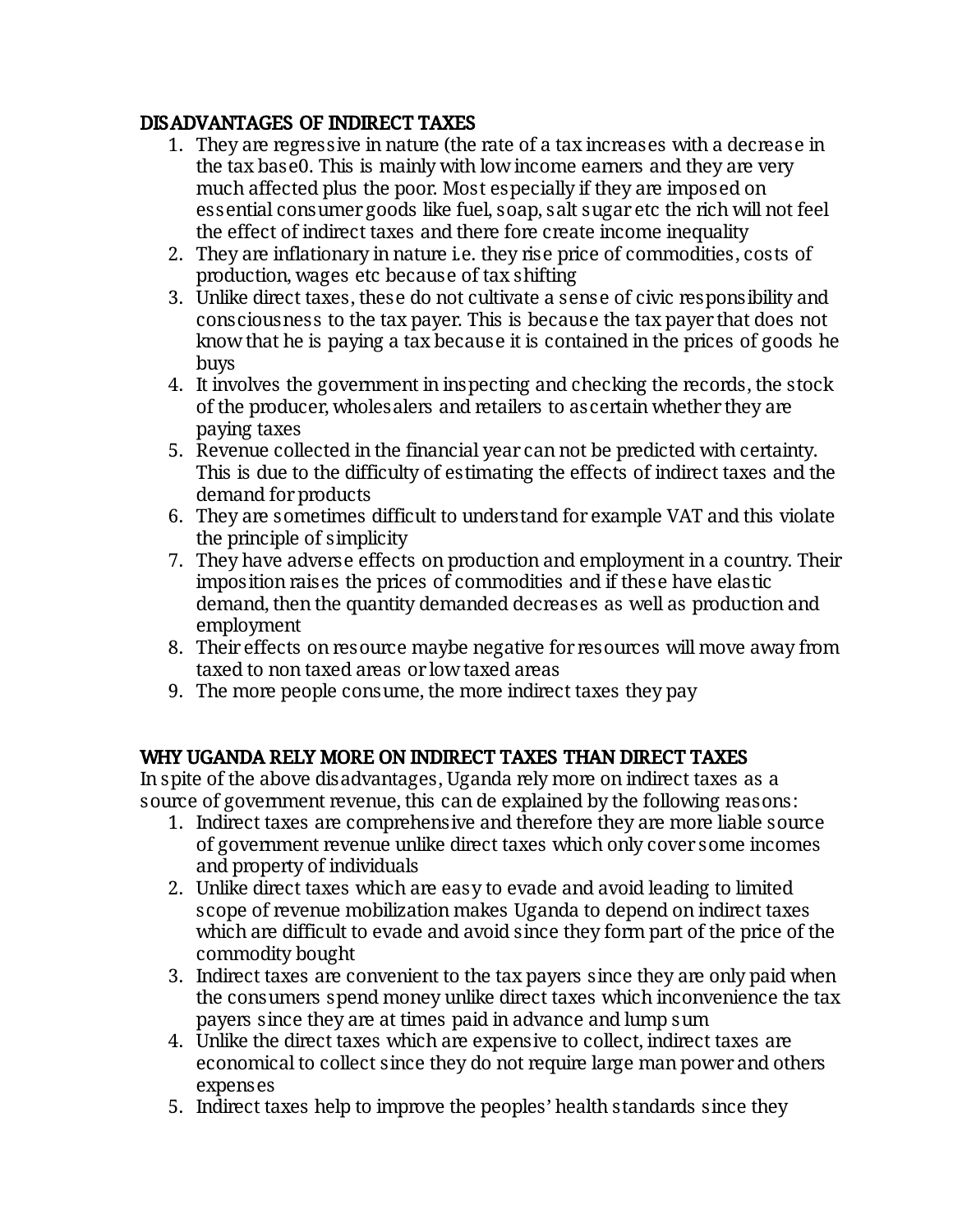## DISADVANTAGES OF INDIRECT TAXES

1. They are regressive in nature (the rate of a tax increases with a decrease in the tax base0. This is mainly with low income earners and they are very much affected plus the poor. Most especially if they are imposed on essential consumer goods like fuel, soap, salt sugar etc the rich will not feel the effect of indirect taxes and there fore create income inequality
2. They are inflationary in nature i.e. they rise price of commodities, costs of production, wages etc because of tax shifting
3. Unlike direct taxes, these do not cultivate a sense of civic responsibility and consciousness to the tax payer. This is because the tax payer that does not know that he is paying a tax because it is contained in the prices of goods he buys
4. It involves the government in inspecting and checking the records, the stock of the producer, wholesalers and retailers to ascertain whether they are paying taxes
5. Revenue collected in the financial year can not be predicted with certainty. This is due to the difficulty of estimating the effects of indirect taxes and the demand for products
6. They are sometimes difficult to understand for example VAT and this violate the principle of simplicity
7. They have adverse effects on production and employment in a country. Their imposition raises the prices of commodities and if these have elastic demand, then the quantity demanded decreases as well as production and employment
8. Their effects on resource maybe negative for resources will move away from taxed to non taxed areas or low taxed areas
9. The more people consume, the more indirect taxes they pay

## WHY UGANDA RELY MORE ON INDIRECT TAXES THAN DIRECT TAXES

In spite of the above disadvantages, Uganda rely more on indirect taxes as a source of government revenue, this can de explained by the following reasons:

1. Indirect taxes are comprehensive and therefore they are more liable source of government revenue unlike direct taxes which only cover some incomes and property of individuals
2. Unlike direct taxes which are easy to evade and avoid leading to limited scope of revenue mobilization makes Uganda to depend on indirect taxes which are difficult to evade and avoid since they form part of the price of the commodity bought
3. Indirect taxes are convenient to the tax payers since they are only paid when the consumers spend money unlike direct taxes which inconvenience the tax payers since they are at times paid in advance and lump sum
4. Unlike the direct taxes which are expensive to collect, indirect taxes are economical to collect since they do not require large man power and others expenses
5. Indirect taxes help to improve the peoples' health standards since they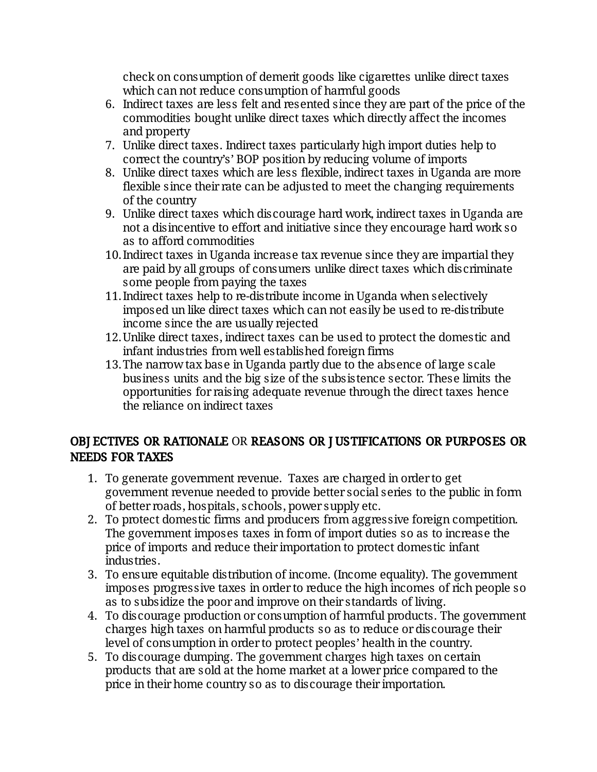check on consumption of demerit goods like cigarettes unlike direct taxes which can not reduce consumption of harmful goods

6. Indirect taxes are less felt and resented since they are part of the price of the commodities bought unlike direct taxes which directly affect the incomes and property
7. Unlike direct taxes. Indirect taxes particularly high import duties help to correct the country's' BOP position by reducing volume of imports
8. Unlike direct taxes which are less flexible, indirect taxes in Uganda are more flexible since their rate can be adjusted to meet the changing requirements of the country
9. Unlike direct taxes which discourage hard work, indirect taxes in Uganda are not a disincentive to effort and initiative since they encourage hard work so as to afford commodities
10. Indirect taxes in Uganda increase tax revenue since they are impartial they are paid by all groups of consumers unlike direct taxes which discriminate some people from paying the taxes
11. Indirect taxes help to re-distribute income in Uganda when selectively imposed un like direct taxes which can not easily be used to re-distribute income since the are usually rejected
12. Unlike direct taxes, indirect taxes can be used to protect the domestic and infant industries from well established foreign firms
13. The narrow tax base in Uganda partly due to the absence of large scale business units and the big size of the subsistence sector. These limits the opportunities for raising adequate revenue through the direct taxes hence the reliance on indirect taxes

## OBJECTIVES OR RATIONALE OR REASONS OR JUSTIFICATIONS OR PURPOSES OR NEEDS FOR TAXES

1. To generate government revenue. Taxes are charged in order to get government revenue needed to provide better social series to the public in form of better roads, hospitals, schools, power supply etc.
2. To protect domestic firms and producers from aggressive foreign competition. The government imposes taxes in form of import duties so as to increase the price of imports and reduce their importation to protect domestic infant industries.
3. To ensure equitable distribution of income. (Income equality). The government imposes progressive taxes in order to reduce the high incomes of rich people so as to subsidize the poor and improve on their standards of living.
4. To discourage production or consumption of harmful products. The government charges high taxes on harmful products so as to reduce or discourage their level of consumption in order to protect peoples' health in the country.
5. To discourage dumping. The government charges high taxes on certain products that are sold at the home market at a lower price compared to the price in their home country so as to discourage their importation.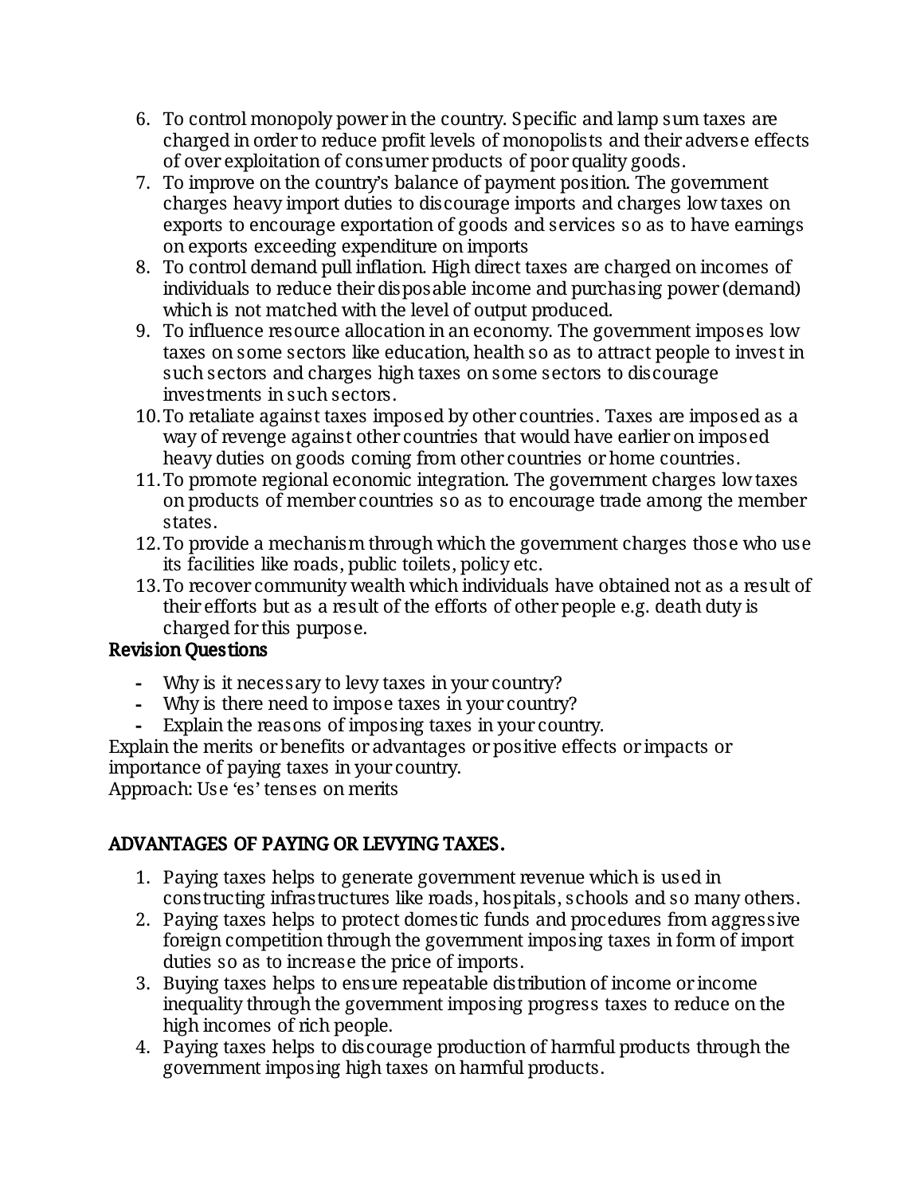6. To control monopoly power in the country. Specific and lamp sum taxes are charged in order to reduce profit levels of monopolists and their adverse effects of over exploitation of consumer products of poor quality goods.
7. To improve on the country's balance of payment position. The government charges heavy import duties to discourage imports and charges low taxes on exports to encourage exportation of goods and services so as to have earnings on exports exceeding expenditure on imports
8. To control demand pull inflation. High direct taxes are charged on incomes of individuals to reduce their disposable income and purchasing power (demand) which is not matched with the level of output produced.
9. To influence resource allocation in an economy. The government imposes low taxes on some sectors like education, health so as to attract people to invest in such sectors and charges high taxes on some sectors to discourage investments in such sectors.
10. To retaliate against taxes imposed by other countries. Taxes are imposed as a way of revenge against other countries that would have earlier on imposed heavy duties on goods coming from other countries or home countries.
11. To promote regional economic integration. The government charges low taxes on products of member countries so as to encourage trade among the member states.
12. To provide a mechanism through which the government charges those who use its facilities like roads, public toilets, policy etc.
13. To recover community wealth which individuals have obtained not as a result of their efforts but as a result of the efforts of other people e.g. death duty is charged for this purpose.

**Revision Questions**

- Why is it necessary to levy taxes in your country?
- Why is there need to impose taxes in your country?
- Explain the reasons of imposing taxes in your country.

Explain the merits or benefits or advantages or positive effects or impacts or importance of paying taxes in your country.
Approach: Use 'es' tenses on merits

**ADVANTAGES OF PAYING OR LEVYING TAXES.**

1. Paying taxes helps to generate government revenue which is used in constructing infrastructures like roads, hospitals, schools and so many others.
2. Paying taxes helps to protect domestic funds and procedures from aggressive foreign competition through the government imposing taxes in form of import duties so as to increase the price of imports.
3. Buying taxes helps to ensure repeatable distribution of income or income inequality through the government imposing progress taxes to reduce on the high incomes of rich people.
4. Paying taxes helps to discourage production of harmful products through the government imposing high taxes on harmful products.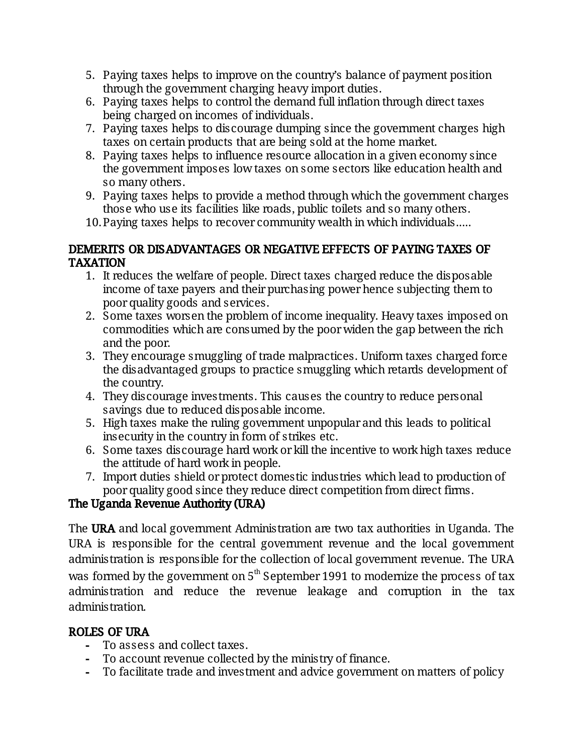5. Paying taxes helps to improve on the country's balance of payment position through the government charging heavy import duties.
6. Paying taxes helps to control the demand full inflation through direct taxes being charged on incomes of individuals.
7. Paying taxes helps to discourage dumping since the government charges high taxes on certain products that are being sold at the home market.
8. Paying taxes helps to influence resource allocation in a given economy since the government imposes low taxes on some sectors like education health and so many others.
9. Paying taxes helps to provide a method through which the government charges those who use its facilities like roads, public toilets and so many others.
10. Paying taxes helps to recover community wealth in which individuals.....

## DEMERITS OR DISADVANTAGES OR NEGATIVE EFFECTS OF PAYING TAXES OF TAXATION

1. It reduces the welfare of people. Direct taxes charged reduce the disposable income of taxe payers and their purchasing power hence subjecting them to poor quality goods and services.
2. Some taxes worsen the problem of income inequality. Heavy taxes imposed on commodities which are consumed by the poor widen the gap between the rich and the poor.
3. They encourage smuggling of trade malpractices. Uniform taxes charged force the disadvantaged groups to practice smuggling which retards development of the country.
4. They discourage investments. This causes the country to reduce personal savings due to reduced disposable income.
5. High taxes make the ruling government unpopular and this leads to political insecurity in the country in form of strikes etc.
6. Some taxes discourage hard work or kill the incentive to work high taxes reduce the attitude of hard work in people.
7. Import duties shield or protect domestic industries which lead to production of poor quality good since they reduce direct competition from direct firms.

## The Uganda Revenue Authority (URA)

The **URA** and local government Administration are two tax authorities in Uganda. The URA is responsible for the central government revenue and the local government administration is responsible for the collection of local government revenue. The URA was formed by the government on 5th September 1991 to modernize the process of tax administration and reduce the revenue leakage and corruption in the tax administration.

## ROLES OF URA

- To assess and collect taxes.
- To account revenue collected by the ministry of finance.
- To facilitate trade and investment and advice government on matters of policy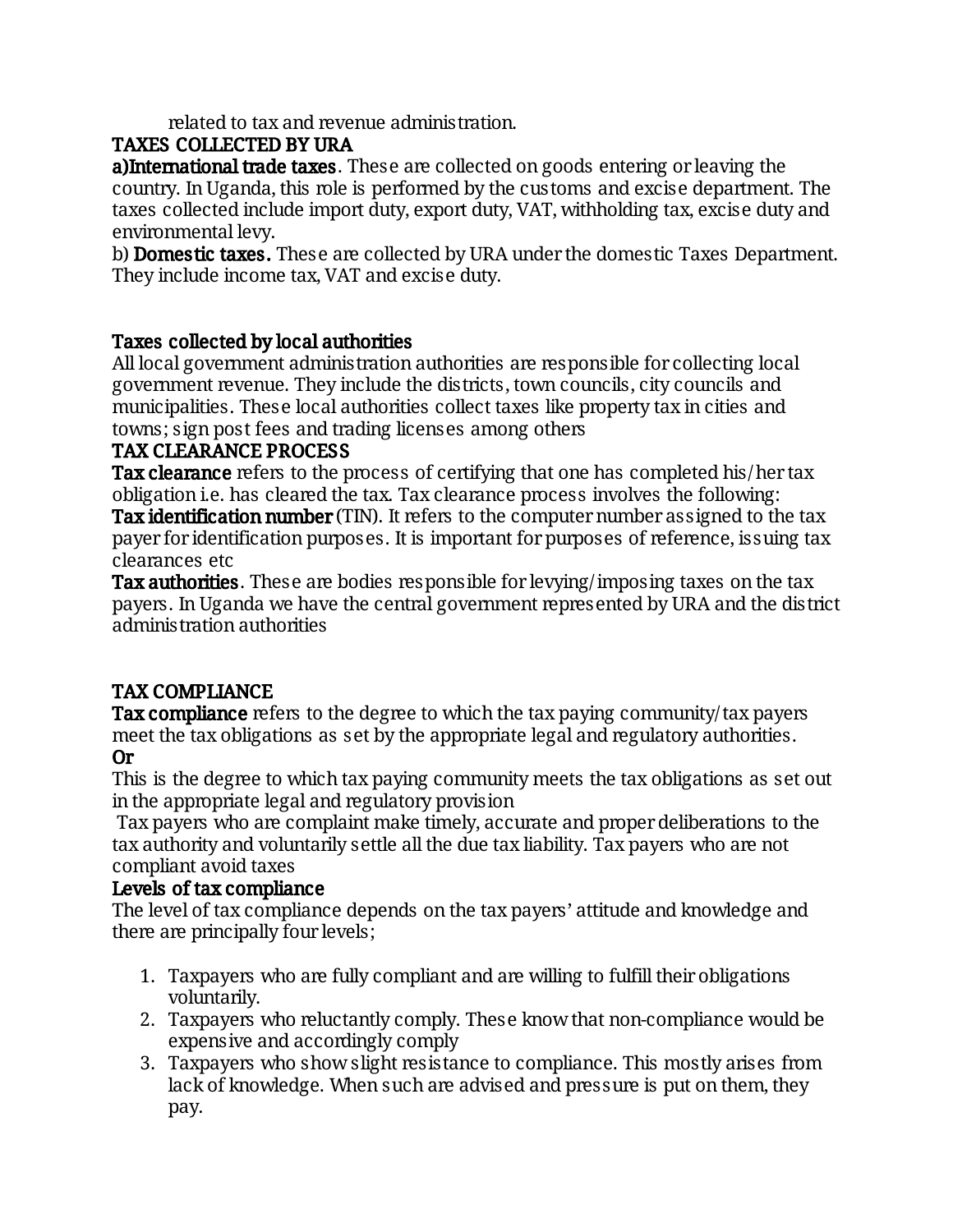related to tax and revenue administration.

**TAXES COLLECTED BY URA**

**a)International trade taxes**. These are collected on goods entering or leaving the country. In Uganda, this role is performed by the customs and excise department. The taxes collected include import duty, export duty, VAT, withholding tax, excise duty and environmental levy.

b) **Domestic taxes.** These are collected by URA under the domestic Taxes Department. They include income tax, VAT and excise duty.

**Taxes collected by local authorities**

All local government administration authorities are responsible for collecting local government revenue. They include the districts, town councils, city councils and municipalities. These local authorities collect taxes like property tax in cities and towns; sign post fees and trading licenses among others

**TAX CLEARANCE PROCESS**

**Tax clearance** refers to the process of certifying that one has completed his/her tax obligation i.e. has cleared the tax. Tax clearance process involves the following:

**Tax identification number** (TIN). It refers to the computer number assigned to the tax payer for identification purposes. It is important for purposes of reference, issuing tax clearances etc

**Tax authorities**. These are bodies responsible for levying/imposing taxes on the tax payers. In Uganda we have the central government represented by URA and the district administration authorities

**TAX COMPLIANCE**

**Tax compliance** refers to the degree to which the tax paying community/tax payers meet the tax obligations as set by the appropriate legal and regulatory authorities.

**Or**

This is the degree to which tax paying community meets the tax obligations as set out in the appropriate legal and regulatory provision

Tax payers who are complaint make timely, accurate and proper deliberations to the tax authority and voluntarily settle all the due tax liability. Tax payers who are not compliant avoid taxes

**Levels of tax compliance**

The level of tax compliance depends on the tax payers' attitude and knowledge and there are principally four levels;

1. Taxpayers who are fully compliant and are willing to fulfill their obligations voluntarily.
2. Taxpayers who reluctantly comply. These know that non-compliance would be expensive and accordingly comply
3. Taxpayers who show slight resistance to compliance. This mostly arises from lack of knowledge. When such are advised and pressure is put on them, they pay.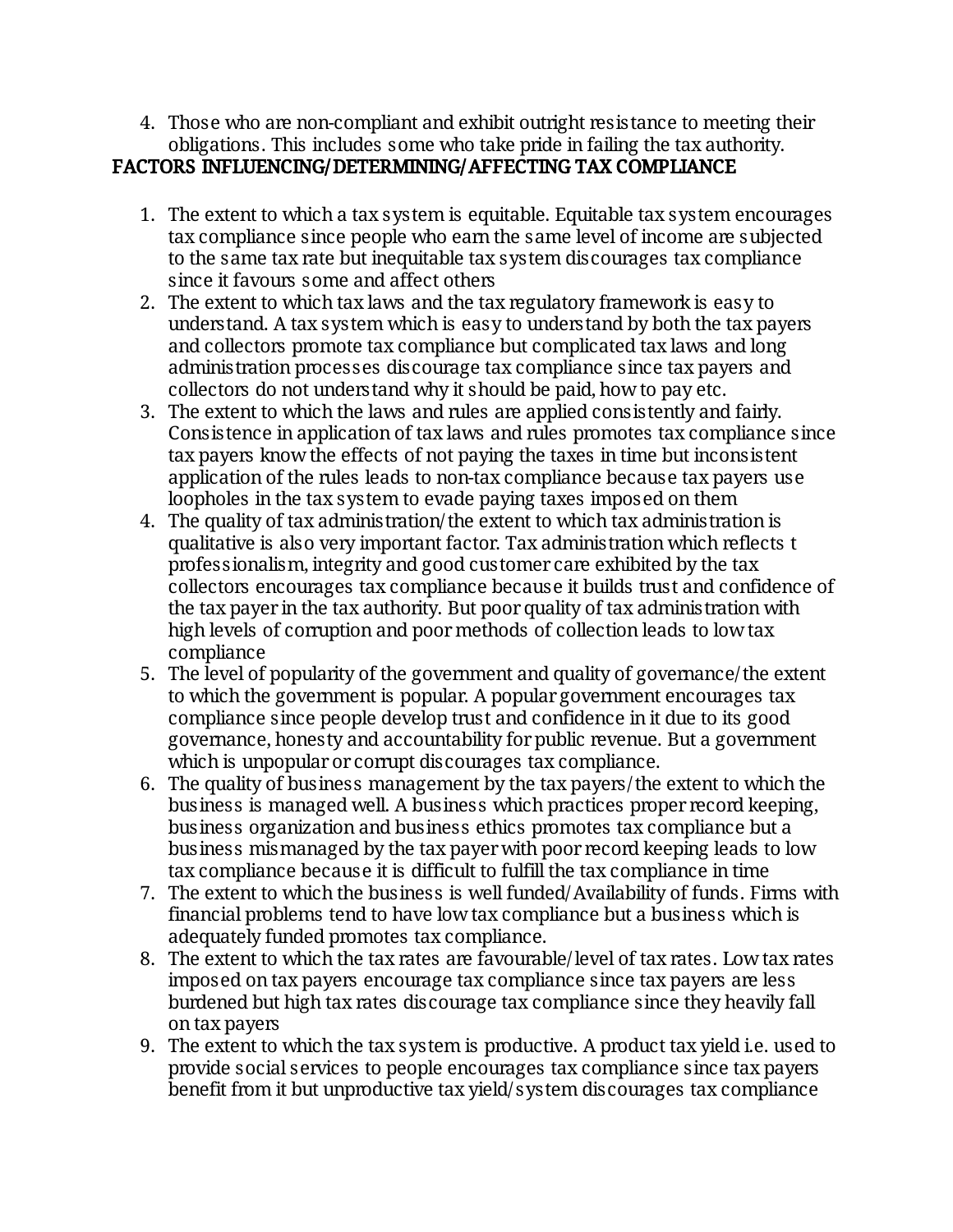4. Those who are non-compliant and exhibit outright resistance to meeting their obligations. This includes some who take pride in failing the tax authority.

## FACTORS INFLUENCING/DETERMINING/AFFECTING TAX COMPLIANCE

1. The extent to which a tax system is equitable. Equitable tax system encourages tax compliance since people who earn the same level of income are subjected to the same tax rate but inequitable tax system discourages tax compliance since it favours some and affect others
2. The extent to which tax laws and the tax regulatory framework is easy to understand. A tax system which is easy to understand by both the tax payers and collectors promote tax compliance but complicated tax laws and long administration processes discourage tax compliance since tax payers and collectors do not understand why it should be paid, how to pay etc.
3. The extent to which the laws and rules are applied consistently and fairly. Consistence in application of tax laws and rules promotes tax compliance since tax payers know the effects of not paying the taxes in time but inconsistent application of the rules leads to non-tax compliance because tax payers use loopholes in the tax system to evade paying taxes imposed on them
4. The quality of tax administration/the extent to which tax administration is qualitative is also very important factor. Tax administration which reflects t professionalism, integrity and good customer care exhibited by the tax collectors encourages tax compliance because it builds trust and confidence of the tax payer in the tax authority. But poor quality of tax administration with high levels of corruption and poor methods of collection leads to low tax compliance
5. The level of popularity of the government and quality of governance/the extent to which the government is popular. A popular government encourages tax compliance since people develop trust and confidence in it due to its good governance, honesty and accountability for public revenue. But a government which is unpopular or corrupt discourages tax compliance.
6. The quality of business management by the tax payers/the extent to which the business is managed well. A business which practices proper record keeping, business organization and business ethics promotes tax compliance but a business mismanaged by the tax payer with poor record keeping leads to low tax compliance because it is difficult to fulfill the tax compliance in time
7. The extent to which the business is well funded/Availability of funds. Firms with financial problems tend to have low tax compliance but a business which is adequately funded promotes tax compliance.
8. The extent to which the tax rates are favourable/level of tax rates. Low tax rates imposed on tax payers encourage tax compliance since tax payers are less burdened but high tax rates discourage tax compliance since they heavily fall on tax payers
9. The extent to which the tax system is productive. A product tax yield i.e. used to provide social services to people encourages tax compliance since tax payers benefit from it but unproductive tax yield/system discourages tax compliance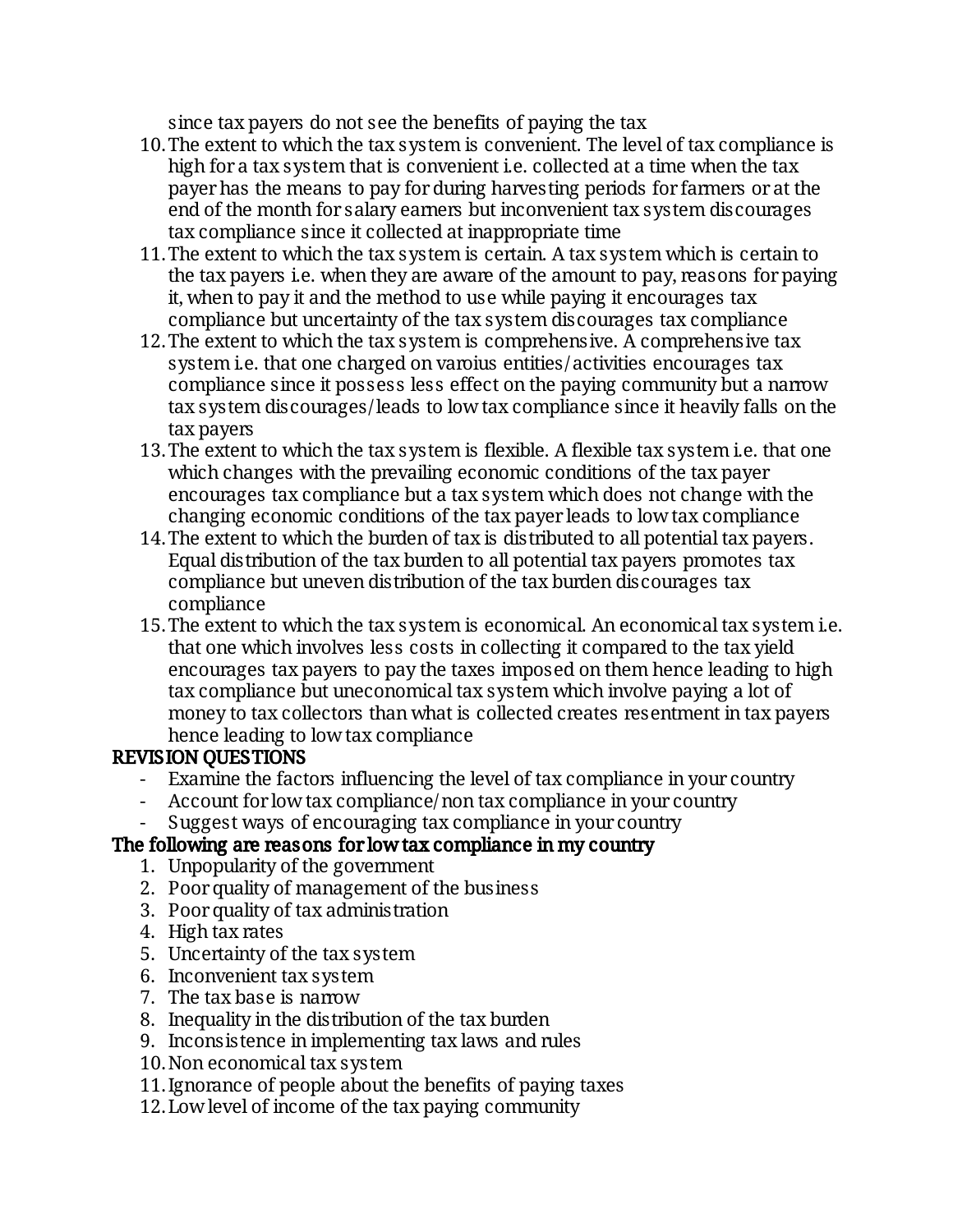since tax payers do not see the benefits of paying the tax

10. The extent to which the tax system is convenient. The level of tax compliance is high for a tax system that is convenient i.e. collected at a time when the tax payer has the means to pay for during harvesting periods for farmers or at the end of the month for salary earners but inconvenient tax system discourages tax compliance since it collected at inappropriate time
11. The extent to which the tax system is certain. A tax system which is certain to the tax payers i.e. when they are aware of the amount to pay, reasons for paying it, when to pay it and the method to use while paying it encourages tax compliance but uncertainty of the tax system discourages tax compliance
12. The extent to which the tax system is comprehensive. A comprehensive tax system i.e. that one charged on varoius entities/activities encourages tax compliance since it possess less effect on the paying community but a narrow tax system discourages/leads to low tax compliance since it heavily falls on the tax payers
13. The extent to which the tax system is flexible. A flexible tax system i.e. that one which changes with the prevailing economic conditions of the tax payer encourages tax compliance but a tax system which does not change with the changing economic conditions of the tax payer leads to low tax compliance
14. The extent to which the burden of tax is distributed to all potential tax payers. Equal distribution of the tax burden to all potential tax payers promotes tax compliance but uneven distribution of the tax burden discourages tax compliance
15. The extent to which the tax system is economical. An economical tax system i.e. that one which involves less costs in collecting it compared to the tax yield encourages tax payers to pay the taxes imposed on them hence leading to high tax compliance but uneconomical tax system which involve paying a lot of money to tax collectors than what is collected creates resentment in tax payers hence leading to low tax compliance

**REVISION QUESTIONS**

- Examine the factors influencing the level of tax compliance in your country
- Account for low tax compliance/non tax compliance in your country
- Suggest ways of encouraging tax compliance in your country

**The following are reasons for low tax compliance in my country**

1. Unpopularity of the government
2. Poor quality of management of the business
3. Poor quality of tax administration
4. High tax rates
5. Uncertainty of the tax system
6. Inconvenient tax system
7. The tax base is narrow
8. Inequality in the distribution of the tax burden
9. Inconsistence in implementing tax laws and rules
10. Non economical tax system
11. Ignorance of people about the benefits of paying taxes
12. Low level of income of the tax paying community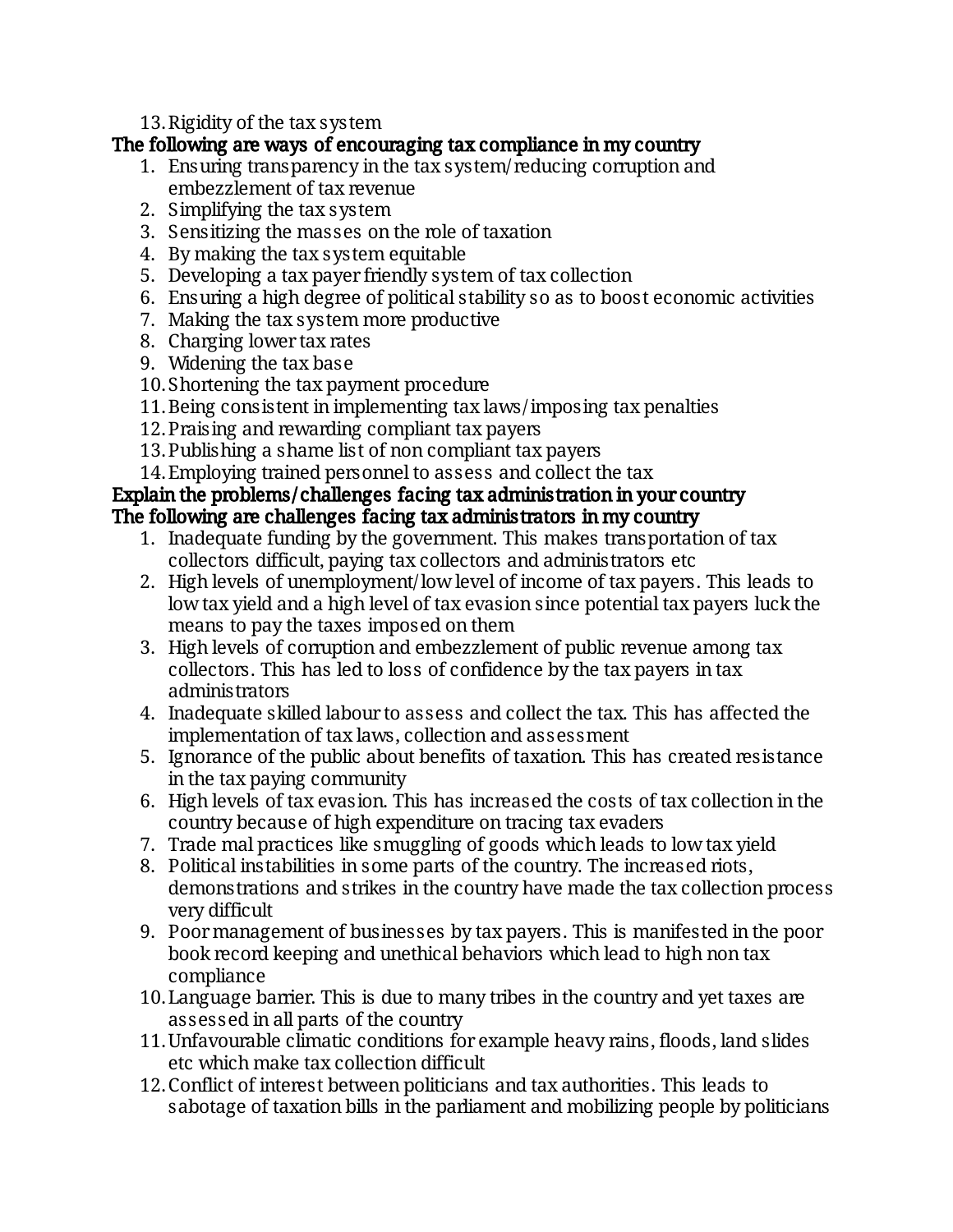13. Rigidity of the tax system

**The following are ways of encouraging tax compliance in my country**

1. Ensuring transparency in the tax system/reducing corruption and embezzlement of tax revenue
2. Simplifying the tax system
3. Sensitizing the masses on the role of taxation
4. By making the tax system equitable
5. Developing a tax payer friendly system of tax collection
6. Ensuring a high degree of political stability so as to boost economic activities
7. Making the tax system more productive
8. Charging lower tax rates
9. Widening the tax base
10. Shortening the tax payment procedure
11. Being consistent in implementing tax laws/imposing tax penalties
12. Praising and rewarding compliant tax payers
13. Publishing a shame list of non compliant tax payers
14. Employing trained personnel to assess and collect the tax

**Explain the problems/challenges facing tax administration in your country**

**The following are challenges facing tax administrators in my country**

1. Inadequate funding by the government. This makes transportation of tax collectors difficult, paying tax collectors and administrators etc
2. High levels of unemployment/low level of income of tax payers. This leads to low tax yield and a high level of tax evasion since potential tax payers luck the means to pay the taxes imposed on them
3. High levels of corruption and embezzlement of public revenue among tax collectors. This has led to loss of confidence by the tax payers in tax administrators
4. Inadequate skilled labour to assess and collect the tax. This has affected the implementation of tax laws, collection and assessment
5. Ignorance of the public about benefits of taxation. This has created resistance in the tax paying community
6. High levels of tax evasion. This has increased the costs of tax collection in the country because of high expenditure on tracing tax evaders
7. Trade mal practices like smuggling of goods which leads to low tax yield
8. Political instabilities in some parts of the country. The increased riots, demonstrations and strikes in the country have made the tax collection process very difficult
9. Poor management of businesses by tax payers. This is manifested in the poor book record keeping and unethical behaviors which lead to high non tax compliance
10. Language barrier. This is due to many tribes in the country and yet taxes are assessed in all parts of the country
11. Unfavourable climatic conditions for example heavy rains, floods, land slides etc which make tax collection difficult
12. Conflict of interest between politicians and tax authorities. This leads to sabotage of taxation bills in the parliament and mobilizing people by politicians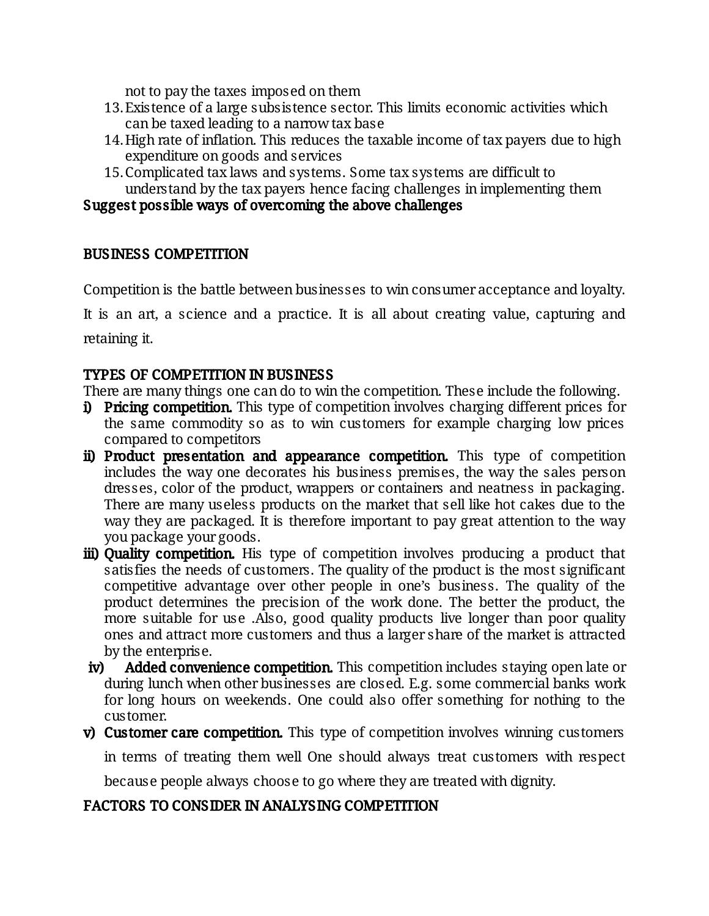not to pay the taxes imposed on them

13. Existence of a large subsistence sector. This limits economic activities which can be taxed leading to a narrow tax base
14. High rate of inflation. This reduces the taxable income of tax payers due to high expenditure on goods and services
15. Complicated tax laws and systems. Some tax systems are difficult to understand by the tax payers hence facing challenges in implementing them

**Suggest possible ways of overcoming the above challenges**

## BUSINESS COMPETITION

Competition is the battle between businesses to win consumer acceptance and loyalty. It is an art, a science and a practice. It is all about creating value, capturing and retaining it.

### TYPES OF COMPETITION IN BUSINESS

There are many things one can do to win the competition. These include the following.

i) **Pricing competition.** This type of competition involves charging different prices for the same commodity so as to win customers for example charging low prices compared to competitors

ii) **Product presentation and appearance competition.** This type of competition includes the way one decorates his business premises, the way the sales person dresses, color of the product, wrappers or containers and neatness in packaging. There are many useless products on the market that sell like hot cakes due to the way they are packaged. It is therefore important to pay great attention to the way you package your goods.

iii) **Quality competition.** His type of competition involves producing a product that satisfies the needs of customers. The quality of the product is the most significant competitive advantage over other people in one's business. The quality of the product determines the precision of the work done. The better the product, the more suitable for use .Also, good quality products live longer than poor quality ones and attract more customers and thus a larger share of the market is attracted by the enterprise.

iv) **Added convenience competition.** This competition includes staying open late or during lunch when other businesses are closed. E.g. some commercial banks work for long hours on weekends. One could also offer something for nothing to the customer.

v) **Customer care competition.** This type of competition involves winning customers in terms of treating them well One should always treat customers with respect because people always choose to go where they are treated with dignity.

### FACTORS TO CONSIDER IN ANALYSING COMPETITION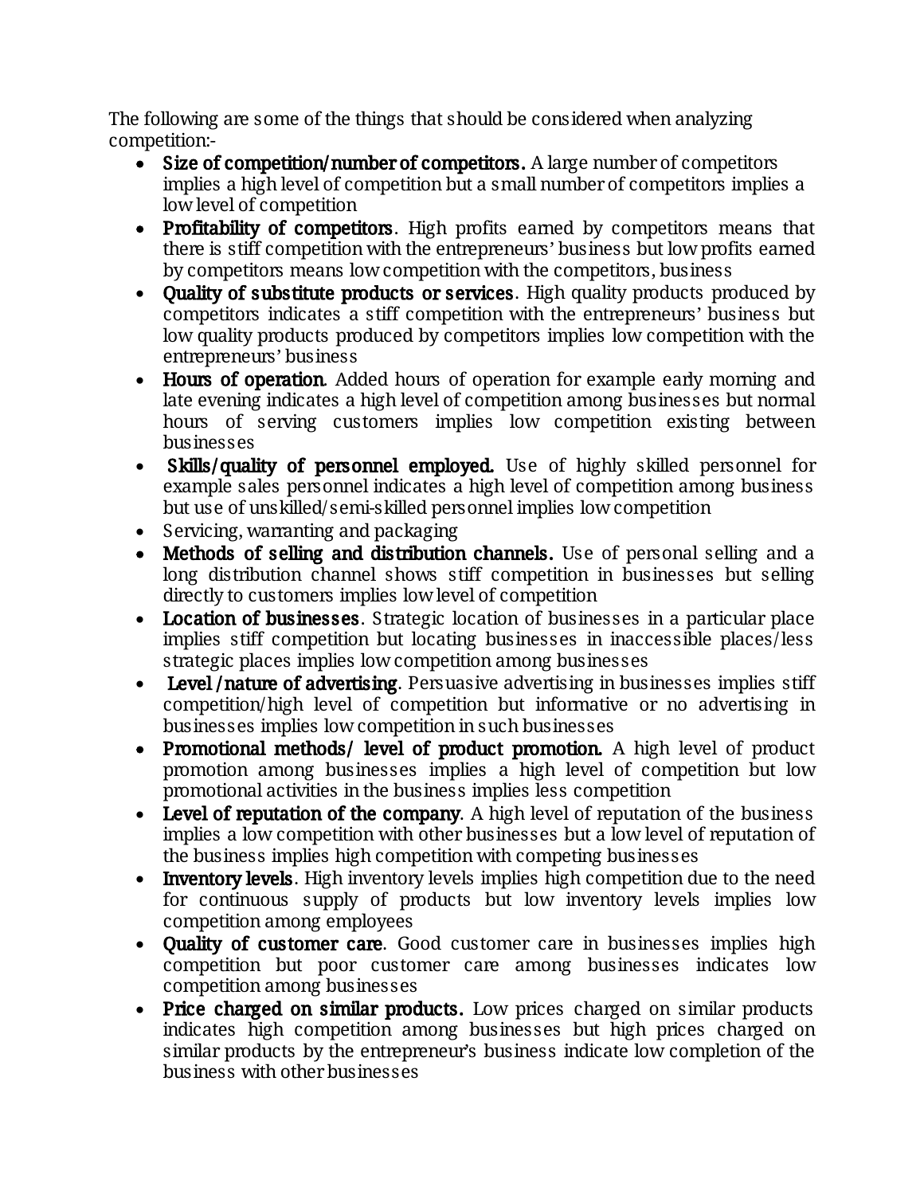The following are some of the things that should be considered when analyzing competition:-

- **Size of competition/number of competitors.** A large number of competitors implies a high level of competition but a small number of competitors implies a low level of competition
- **Profitability of competitors**. High profits earned by competitors means that there is stiff competition with the entrepreneurs' business but low profits earned by competitors means low competition with the competitors, business
- **Quality of substitute products or services**. High quality products produced by competitors indicates a stiff competition with the entrepreneurs' business but low quality products produced by competitors implies low competition with the entrepreneurs' business
- **Hours of operation.** Added hours of operation for example early morning and late evening indicates a high level of competition among businesses but normal hours of serving customers implies low competition existing between businesses
- **Skills/quality of personnel employed.** Use of highly skilled personnel for example sales personnel indicates a high level of competition among business but use of unskilled/semi-skilled personnel implies low competition
- Servicing, warranting and packaging
- **Methods of selling and distribution channels.** Use of personal selling and a long distribution channel shows stiff competition in businesses but selling directly to customers implies low level of competition
- **Location of businesses**. Strategic location of businesses in a particular place implies stiff competition but locating businesses in inaccessible places/less strategic places implies low competition among businesses
- **Level /nature of advertising**. Persuasive advertising in businesses implies stiff competition/high level of competition but informative or no advertising in businesses implies low competition in such businesses
- **Promotional methods/ level of product promotion.** A high level of product promotion among businesses implies a high level of competition but low promotional activities in the business implies less competition
- **Level of reputation of the company**. A high level of reputation of the business implies a low competition with other businesses but a low level of reputation of the business implies high competition with competing businesses
- **Inventory levels**. High inventory levels implies high competition due to the need for continuous supply of products but low inventory levels implies low competition among employees
- **Quality of customer care**. Good customer care in businesses implies high competition but poor customer care among businesses indicates low competition among businesses
- **Price charged on similar products.** Low prices charged on similar products indicates high competition among businesses but high prices charged on similar products by the entrepreneur's business indicate low completion of the business with other businesses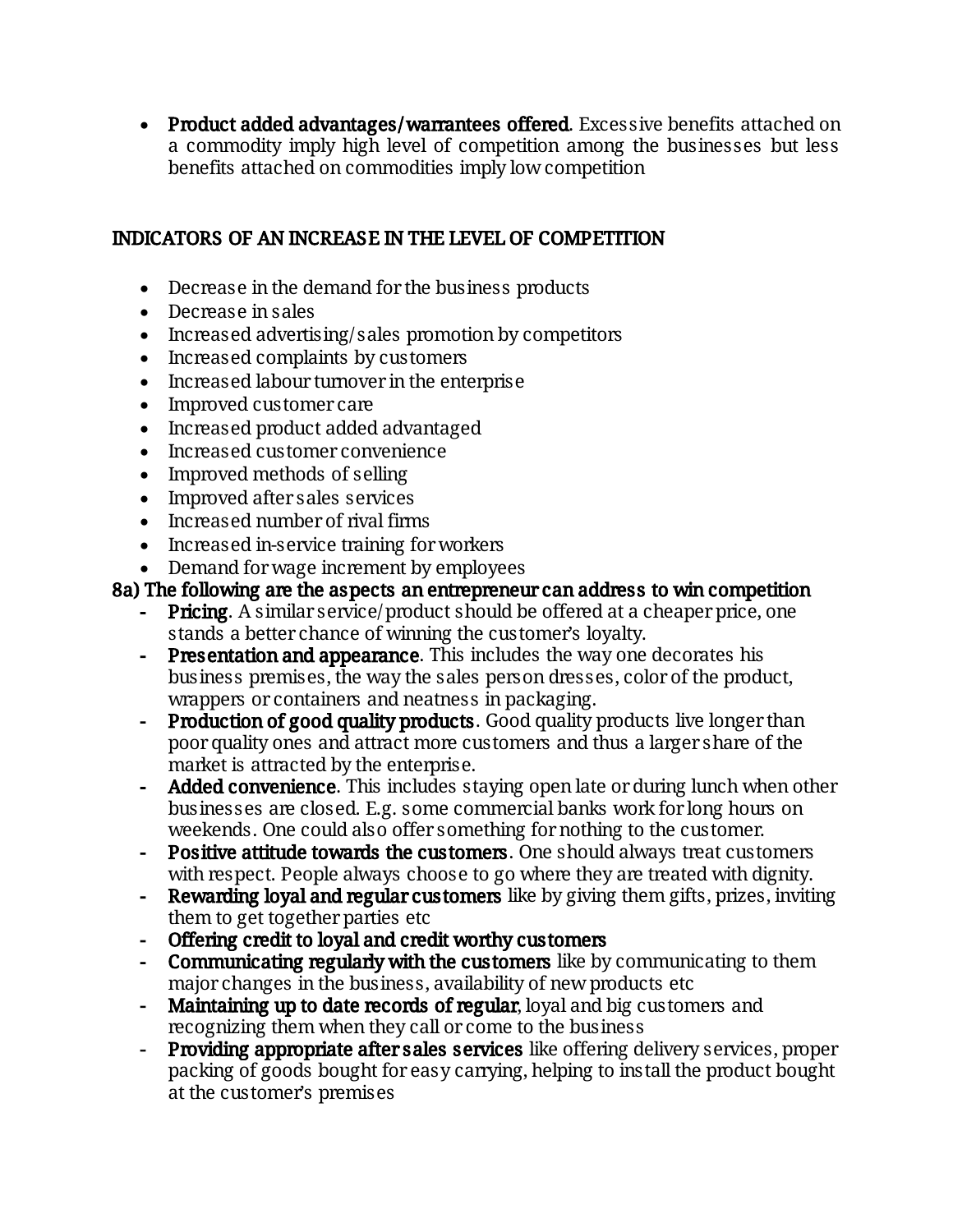- **Product added advantages/warrantees offered**. Excessive benefits attached on a commodity imply high level of competition among the businesses but less benefits attached on commodities imply low competition

## INDICATORS OF AN INCREASE IN THE LEVEL OF COMPETITION

- Decrease in the demand for the business products
- Decrease in sales
- Increased advertising/sales promotion by competitors
- Increased complaints by customers
- Increased labour turnover in the enterprise
- Improved customer care
- Increased product added advantaged
- Increased customer convenience
- Improved methods of selling
- Improved after sales services
- Increased number of rival firms
- Increased in-service training for workers
- Demand for wage increment by employees

**8a) The following are the aspects an entrepreneur can address to win competition**

- **Pricing**. A similar service/product should be offered at a cheaper price, one stands a better chance of winning the customer's loyalty.
- **Presentation and appearance**. This includes the way one decorates his business premises, the way the sales person dresses, color of the product, wrappers or containers and neatness in packaging.
- **Production of good quality products**. Good quality products live longer than poor quality ones and attract more customers and thus a larger share of the market is attracted by the enterprise.
- **Added convenience**. This includes staying open late or during lunch when other businesses are closed. E.g. some commercial banks work for long hours on weekends. One could also offer something for nothing to the customer.
- **Positive attitude towards the customers**. One should always treat customers with respect. People always choose to go where they are treated with dignity.
- **Rewarding loyal and regular customers** like by giving them gifts, prizes, inviting them to get together parties etc
- **Offering credit to loyal and credit worthy customers**
- **Communicating regularly with the customers** like by communicating to them major changes in the business, availability of new products etc
- **Maintaining up to date records of regular**, loyal and big customers and recognizing them when they call or come to the business
- **Providing appropriate after sales services** like offering delivery services, proper packing of goods bought for easy carrying, helping to install the product bought at the customer's premises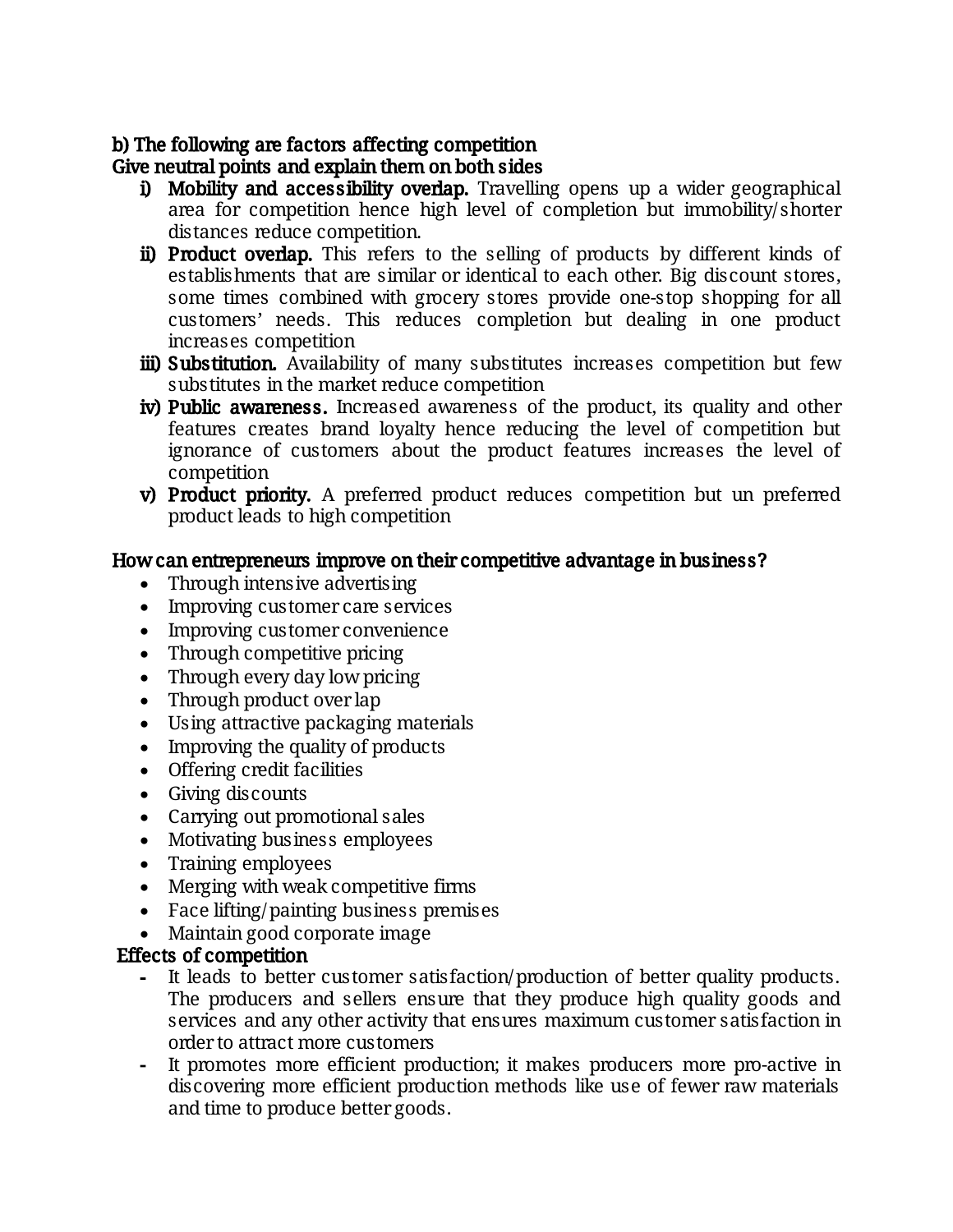**b) The following are factors affecting competition**
**Give neutral points and explain them on both sides**

i) **Mobility and accessibility overlap.** Travelling opens up a wider geographical area for competition hence high level of completion but immobility/shorter distances reduce competition.
ii) **Product overlap.** This refers to the selling of products by different kinds of establishments that are similar or identical to each other. Big discount stores, some times combined with grocery stores provide one-stop shopping for all customers' needs. This reduces completion but dealing in one product increases competition
iii) **Substitution.** Availability of many substitutes increases competition but few substitutes in the market reduce competition
iv) **Public awareness.** Increased awareness of the product, its quality and other features creates brand loyalty hence reducing the level of competition but ignorance of customers about the product features increases the level of competition
v) **Product priority.** A preferred product reduces competition but un preferred product leads to high competition

**How can entrepreneurs improve on their competitive advantage in business?**

- Through intensive advertising
- Improving customer care services
- Improving customer convenience
- Through competitive pricing
- Through every day low pricing
- Through product over lap
- Using attractive packaging materials
- Improving the quality of products
- Offering credit facilities
- Giving discounts
- Carrying out promotional sales
- Motivating business employees
- Training employees
- Merging with weak competitive firms
- Face lifting/painting business premises
- Maintain good corporate image

**Effects of competition**

- It leads to better customer satisfaction/production of better quality products. The producers and sellers ensure that they produce high quality goods and services and any other activity that ensures maximum customer satisfaction in order to attract more customers
- It promotes more efficient production; it makes producers more pro-active in discovering more efficient production methods like use of fewer raw materials and time to produce better goods.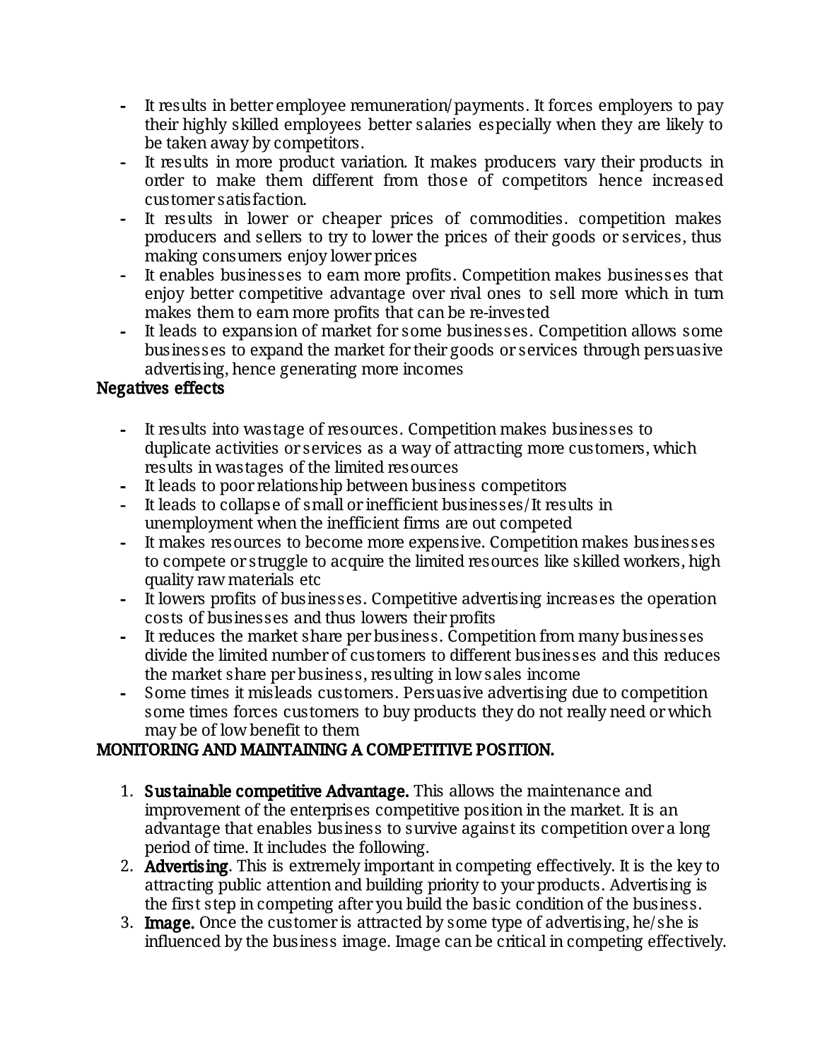- It results in better employee remuneration/payments. It forces employers to pay their highly skilled employees better salaries especially when they are likely to be taken away by competitors.
- It results in more product variation. It makes producers vary their products in order to make them different from those of competitors hence increased customer satisfaction.
- It results in lower or cheaper prices of commodities. competition makes producers and sellers to try to lower the prices of their goods or services, thus making consumers enjoy lower prices
- It enables businesses to earn more profits. Competition makes businesses that enjoy better competitive advantage over rival ones to sell more which in turn makes them to earn more profits that can be re-invested
- It leads to expansion of market for some businesses. Competition allows some businesses to expand the market for their goods or services through persuasive advertising, hence generating more incomes

**Negatives effects**

- It results into wastage of resources. Competition makes businesses to duplicate activities or services as a way of attracting more customers, which results in wastages of the limited resources
- It leads to poor relationship between business competitors
- It leads to collapse of small or inefficient businesses/It results in unemployment when the inefficient firms are out competed
- It makes resources to become more expensive. Competition makes businesses to compete or struggle to acquire the limited resources like skilled workers, high quality raw materials etc
- It lowers profits of businesses. Competitive advertising increases the operation costs of businesses and thus lowers their profits
- It reduces the market share per business. Competition from many businesses divide the limited number of customers to different businesses and this reduces the market share per business, resulting in low sales income
- Some times it misleads customers. Persuasive advertising due to competition some times forces customers to buy products they do not really need or which may be of low benefit to them

**MONITORING AND MAINTAINING A COMPETITIVE POSITION.**

1. **Sustainable competitive Advantage.** This allows the maintenance and improvement of the enterprises competitive position in the market. It is an advantage that enables business to survive against its competition over a long period of time. It includes the following.
2. **Advertising**. This is extremely important in competing effectively. It is the key to attracting public attention and building priority to your products. Advertising is the first step in competing after you build the basic condition of the business.
3. **Image.** Once the customer is attracted by some type of advertising, he/she is influenced by the business image. Image can be critical in competing effectively.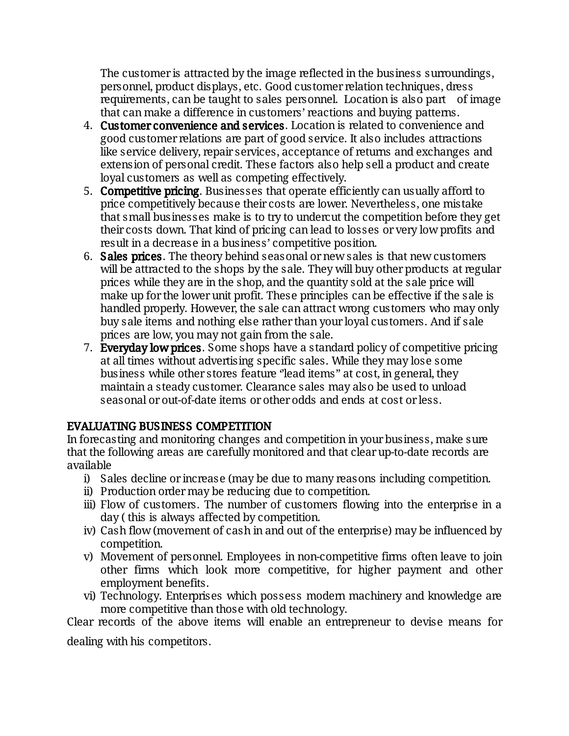The customer is attracted by the image reflected in the business surroundings, personnel, product displays, etc. Good customer relation techniques, dress requirements, can be taught to sales personnel. Location is also part of image that can make a difference in customers' reactions and buying patterns.

4. **Customer convenience and services**. Location is related to convenience and good customer relations are part of good service. It also includes attractions like service delivery, repair services, acceptance of returns and exchanges and extension of personal credit. These factors also help sell a product and create loyal customers as well as competing effectively.
5. **Competitive pricing**. Businesses that operate efficiently can usually afford to price competitively because their costs are lower. Nevertheless, one mistake that small businesses make is to try to undercut the competition before they get their costs down. That kind of pricing can lead to losses or very low profits and result in a decrease in a business' competitive position.
6. **Sales prices**. The theory behind seasonal or new sales is that new customers will be attracted to the shops by the sale. They will buy other products at regular prices while they are in the shop, and the quantity sold at the sale price will make up for the lower unit profit. These principles can be effective if the sale is handled properly. However, the sale can attract wrong customers who may only buy sale items and nothing else rather than your loyal customers. And if sale prices are low, you may not gain from the sale.
7. **Everyday low prices**. Some shops have a standard policy of competitive pricing at all times without advertising specific sales. While they may lose some business while other stores feature "lead items" at cost, in general, they maintain a steady customer. Clearance sales may also be used to unload seasonal or out-of-date items or other odds and ends at cost or less.

## EVALUATING BUSINESS COMPETITION

In forecasting and monitoring changes and competition in your business, make sure that the following areas are carefully monitored and that clear up-to-date records are available

i) Sales decline or increase (may be due to many reasons including competition.
ii) Production order may be reducing due to competition.
iii) Flow of customers. The number of customers flowing into the enterprise in a day ( this is always affected by competition.
iv) Cash flow (movement of cash in and out of the enterprise) may be influenced by competition.
v) Movement of personnel. Employees in non-competitive firms often leave to join other firms which look more competitive, for higher payment and other employment benefits.
vi) Technology. Enterprises which possess modern machinery and knowledge are more competitive than those with old technology.

Clear records of the above items will enable an entrepreneur to devise means for dealing with his competitors.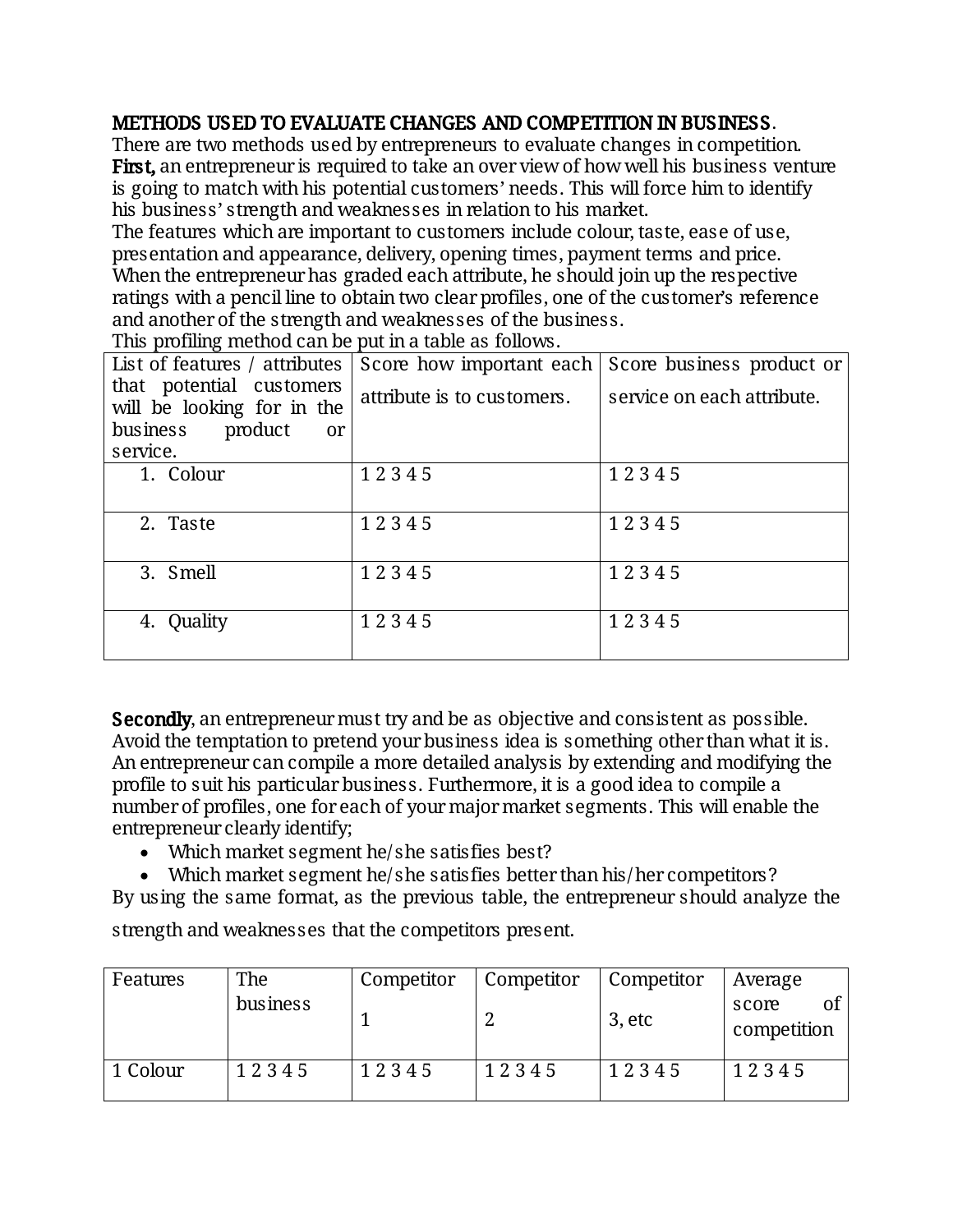**METHODS USED TO EVALUATE CHANGES AND COMPETITION IN BUSINESS.**

There are two methods used by entrepreneurs to evaluate changes in competition.

**First,** an entrepreneur is required to take an over view of how well his business venture is going to match with his potential customers' needs. This will force him to identify his business' strength and weaknesses in relation to his market.

The features which are important to customers include colour, taste, ease of use, presentation and appearance, delivery, opening times, payment terms and price.

When the entrepreneur has graded each attribute, he should join up the respective ratings with a pencil line to obtain two clear profiles, one of the customer's reference and another of the strength and weaknesses of the business.

This profiling method can be put in a table as follows.

| List of features / attributes that potential customers will be looking for in the business product or service. | Score how important each attribute is to customers. | Score business product or service on each attribute. |
|---|---|---|
| 1. Colour | 1 2 3 4 5 | 1 2 3 4 5 |
| 2. Taste | 1 2 3 4 5 | 1 2 3 4 5 |
| 3. Smell | 1 2 3 4 5 | 1 2 3 4 5 |
| 4. Quality | 1 2 3 4 5 | 1 2 3 4 5 |

**Secondly**, an entrepreneur must try and be as objective and consistent as possible. Avoid the temptation to pretend your business idea is something other than what it is. An entrepreneur can compile a more detailed analysis by extending and modifying the profile to suit his particular business. Furthermore, it is a good idea to compile a number of profiles, one for each of your major market segments. This will enable the entrepreneur clearly identify;

- Which market segment he/she satisfies best?
- Which market segment he/she satisfies better than his/her competitors?

By using the same format, as the previous table, the entrepreneur should analyze the strength and weaknesses that the competitors present.

| Features | The business | Competitor 1 | Competitor 2 | Competitor 3, etc | Average score of competition |
|---|---|---|---|---|---|
| 1 Colour | 1 2 3 4 5 | 1 2 3 4 5 | 1 2 3 4 5 | 1 2 3 4 5 | 1 2 3 4 5 |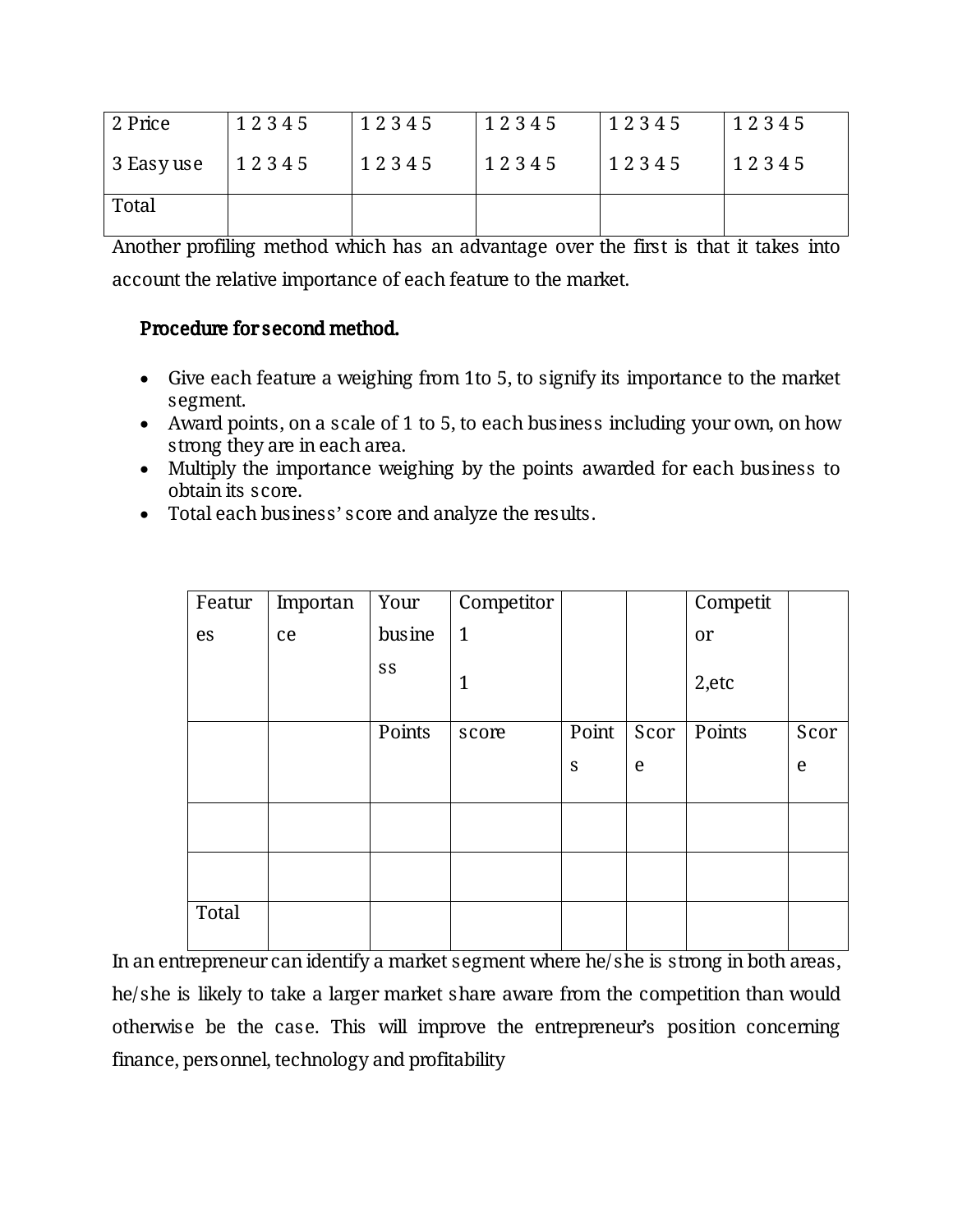| 2 Price | 1 2 3 4 5 | 1 2 3 4 5 | 1 2 3 4 5 | 1 2 3 4 5 | 1 2 3 4 5 |
|---|---|---|---|---|---|
| 3 Easy use | 1 2 3 4 5 | 1 2 3 4 5 | 1 2 3 4 5 | 1 2 3 4 5 | 1 2 3 4 5 |
| Total | | | | | |

Another profiling method which has an advantage over the first is that it takes into account the relative importance of each feature to the market.

**Procedure for second method.**

- Give each feature a weighing from 1to 5, to signify its importance to the market segment.
- Award points, on a scale of 1 to 5, to each business including your own, on how strong they are in each area.
- Multiply the importance weighing by the points awarded for each business to obtain its score.
- Total each business' score and analyze the results.

| Features | Importance | Your business | Competitor 1 1 | | | Competitor 2,etc | |
|---|---|---|---|---|---|---|---|
| | | Points | score | Points | Score | Points | Score |
| | | | | | | | |
| | | | | | | | |
| Total | | | | | | | |

In an entrepreneur can identify a market segment where he/she is strong in both areas, he/she is likely to take a larger market share aware from the competition than would otherwise be the case. This will improve the entrepreneur's position concerning finance, personnel, technology and profitability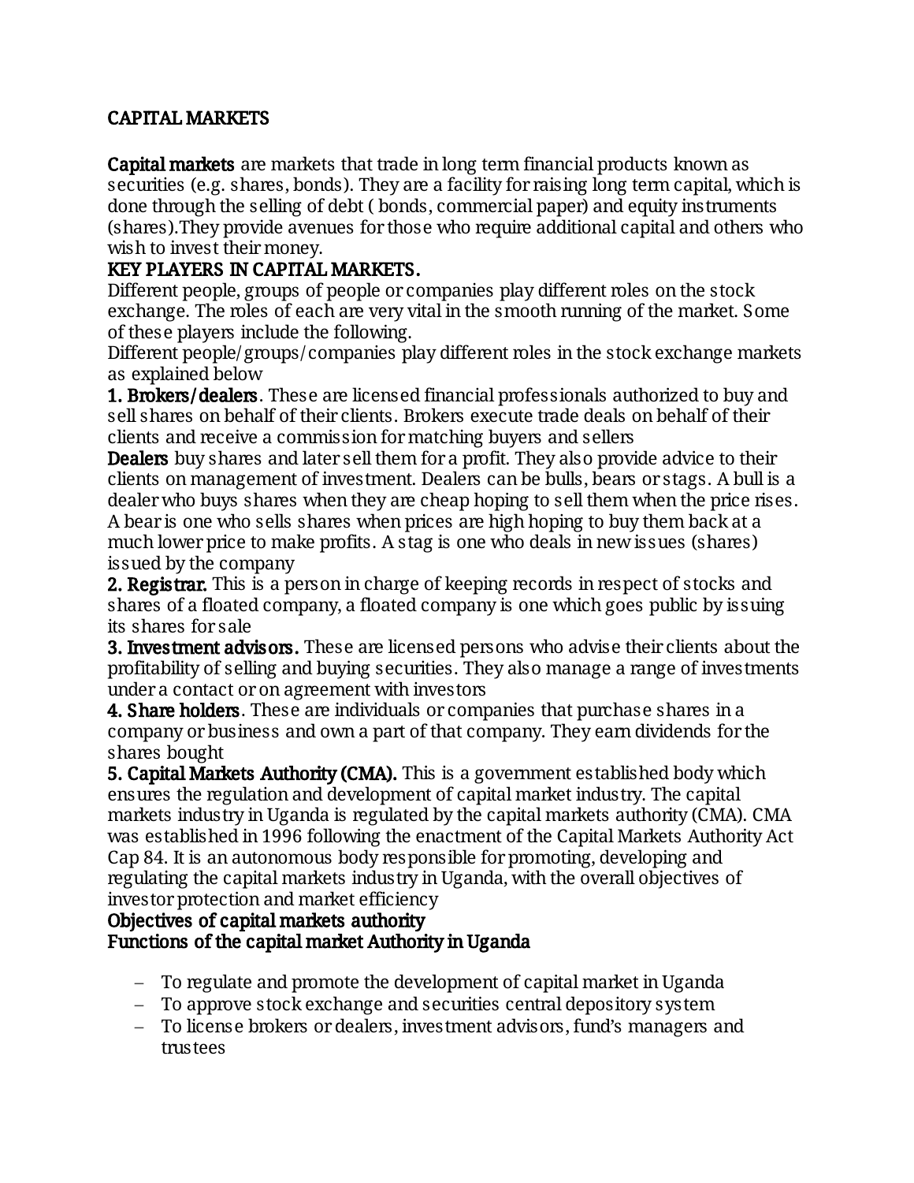## CAPITAL MARKETS

**Capital markets** are markets that trade in long term financial products known as securities (e.g. shares, bonds). They are a facility for raising long term capital, which is done through the selling of debt ( bonds, commercial paper) and equity instruments (shares).They provide avenues for those who require additional capital and others who wish to invest their money.

### KEY PLAYERS IN CAPITAL MARKETS.

Different people, groups of people or companies play different roles on the stock exchange. The roles of each are very vital in the smooth running of the market. Some of these players include the following.

Different people/groups/companies play different roles in the stock exchange markets as explained below

**1. Brokers/dealers**. These are licensed financial professionals authorized to buy and sell shares on behalf of their clients. Brokers execute trade deals on behalf of their clients and receive a commission for matching buyers and sellers

**Dealers** buy shares and later sell them for a profit. They also provide advice to their clients on management of investment. Dealers can be bulls, bears or stags. A bull is a dealer who buys shares when they are cheap hoping to sell them when the price rises. A bear is one who sells shares when prices are high hoping to buy them back at a much lower price to make profits. A stag is one who deals in new issues (shares) issued by the company

**2. Registrar.** This is a person in charge of keeping records in respect of stocks and shares of a floated company, a floated company is one which goes public by issuing its shares for sale

**3. Investment advisors.** These are licensed persons who advise their clients about the profitability of selling and buying securities. They also manage a range of investments under a contact or on agreement with investors

**4. Share holders**. These are individuals or companies that purchase shares in a company or business and own a part of that company. They earn dividends for the shares bought

**5. Capital Markets Authority (CMA).** This is a government established body which ensures the regulation and development of capital market industry. The capital markets industry in Uganda is regulated by the capital markets authority (CMA). CMA was established in 1996 following the enactment of the Capital Markets Authority Act Cap 84. It is an autonomous body responsible for promoting, developing and regulating the capital markets industry in Uganda, with the overall objectives of investor protection and market efficiency

**Objectives of capital markets authority**

**Functions of the capital market Authority in Uganda**

- To regulate and promote the development of capital market in Uganda
- To approve stock exchange and securities central depository system
- To license brokers or dealers, investment advisors, fund's managers and trustees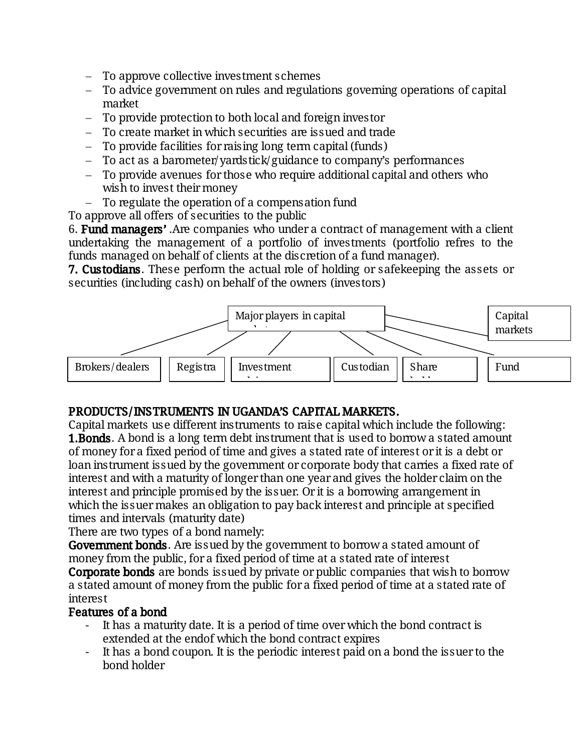- To approve collective investment schemes
- To advice government on rules and regulations governing operations of capital market
- To provide protection to both local and foreign investor
- To create market in which securities are issued and trade
- To provide facilities for raising long term capital (funds)
- To act as a barometer/yardstick/guidance to company's performances
- To provide avenues for those who require additional capital and others who wish to invest their money
- To regulate the operation of a compensation fund

To approve all offers of securities to the public

6. **Fund managers'** .Are companies who under a contract of management with a client undertaking the management of a portfolio of investments (portfolio refres to the funds managed on behalf of clients at the discretion of a fund manager).

**7. Custodians**. These perform the actual role of holding or safekeeping the assets or securities (including cash) on behalf of the owners (investors)

Major players in capital markets

Capital markets

Brokers/dealers | Registra | Investment | Custodian | Share | Fund

**PRODUCTS/INSTRUMENTS IN UGANDA'S CAPITAL MARKETS.**

Capital markets use different instruments to raise capital which include the following:

**1.Bonds**. A bond is a long term debt instrument that is used to borrow a stated amount of money for a fixed period of time and gives a stated rate of interest or it is a debt or loan instrument issued by the government or corporate body that carries a fixed rate of interest and with a maturity of longer than one year and gives the holder claim on the interest and principle promised by the issuer. Or it is a borrowing arrangement in which the issuer makes an obligation to pay back interest and principle at specified times and intervals (maturity date)

There are two types of a bond namely:

**Government bonds**. Are issued by the government to borrow a stated amount of money from the public, for a fixed period of time at a stated rate of interest

**Corporate bonds** are bonds issued by private or public companies that wish to borrow a stated amount of money from the public for a fixed period of time at a stated rate of interest

**Features of a bond**

- It has a maturity date. It is a period of time over which the bond contract is extended at the endof which the bond contract expires
- It has a bond coupon. It is the periodic interest paid on a bond the issuer to the bond holder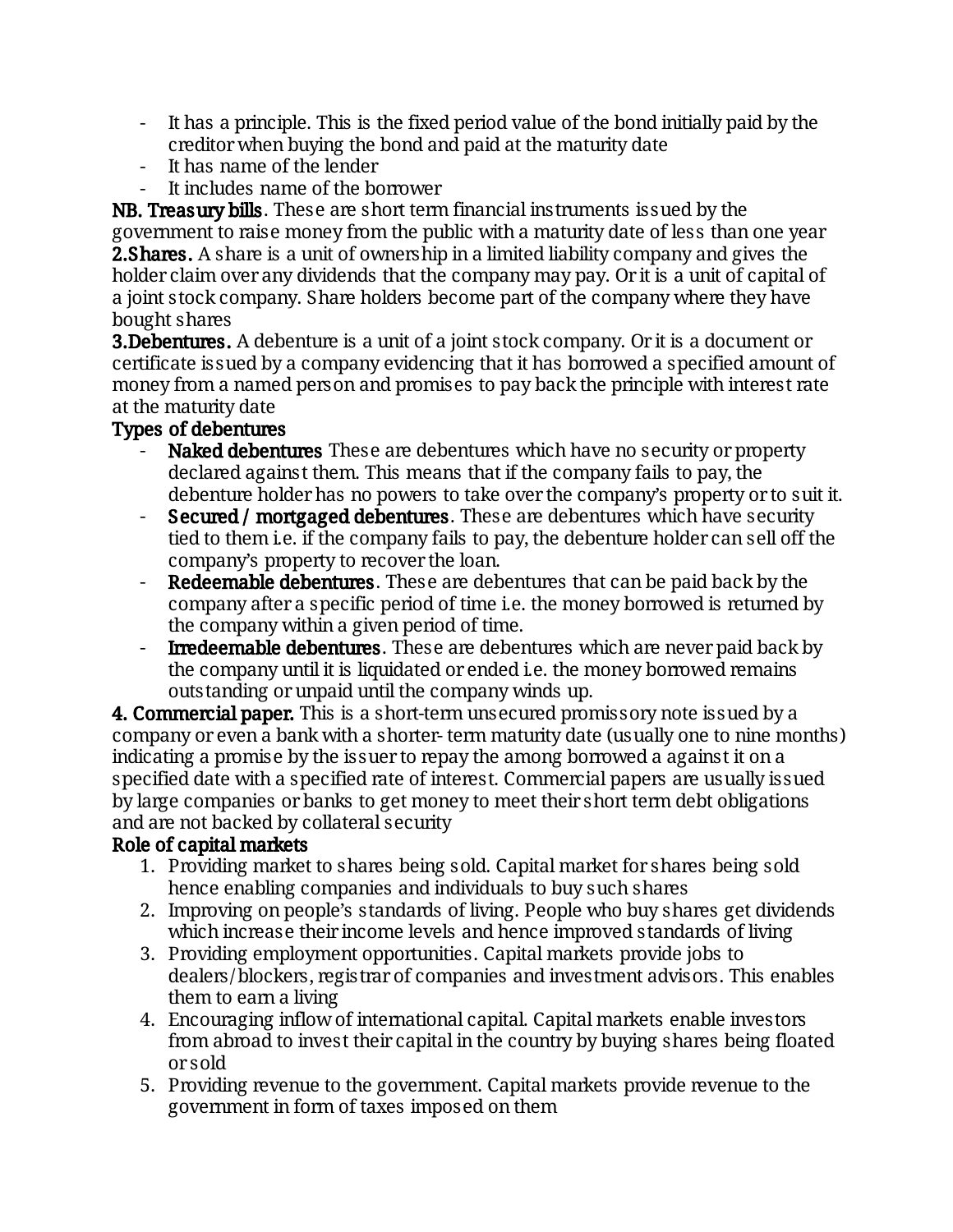- It has a principle. This is the fixed period value of the bond initially paid by the creditor when buying the bond and paid at the maturity date
- It has name of the lender
- It includes name of the borrower

**NB. Treasury bills**. These are short term financial instruments issued by the government to raise money from the public with a maturity date of less than one year

**2.Shares.** A share is a unit of ownership in a limited liability company and gives the holder claim over any dividends that the company may pay. Or it is a unit of capital of a joint stock company. Share holders become part of the company where they have bought shares

**3.Debentures.** A debenture is a unit of a joint stock company. Or it is a document or certificate issued by a company evidencing that it has borrowed a specified amount of money from a named person and promises to pay back the principle with interest rate at the maturity date

**Types of debentures**

- **Naked debentures** These are debentures which have no security or property declared against them. This means that if the company fails to pay, the debenture holder has no powers to take over the company's property or to suit it.
- **Secured / mortgaged debentures**. These are debentures which have security tied to them i.e. if the company fails to pay, the debenture holder can sell off the company's property to recover the loan.
- **Redeemable debentures**. These are debentures that can be paid back by the company after a specific period of time i.e. the money borrowed is returned by the company within a given period of time.
- **Irredeemable debentures**. These are debentures which are never paid back by the company until it is liquidated or ended i.e. the money borrowed remains outstanding or unpaid until the company winds up.

**4. Commercial paper.** This is a short-term unsecured promissory note issued by a company or even a bank with a shorter- term maturity date (usually one to nine months) indicating a promise by the issuer to repay the among borrowed a against it on a specified date with a specified rate of interest. Commercial papers are usually issued by large companies or banks to get money to meet their short term debt obligations and are not backed by collateral security

**Role of capital markets**

1. Providing market to shares being sold. Capital market for shares being sold hence enabling companies and individuals to buy such shares
2. Improving on people's standards of living. People who buy shares get dividends which increase their income levels and hence improved standards of living
3. Providing employment opportunities. Capital markets provide jobs to dealers/blockers, registrar of companies and investment advisors. This enables them to earn a living
4. Encouraging inflow of international capital. Capital markets enable investors from abroad to invest their capital in the country by buying shares being floated or sold
5. Providing revenue to the government. Capital markets provide revenue to the government in form of taxes imposed on them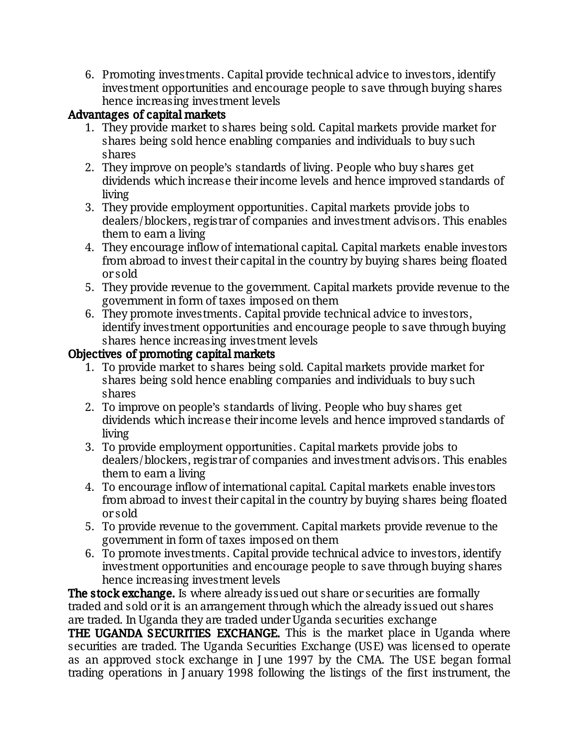6. Promoting investments. Capital provide technical advice to investors, identify investment opportunities and encourage people to save through buying shares hence increasing investment levels

**Advantages of capital markets**

1. They provide market to shares being sold. Capital markets provide market for shares being sold hence enabling companies and individuals to buy such shares
2. They improve on people's standards of living. People who buy shares get dividends which increase their income levels and hence improved standards of living
3. They provide employment opportunities. Capital markets provide jobs to dealers/blockers, registrar of companies and investment advisors. This enables them to earn a living
4. They encourage inflow of international capital. Capital markets enable investors from abroad to invest their capital in the country by buying shares being floated or sold
5. They provide revenue to the government. Capital markets provide revenue to the government in form of taxes imposed on them
6. They promote investments. Capital provide technical advice to investors, identify investment opportunities and encourage people to save through buying shares hence increasing investment levels

**Objectives of promoting capital markets**

1. To provide market to shares being sold. Capital markets provide market for shares being sold hence enabling companies and individuals to buy such shares
2. To improve on people's standards of living. People who buy shares get dividends which increase their income levels and hence improved standards of living
3. To provide employment opportunities. Capital markets provide jobs to dealers/blockers, registrar of companies and investment advisors. This enables them to earn a living
4. To encourage inflow of international capital. Capital markets enable investors from abroad to invest their capital in the country by buying shares being floated or sold
5. To provide revenue to the government. Capital markets provide revenue to the government in form of taxes imposed on them
6. To promote investments. Capital provide technical advice to investors, identify investment opportunities and encourage people to save through buying shares hence increasing investment levels

**The stock exchange.** Is where already issued out share or securities are formally traded and sold or it is an arrangement through which the already issued out shares are traded. In Uganda they are traded under Uganda securities exchange

**THE UGANDA SECURITIES EXCHANGE.** This is the market place in Uganda where securities are traded. The Uganda Securities Exchange (USE) was licensed to operate as an approved stock exchange in June 1997 by the CMA. The USE began formal trading operations in January 1998 following the listings of the first instrument, the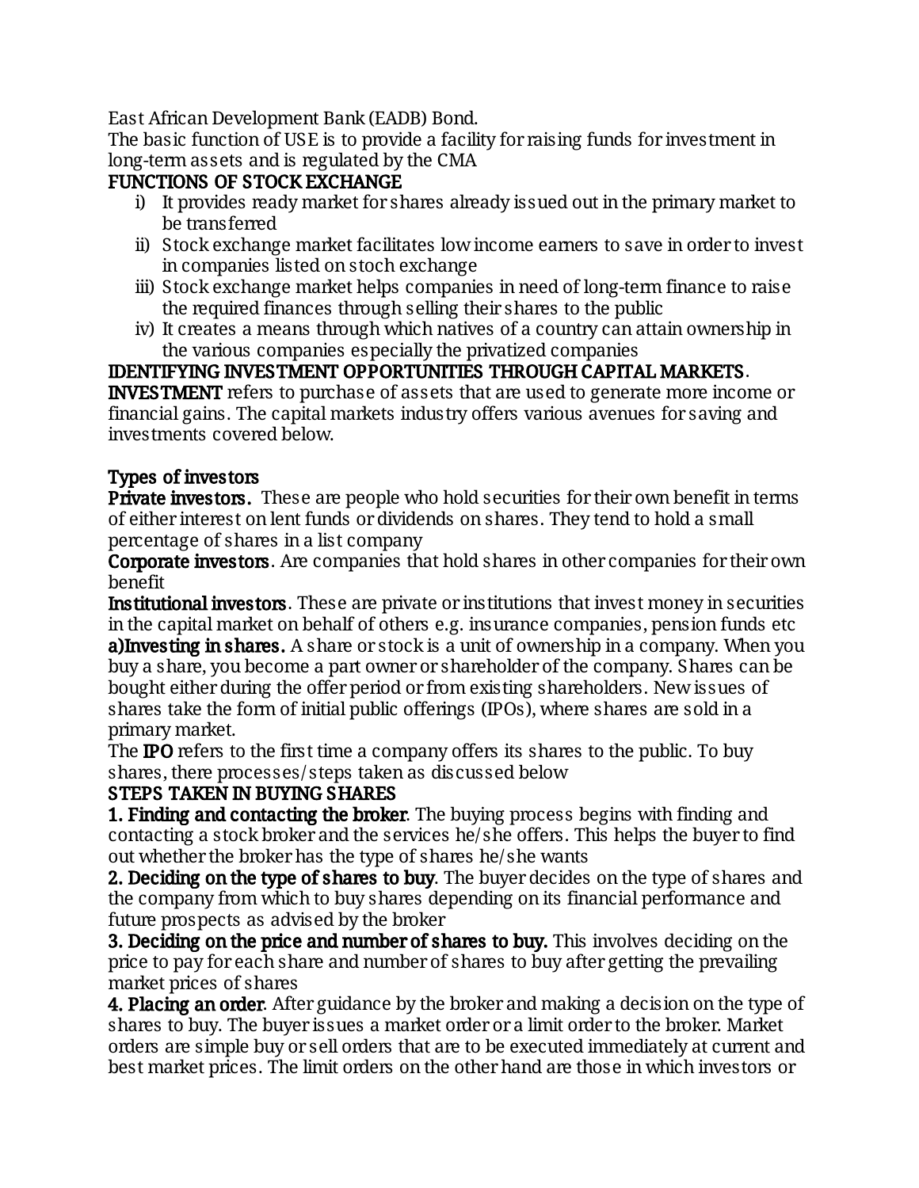East African Development Bank (EADB) Bond.

The basic function of USE is to provide a facility for raising funds for investment in long-term assets and is regulated by the CMA

**FUNCTIONS OF STOCK EXCHANGE**

i) It provides ready market for shares already issued out in the primary market to be transferred
ii) Stock exchange market facilitates low income earners to save in order to invest in companies listed on stoch exchange
iii) Stock exchange market helps companies in need of long-term finance to raise the required finances through selling their shares to the public
iv) It creates a means through which natives of a country can attain ownership in the various companies especially the privatized companies

**IDENTIFYING INVESTMENT OPPORTUNITIES THROUGH CAPITAL MARKETS.**

**INVESTMENT** refers to purchase of assets that are used to generate more income or financial gains. The capital markets industry offers various avenues for saving and investments covered below.

**Types of investors**

**Private investors.** These are people who hold securities for their own benefit in terms of either interest on lent funds or dividends on shares. They tend to hold a small percentage of shares in a list company

**Corporate investors**. Are companies that hold shares in other companies for their own benefit

**Institutional investors**. These are private or institutions that invest money in securities in the capital market on behalf of others e.g. insurance companies, pension funds etc

**a)Investing in shares.** A share or stock is a unit of ownership in a company. When you buy a share, you become a part owner or shareholder of the company. Shares can be bought either during the offer period or from existing shareholders. New issues of shares take the form of initial public offerings (IPOs), where shares are sold in a primary market.

The **IPO** refers to the first time a company offers its shares to the public. To buy shares, there processes/steps taken as discussed below

**STEPS TAKEN IN BUYING SHARES**

**1. Finding and contacting the broker**. The buying process begins with finding and contacting a stock broker and the services he/she offers. This helps the buyer to find out whether the broker has the type of shares he/she wants

**2. Deciding on the type of shares to buy**. The buyer decides on the type of shares and the company from which to buy shares depending on its financial performance and future prospects as advised by the broker

**3. Deciding on the price and number of shares to buy.** This involves deciding on the price to pay for each share and number of shares to buy after getting the prevailing market prices of shares

**4. Placing an order**. After guidance by the broker and making a decision on the type of shares to buy. The buyer issues a market order or a limit order to the broker. Market orders are simple buy or sell orders that are to be executed immediately at current and best market prices. The limit orders on the other hand are those in which investors or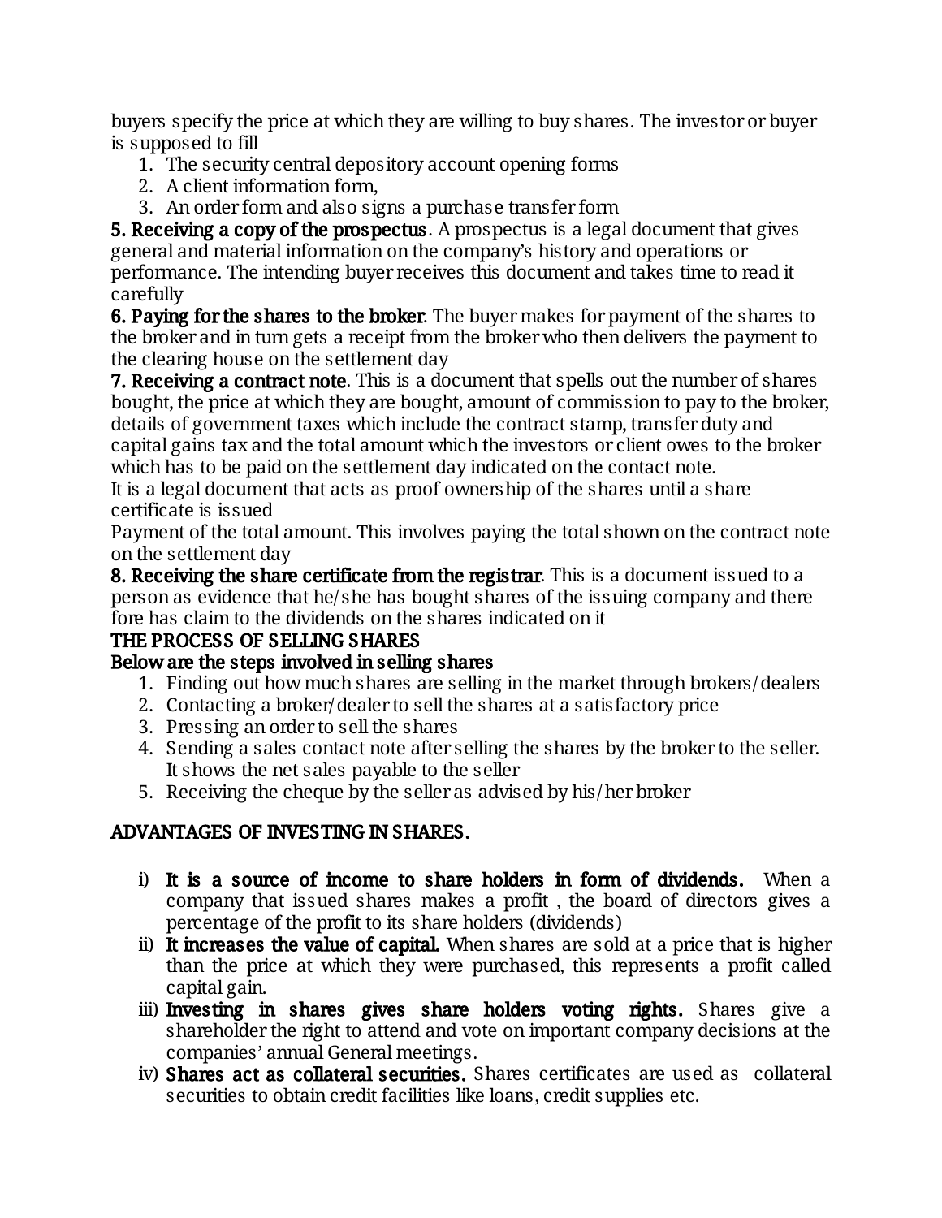buyers specify the price at which they are willing to buy shares. The investor or buyer is supposed to fill

1. The security central depository account opening forms
2. A client information form,
3. An order form and also signs a purchase transfer form

**5. Receiving a copy of the prospectus**. A prospectus is a legal document that gives general and material information on the company's history and operations or performance. The intending buyer receives this document and takes time to read it carefully

**6. Paying for the shares to the broker**. The buyer makes for payment of the shares to the broker and in turn gets a receipt from the broker who then delivers the payment to the clearing house on the settlement day

**7. Receiving a contract note**. This is a document that spells out the number of shares bought, the price at which they are bought, amount of commission to pay to the broker, details of government taxes which include the contract stamp, transfer duty and capital gains tax and the total amount which the investors or client owes to the broker which has to be paid on the settlement day indicated on the contact note.

It is a legal document that acts as proof ownership of the shares until a share certificate is issued

Payment of the total amount. This involves paying the total shown on the contract note on the settlement day

**8. Receiving the share certificate from the registrar**. This is a document issued to a person as evidence that he/she has bought shares of the issuing company and there fore has claim to the dividends on the shares indicated on it

**THE PROCESS OF SELLING SHARES**

**Below are the steps involved in selling shares**

1. Finding out how much shares are selling in the market through brokers/dealers
2. Contacting a broker/dealer to sell the shares at a satisfactory price
3. Pressing an order to sell the shares
4. Sending a sales contact note after selling the shares by the broker to the seller. It shows the net sales payable to the seller
5. Receiving the cheque by the seller as advised by his/her broker

**ADVANTAGES OF INVESTING IN SHARES.**

i) **It is a source of income to share holders in form of dividends.** When a company that issued shares makes a profit , the board of directors gives a percentage of the profit to its share holders (dividends)

ii) **It increases the value of capital.** When shares are sold at a price that is higher than the price at which they were purchased, this represents a profit called capital gain.

iii) **Investing in shares gives share holders voting rights.** Shares give a shareholder the right to attend and vote on important company decisions at the companies' annual General meetings.

iv) **Shares act as collateral securities.** Shares certificates are used as collateral securities to obtain credit facilities like loans, credit supplies etc.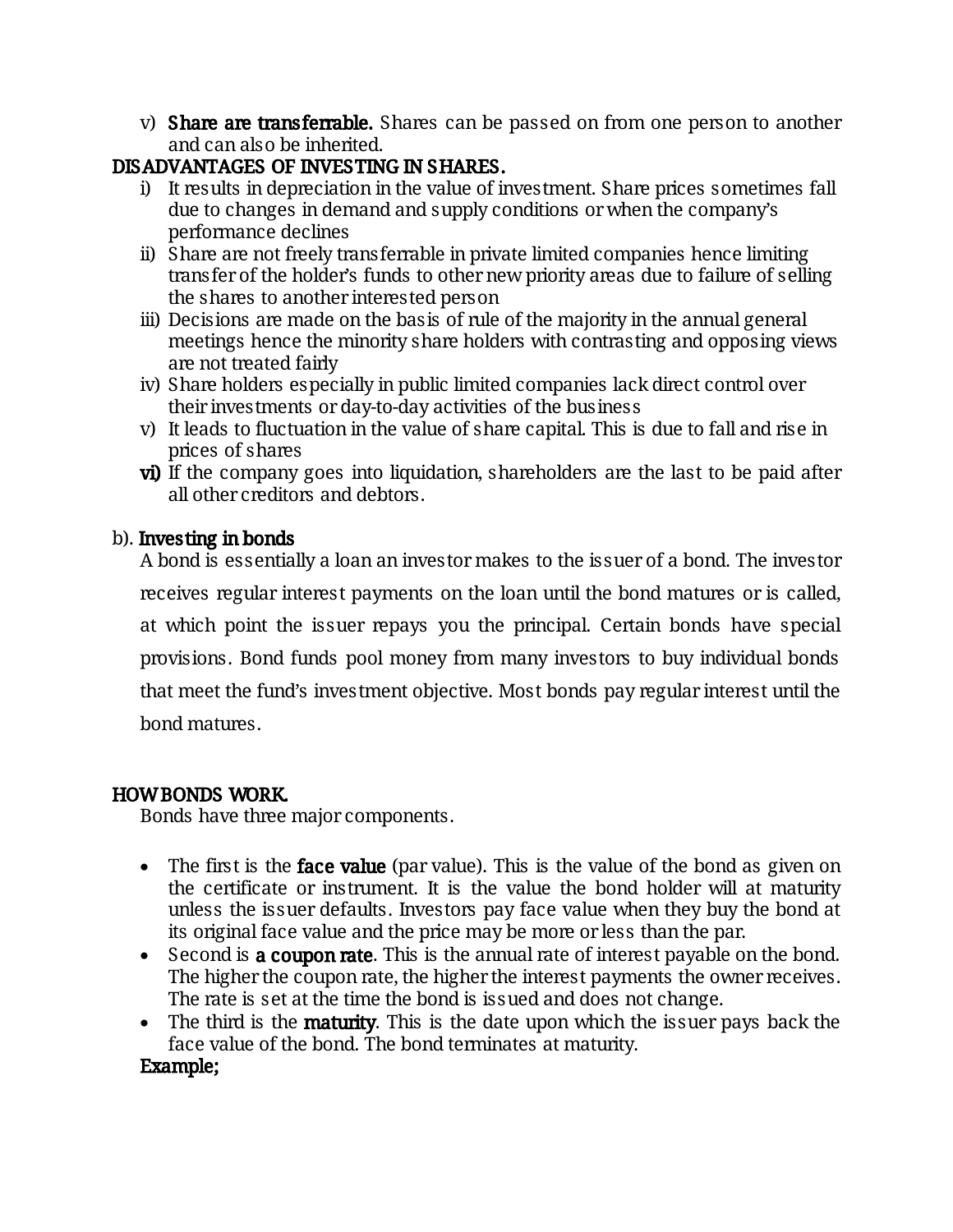v) **Share are transferrable.** Shares can be passed on from one person to another and can also be inherited.

## DISADVANTAGES OF INVESTING IN SHARES.

i) It results in depreciation in the value of investment. Share prices sometimes fall due to changes in demand and supply conditions or when the company's performance declines
ii) Share are not freely transferrable in private limited companies hence limiting transfer of the holder's funds to other new priority areas due to failure of selling the shares to another interested person
iii) Decisions are made on the basis of rule of the majority in the annual general meetings hence the minority share holders with contrasting and opposing views are not treated fairly
iv) Share holders especially in public limited companies lack direct control over their investments or day-to-day activities of the business
v) It leads to fluctuation in the value of share capital. This is due to fall and rise in prices of shares
**vi)** If the company goes into liquidation, shareholders are the last to be paid after all other creditors and debtors.

b). **Investing in bonds**

A bond is essentially a loan an investor makes to the issuer of a bond. The investor receives regular interest payments on the loan until the bond matures or is called, at which point the issuer repays you the principal. Certain bonds have special provisions. Bond funds pool money from many investors to buy individual bonds that meet the fund's investment objective. Most bonds pay regular interest until the bond matures.

## HOW BONDS WORK.

Bonds have three major components.

- The first is the **face value** (par value). This is the value of the bond as given on the certificate or instrument. It is the value the bond holder will at maturity unless the issuer defaults. Investors pay face value when they buy the bond at its original face value and the price may be more or less than the par.
- Second is **a coupon rate**. This is the annual rate of interest payable on the bond. The higher the coupon rate, the higher the interest payments the owner receives. The rate is set at the time the bond is issued and does not change.
- The third is the **maturity**. This is the date upon which the issuer pays back the face value of the bond. The bond terminates at maturity.

**Example;**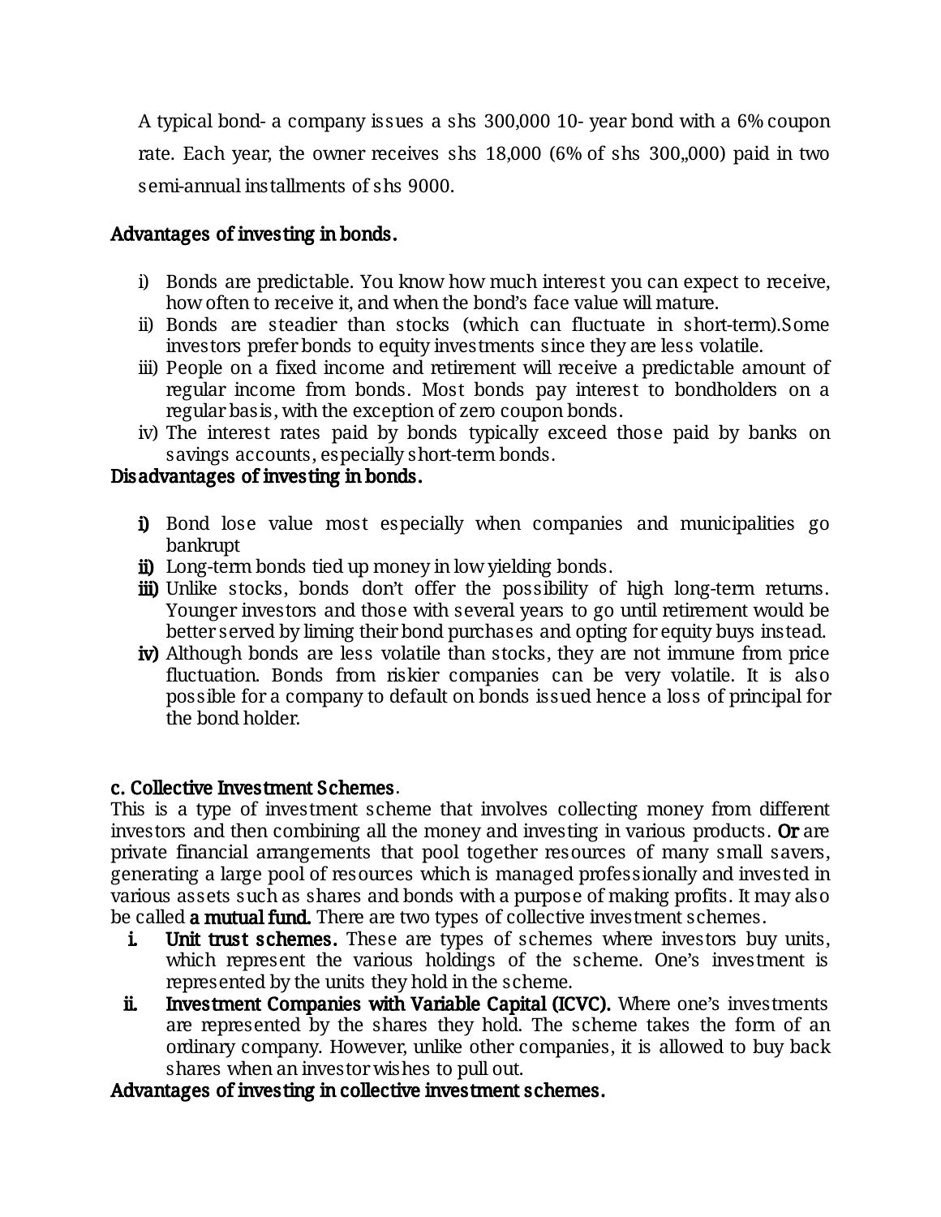A typical bond- a company issues a shs 300,000 10- year bond with a 6% coupon rate. Each year, the owner receives shs 18,000 (6% of shs 300,,000) paid in two semi-annual installments of shs 9000.

**Advantages of investing in bonds.**

i) Bonds are predictable. You know how much interest you can expect to receive, how often to receive it, and when the bond's face value will mature.
ii) Bonds are steadier than stocks (which can fluctuate in short-term).Some investors prefer bonds to equity investments since they are less volatile.
iii) People on a fixed income and retirement will receive a predictable amount of regular income from bonds. Most bonds pay interest to bondholders on a regular basis, with the exception of zero coupon bonds.
iv) The interest rates paid by bonds typically exceed those paid by banks on savings accounts, especially short-term bonds.

**Disadvantages of investing in bonds.**

**i)** Bond lose value most especially when companies and municipalities go bankrupt
**ii)** Long-term bonds tied up money in low yielding bonds.
**iii)** Unlike stocks, bonds don't offer the possibility of high long-term returns. Younger investors and those with several years to go until retirement would be better served by liming their bond purchases and opting for equity buys instead.
**iv)** Although bonds are less volatile than stocks, they are not immune from price fluctuation. Bonds from riskier companies can be very volatile. It is also possible for a company to default on bonds issued hence a loss of principal for the bond holder.

**c. Collective Investment Schemes**.

This is a type of investment scheme that involves collecting money from different investors and then combining all the money and investing in various products. **Or** are private financial arrangements that pool together resources of many small savers, generating a large pool of resources which is managed professionally and invested in various assets such as shares and bonds with a purpose of making profits. It may also be called **a mutual fund.** There are two types of collective investment schemes.

i. **Unit trust schemes.** These are types of schemes where investors buy units, which represent the various holdings of the scheme. One's investment is represented by the units they hold in the scheme.
ii. **Investment Companies with Variable Capital (ICVC).** Where one's investments are represented by the shares they hold. The scheme takes the form of an ordinary company. However, unlike other companies, it is allowed to buy back shares when an investor wishes to pull out.

**Advantages of investing in collective investment schemes.**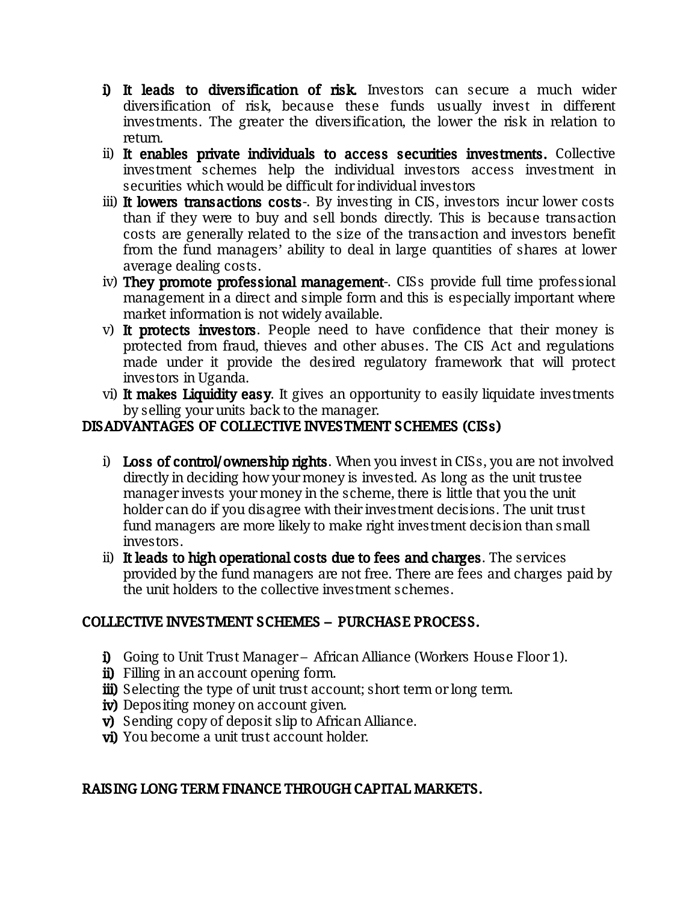i) **It leads to diversification of risk.** Investors can secure a much wider diversification of risk, because these funds usually invest in different investments. The greater the diversification, the lower the risk in relation to return.
ii) **It enables private individuals to access securities investments.** Collective investment schemes help the individual investors access investment in securities which would be difficult for individual investors
iii) **It lowers transactions costs**-. By investing in CIS, investors incur lower costs than if they were to buy and sell bonds directly. This is because transaction costs are generally related to the size of the transaction and investors benefit from the fund managers' ability to deal in large quantities of shares at lower average dealing costs.
iv) **They promote professional management**-. CISs provide full time professional management in a direct and simple form and this is especially important where market information is not widely available.
v) **It protects investors**. People need to have confidence that their money is protected from fraud, thieves and other abuses. The CIS Act and regulations made under it provide the desired regulatory framework that will protect investors in Uganda.
vi) **It makes Liquidity easy**. It gives an opportunity to easily liquidate investments by selling your units back to the manager.

## DISADVANTAGES OF COLLECTIVE INVESTMENT SCHEMES (CISs)

i) **Loss of control/ownership rights**. When you invest in CISs, you are not involved directly in deciding how your money is invested. As long as the unit trustee manager invests your money in the scheme, there is little that you the unit holder can do if you disagree with their investment decisions. The unit trust fund managers are more likely to make right investment decision than small investors.
ii) **It leads to high operational costs due to fees and charges**. The services provided by the fund managers are not free. There are fees and charges paid by the unit holders to the collective investment schemes.

## COLLECTIVE INVESTMENT SCHEMES – PURCHASE PROCESS.

**i)** Going to Unit Trust Manager – African Alliance (Workers House Floor 1).
**ii)** Filling in an account opening form.
**iii)** Selecting the type of unit trust account; short term or long term.
**iv)** Depositing money on account given.
**v)** Sending copy of deposit slip to African Alliance.
**vi)** You become a unit trust account holder.

## RAISING LONG TERM FINANCE THROUGH CAPITAL MARKETS.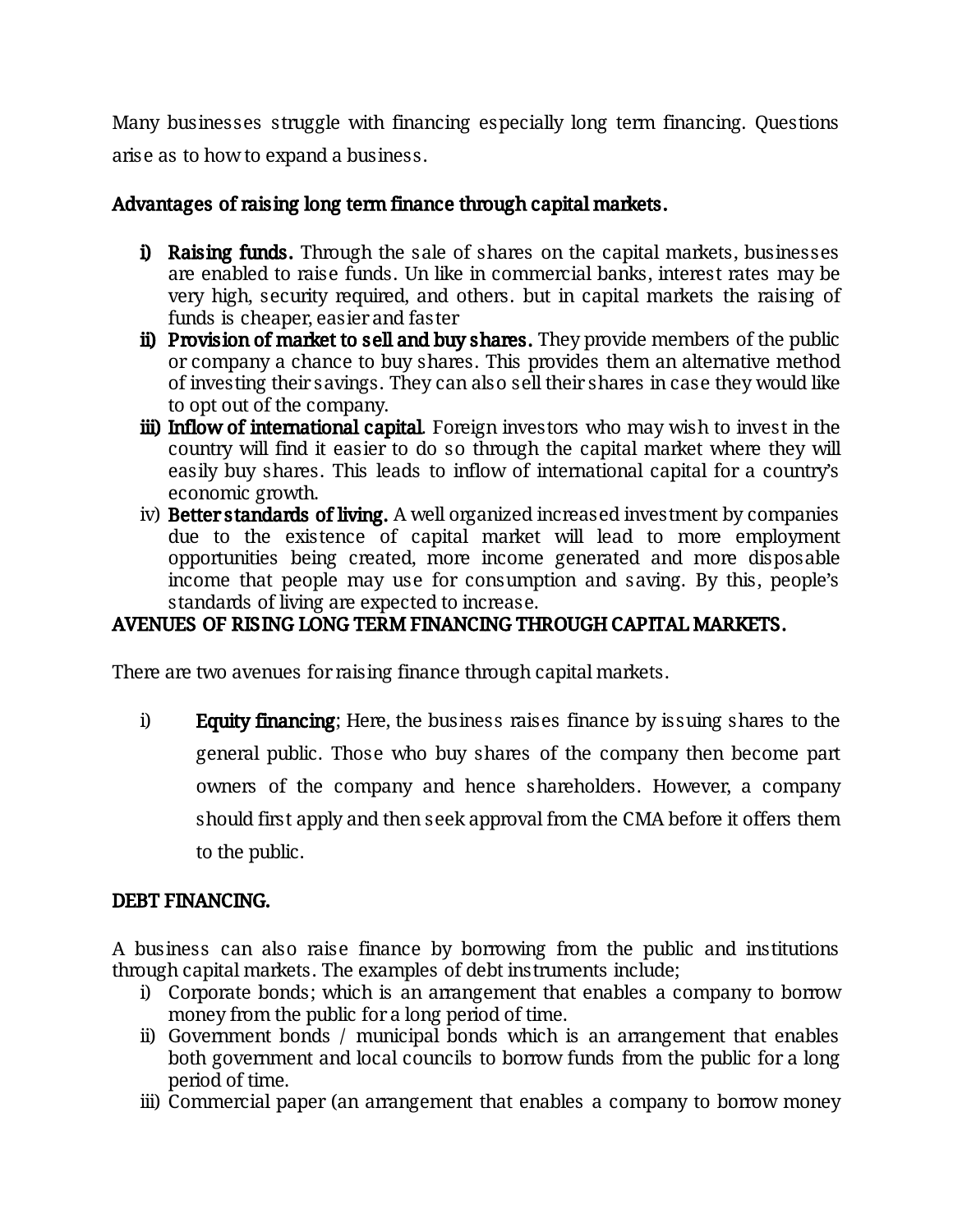Many businesses struggle with financing especially long term financing. Questions arise as to how to expand a business.

**Advantages of raising long term finance through capital markets.**

i) **Raising funds.** Through the sale of shares on the capital markets, businesses are enabled to raise funds. Un like in commercial banks, interest rates may be very high, security required, and others. but in capital markets the raising of funds is cheaper, easier and faster
ii) **Provision of market to sell and buy shares.** They provide members of the public or company a chance to buy shares. This provides them an alternative method of investing their savings. They can also sell their shares in case they would like to opt out of the company.
iii) **Inflow of international capital**. Foreign investors who may wish to invest in the country will find it easier to do so through the capital market where they will easily buy shares. This leads to inflow of international capital for a country's economic growth.
iv) **Better standards of living.** A well organized increased investment by companies due to the existence of capital market will lead to more employment opportunities being created, more income generated and more disposable income that people may use for consumption and saving. By this, people's standards of living are expected to increase.

**AVENUES OF RISING LONG TERM FINANCING THROUGH CAPITAL MARKETS.**

There are two avenues for raising finance through capital markets.

i) **Equity financing**; Here, the business raises finance by issuing shares to the general public. Those who buy shares of the company then become part owners of the company and hence shareholders. However, a company should first apply and then seek approval from the CMA before it offers them to the public.

**DEBT FINANCING.**

A business can also raise finance by borrowing from the public and institutions through capital markets. The examples of debt instruments include;

i) Corporate bonds; which is an arrangement that enables a company to borrow money from the public for a long period of time.
ii) Government bonds / municipal bonds which is an arrangement that enables both government and local councils to borrow funds from the public for a long period of time.
iii) Commercial paper (an arrangement that enables a company to borrow money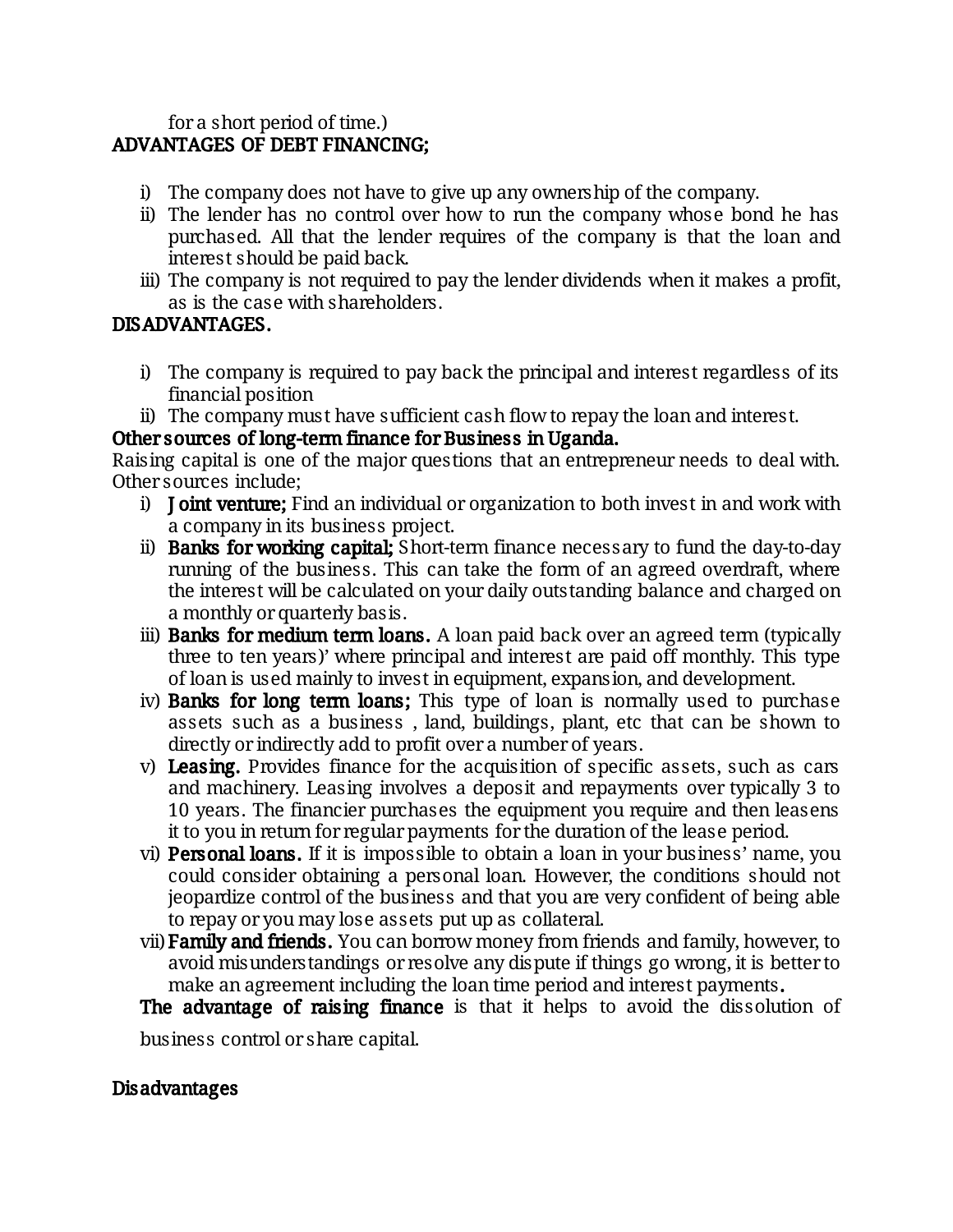for a short period of time.)

**ADVANTAGES OF DEBT FINANCING;**

i) The company does not have to give up any ownership of the company.
ii) The lender has no control over how to run the company whose bond he has purchased. All that the lender requires of the company is that the loan and interest should be paid back.
iii) The company is not required to pay the lender dividends when it makes a profit, as is the case with shareholders.

**DISADVANTAGES.**

i) The company is required to pay back the principal and interest regardless of its financial position
ii) The company must have sufficient cash flow to repay the loan and interest.

**Other sources of long-term finance for Business in Uganda.**

Raising capital is one of the major questions that an entrepreneur needs to deal with. Other sources include;

i) **Joint venture;** Find an individual or organization to both invest in and work with a company in its business project.
ii) **Banks for working capital;** Short-term finance necessary to fund the day-to-day running of the business. This can take the form of an agreed overdraft, where the interest will be calculated on your daily outstanding balance and charged on a monthly or quarterly basis.
iii) **Banks for medium term loans.** A loan paid back over an agreed term (typically three to ten years)' where principal and interest are paid off monthly. This type of loan is used mainly to invest in equipment, expansion, and development.
iv) **Banks for long term loans;** This type of loan is normally used to purchase assets such as a business , land, buildings, plant, etc that can be shown to directly or indirectly add to profit over a number of years.
v) **Leasing.** Provides finance for the acquisition of specific assets, such as cars and machinery. Leasing involves a deposit and repayments over typically 3 to 10 years. The financier purchases the equipment you require and then leasens it to you in return for regular payments for the duration of the lease period.
vi) **Personal loans.** If it is impossible to obtain a loan in your business' name, you could consider obtaining a personal loan. However, the conditions should not jeopardize control of the business and that you are very confident of being able to repay or you may lose assets put up as collateral.
vii) **Family and friends.** You can borrow money from friends and family, however, to avoid misunderstandings or resolve any dispute if things go wrong, it is better to make an agreement including the loan time period and interest payments**.**

**The advantage of raising finance** is that it helps to avoid the dissolution of business control or share capital.

**Disadvantages**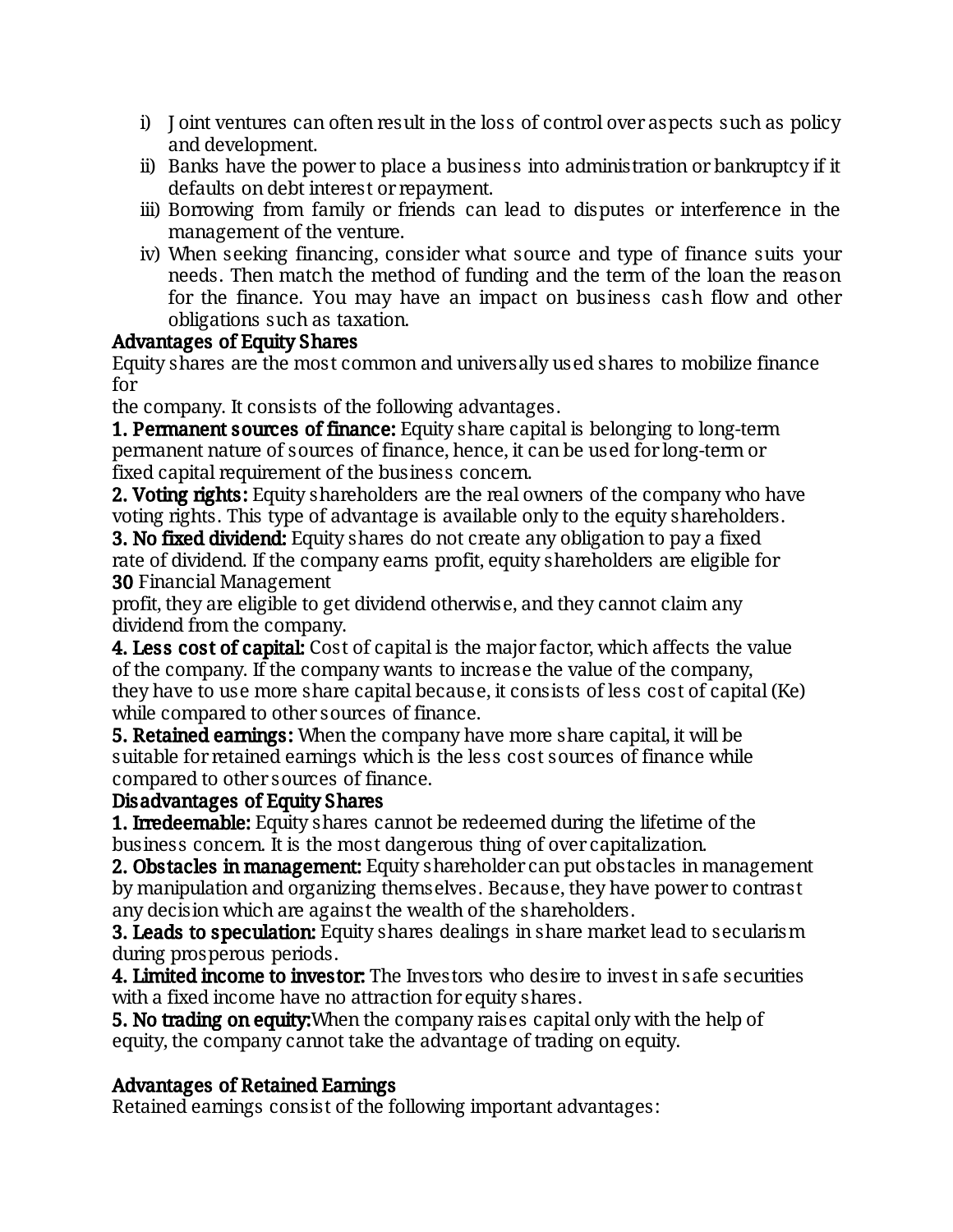i) Joint ventures can often result in the loss of control over aspects such as policy and development.
ii) Banks have the power to place a business into administration or bankruptcy if it defaults on debt interest or repayment.
iii) Borrowing from family or friends can lead to disputes or interference in the management of the venture.
iv) When seeking financing, consider what source and type of finance suits your needs. Then match the method of funding and the term of the loan the reason for the finance. You may have an impact on business cash flow and other obligations such as taxation.

**Advantages of Equity Shares**

Equity shares are the most common and universally used shares to mobilize finance for
the company. It consists of the following advantages.

**1. Permanent sources of finance:** Equity share capital is belonging to long-term permanent nature of sources of finance, hence, it can be used for long-term or fixed capital requirement of the business concern.

**2. Voting rights:** Equity shareholders are the real owners of the company who have voting rights. This type of advantage is available only to the equity shareholders.

**3. No fixed dividend:** Equity shares do not create any obligation to pay a fixed rate of dividend. If the company earns profit, equity shareholders are eligible for
profit, they are eligible to get dividend otherwise, and they cannot claim any dividend from the company.

**4. Less cost of capital:** Cost of capital is the major factor, which affects the value of the company. If the company wants to increase the value of the company, they have to use more share capital because, it consists of less cost of capital (Ke) while compared to other sources of finance.

**5. Retained earnings:** When the company have more share capital, it will be suitable for retained earnings which is the less cost sources of finance while compared to other sources of finance.

**Disadvantages of Equity Shares**

**1. Irredeemable:** Equity shares cannot be redeemed during the lifetime of the business concern. It is the most dangerous thing of over capitalization.

**2. Obstacles in management:** Equity shareholder can put obstacles in management by manipulation and organizing themselves. Because, they have power to contrast any decision which are against the wealth of the shareholders.

**3. Leads to speculation:** Equity shares dealings in share market lead to secularism during prosperous periods.

**4. Limited income to investor:** The Investors who desire to invest in safe securities with a fixed income have no attraction for equity shares.

**5. No trading on equity:** When the company raises capital only with the help of equity, the company cannot take the advantage of trading on equity.

**Advantages of Retained Earnings**

Retained earnings consist of the following important advantages: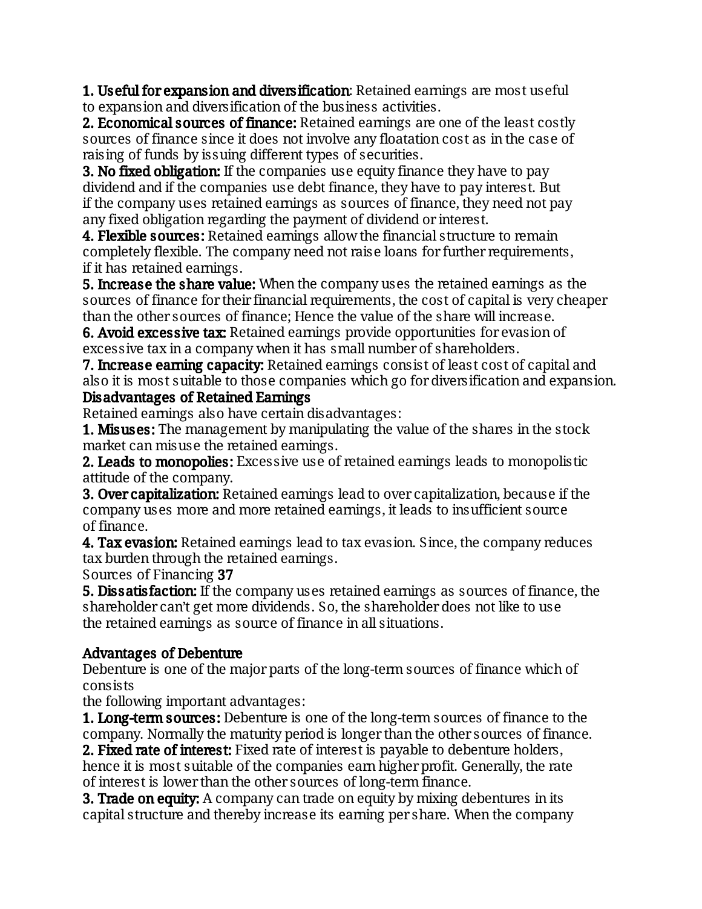**1. Useful for expansion and diversification**: Retained earnings are most useful to expansion and diversification of the business activities.

**2. Economical sources of finance:** Retained earnings are one of the least costly sources of finance since it does not involve any floatation cost as in the case of raising of funds by issuing different types of securities.

**3. No fixed obligation:** If the companies use equity finance they have to pay dividend and if the companies use debt finance, they have to pay interest. But if the company uses retained earnings as sources of finance, they need not pay any fixed obligation regarding the payment of dividend or interest.

**4. Flexible sources:** Retained earnings allow the financial structure to remain completely flexible. The company need not raise loans for further requirements, if it has retained earnings.

**5. Increase the share value:** When the company uses the retained earnings as the sources of finance for their financial requirements, the cost of capital is very cheaper than the other sources of finance; Hence the value of the share will increase.

**6. Avoid excessive tax:** Retained earnings provide opportunities for evasion of excessive tax in a company when it has small number of shareholders.

**7. Increase earning capacity:** Retained earnings consist of least cost of capital and also it is most suitable to those companies which go for diversification and expansion.

**Disadvantages of Retained Earnings**

Retained earnings also have certain disadvantages:

**1. Misuses:** The management by manipulating the value of the shares in the stock market can misuse the retained earnings.

**2. Leads to monopolies:** Excessive use of retained earnings leads to monopolistic attitude of the company.

**3. Over capitalization:** Retained earnings lead to over capitalization, because if the company uses more and more retained earnings, it leads to insufficient source of finance.

**4. Tax evasion:** Retained earnings lead to tax evasion. Since, the company reduces tax burden through the retained earnings.

**5. Dissatisfaction:** If the company uses retained earnings as sources of finance, the shareholder can't get more dividends. So, the shareholder does not like to use the retained earnings as source of finance in all situations.

**Advantages of Debenture**

Debenture is one of the major parts of the long-term sources of finance which of consists
the following important advantages:

**1. Long-term sources:** Debenture is one of the long-term sources of finance to the company. Normally the maturity period is longer than the other sources of finance.

**2. Fixed rate of interest:** Fixed rate of interest is payable to debenture holders, hence it is most suitable of the companies earn higher profit. Generally, the rate of interest is lower than the other sources of long-term finance.

**3. Trade on equity:** A company can trade on equity by mixing debentures in its capital structure and thereby increase its earning per share. When the company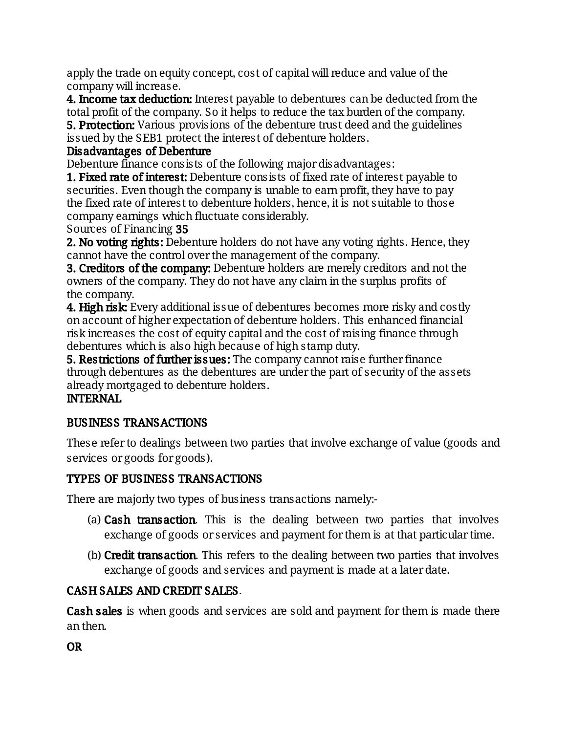apply the trade on equity concept, cost of capital will reduce and value of the company will increase.

**4. Income tax deduction:** Interest payable to debentures can be deducted from the total profit of the company. So it helps to reduce the tax burden of the company.

**5. Protection:** Various provisions of the debenture trust deed and the guidelines issued by the SEB1 protect the interest of debenture holders.

**Disadvantages of Debenture**

Debenture finance consists of the following major disadvantages:

**1. Fixed rate of interest:** Debenture consists of fixed rate of interest payable to securities. Even though the company is unable to earn profit, they have to pay the fixed rate of interest to debenture holders, hence, it is not suitable to those company earnings which fluctuate considerably.

Sources of Financing **35**

**2. No voting rights:** Debenture holders do not have any voting rights. Hence, they cannot have the control over the management of the company.

**3. Creditors of the company:** Debenture holders are merely creditors and not the owners of the company. They do not have any claim in the surplus profits of the company.

**4. High risk:** Every additional issue of debentures becomes more risky and costly on account of higher expectation of debenture holders. This enhanced financial risk increases the cost of equity capital and the cost of raising finance through debentures which is also high because of high stamp duty.

**5. Restrictions of further issues:** The company cannot raise further finance through debentures as the debentures are under the part of security of the assets already mortgaged to debenture holders.

**INTERNAL**

**BUSINESS TRANSACTIONS**

These refer to dealings between two parties that involve exchange of value (goods and services or goods for goods).

**TYPES OF BUSINESS TRANSACTIONS**

There are majorly two types of business transactions namely:-

(a) **Cash transaction**. This is the dealing between two parties that involves exchange of goods or services and payment for them is at that particular time.

(b) **Credit transaction**. This refers to the dealing between two parties that involves exchange of goods and services and payment is made at a later date.

**CASH SALES AND CREDIT SALES**.

**Cash sales** is when goods and services are sold and payment for them is made there an then.

**OR**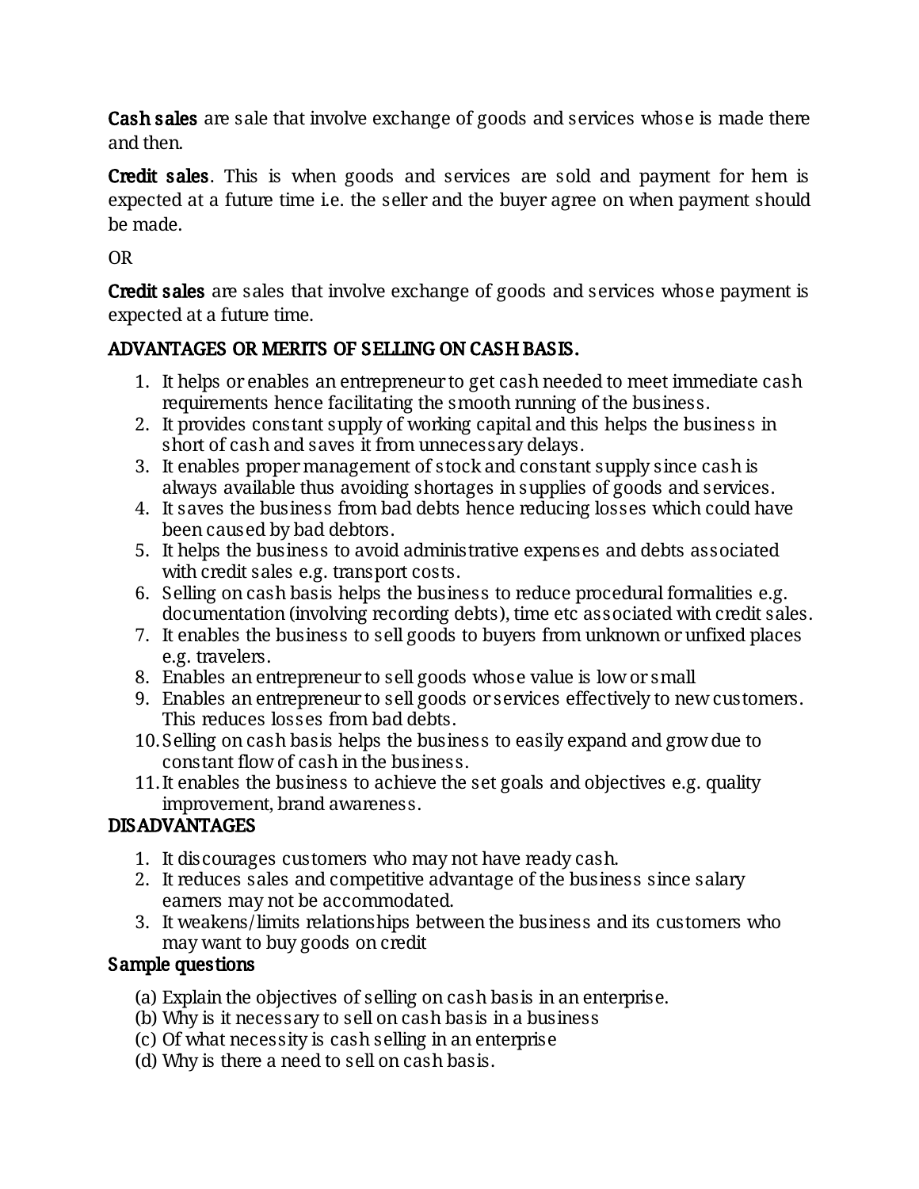**Cash sales** are sale that involve exchange of goods and services whose is made there and then.

**Credit sales**. This is when goods and services are sold and payment for hem is expected at a future time i.e. the seller and the buyer agree on when payment should be made.

OR

**Credit sales** are sales that involve exchange of goods and services whose payment is expected at a future time.

## ADVANTAGES OR MERITS OF SELLING ON CASH BASIS.

1. It helps or enables an entrepreneur to get cash needed to meet immediate cash requirements hence facilitating the smooth running of the business.
2. It provides constant supply of working capital and this helps the business in short of cash and saves it from unnecessary delays.
3. It enables proper management of stock and constant supply since cash is always available thus avoiding shortages in supplies of goods and services.
4. It saves the business from bad debts hence reducing losses which could have been caused by bad debtors.
5. It helps the business to avoid administrative expenses and debts associated with credit sales e.g. transport costs.
6. Selling on cash basis helps the business to reduce procedural formalities e.g. documentation (involving recording debts), time etc associated with credit sales.
7. It enables the business to sell goods to buyers from unknown or unfixed places e.g. travelers.
8. Enables an entrepreneur to sell goods whose value is low or small
9. Enables an entrepreneur to sell goods or services effectively to new customers. This reduces losses from bad debts.
10. Selling on cash basis helps the business to easily expand and grow due to constant flow of cash in the business.
11. It enables the business to achieve the set goals and objectives e.g. quality improvement, brand awareness.

## DISADVANTAGES

1. It discourages customers who may not have ready cash.
2. It reduces sales and competitive advantage of the business since salary earners may not be accommodated.
3. It weakens/limits relationships between the business and its customers who may want to buy goods on credit

## Sample questions

(a) Explain the objectives of selling on cash basis in an enterprise.
(b) Why is it necessary to sell on cash basis in a business
(c) Of what necessity is cash selling in an enterprise
(d) Why is there a need to sell on cash basis.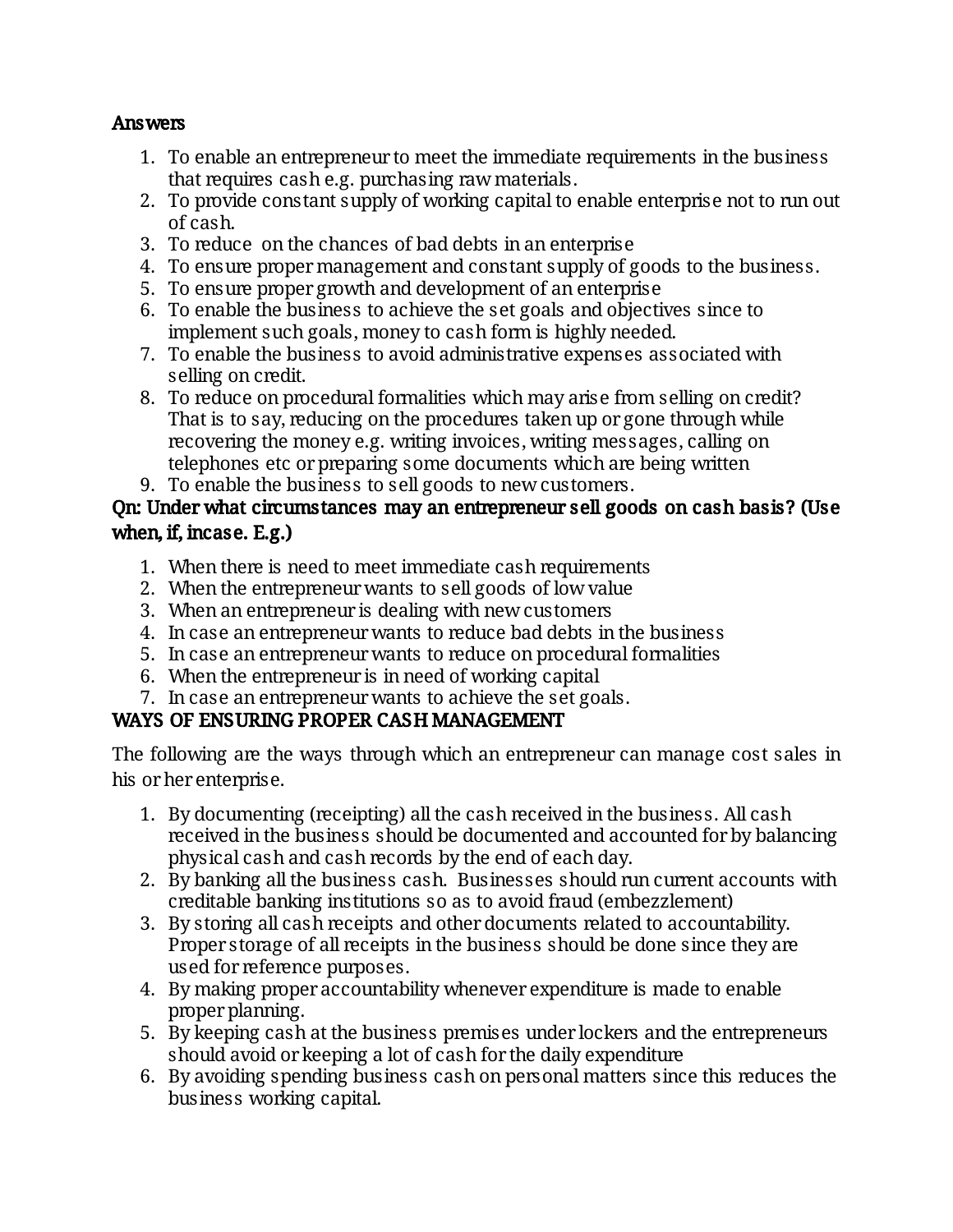**Answers**

1. To enable an entrepreneur to meet the immediate requirements in the business that requires cash e.g. purchasing raw materials.
2. To provide constant supply of working capital to enable enterprise not to run out of cash.
3. To reduce on the chances of bad debts in an enterprise
4. To ensure proper management and constant supply of goods to the business.
5. To ensure proper growth and development of an enterprise
6. To enable the business to achieve the set goals and objectives since to implement such goals, money to cash form is highly needed.
7. To enable the business to avoid administrative expenses associated with selling on credit.
8. To reduce on procedural formalities which may arise from selling on credit? That is to say, reducing on the procedures taken up or gone through while recovering the money e.g. writing invoices, writing messages, calling on telephones etc or preparing some documents which are being written
9. To enable the business to sell goods to new customers.

**Qn: Under what circumstances may an entrepreneur sell goods on cash basis? (Use when, if, incase. E.g.)**

1. When there is need to meet immediate cash requirements
2. When the entrepreneur wants to sell goods of low value
3. When an entrepreneur is dealing with new customers
4. In case an entrepreneur wants to reduce bad debts in the business
5. In case an entrepreneur wants to reduce on procedural formalities
6. When the entrepreneur is in need of working capital
7. In case an entrepreneur wants to achieve the set goals.

**WAYS OF ENSURING PROPER CASH MANAGEMENT**

The following are the ways through which an entrepreneur can manage cost sales in his or her enterprise.

1. By documenting (receipting) all the cash received in the business. All cash received in the business should be documented and accounted for by balancing physical cash and cash records by the end of each day.
2. By banking all the business cash. Businesses should run current accounts with creditable banking institutions so as to avoid fraud (embezzlement)
3. By storing all cash receipts and other documents related to accountability. Proper storage of all receipts in the business should be done since they are used for reference purposes.
4. By making proper accountability whenever expenditure is made to enable proper planning.
5. By keeping cash at the business premises under lockers and the entrepreneurs should avoid or keeping a lot of cash for the daily expenditure
6. By avoiding spending business cash on personal matters since this reduces the business working capital.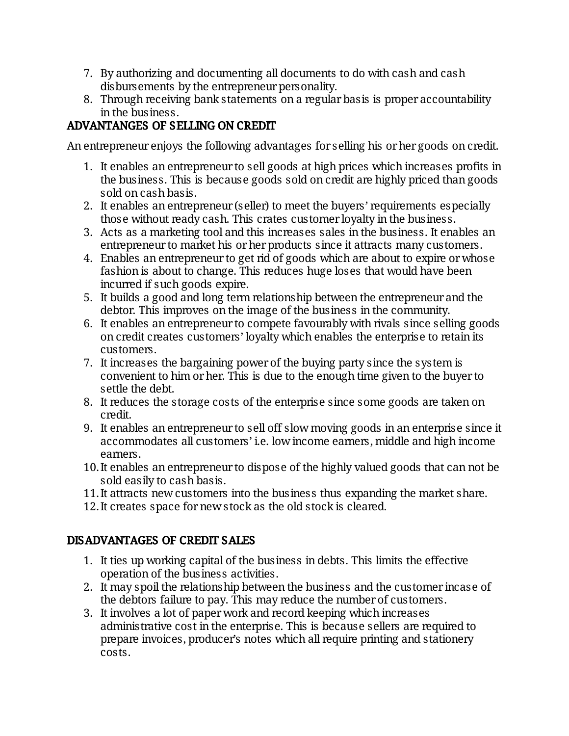7. By authorizing and documenting all documents to do with cash and cash disbursements by the entrepreneur personality.
8. Through receiving bank statements on a regular basis is proper accountability in the business.

## ADVANTANGES OF SELLING ON CREDIT

An entrepreneur enjoys the following advantages for selling his or her goods on credit.

1. It enables an entrepreneur to sell goods at high prices which increases profits in the business. This is because goods sold on credit are highly priced than goods sold on cash basis.
2. It enables an entrepreneur (seller) to meet the buyers' requirements especially those without ready cash. This crates customer loyalty in the business.
3. Acts as a marketing tool and this increases sales in the business. It enables an entrepreneur to market his or her products since it attracts many customers.
4. Enables an entrepreneur to get rid of goods which are about to expire or whose fashion is about to change. This reduces huge loses that would have been incurred if such goods expire.
5. It builds a good and long term relationship between the entrepreneur and the debtor. This improves on the image of the business in the community.
6. It enables an entrepreneur to compete favourably with rivals since selling goods on credit creates customers' loyalty which enables the enterprise to retain its customers.
7. It increases the bargaining power of the buying party since the system is convenient to him or her. This is due to the enough time given to the buyer to settle the debt.
8. It reduces the storage costs of the enterprise since some goods are taken on credit.
9. It enables an entrepreneur to sell off slow moving goods in an enterprise since it accommodates all customers' i.e. low income earners, middle and high income earners.
10. It enables an entrepreneur to dispose of the highly valued goods that can not be sold easily to cash basis.
11. It attracts new customers into the business thus expanding the market share.
12. It creates space for new stock as the old stock is cleared.

## DISADVANTAGES OF CREDIT SALES

1. It ties up working capital of the business in debts. This limits the effective operation of the business activities.
2. It may spoil the relationship between the business and the customer incase of the debtors failure to pay. This may reduce the number of customers.
3. It involves a lot of paper work and record keeping which increases administrative cost in the enterprise. This is because sellers are required to prepare invoices, producer's notes which all require printing and stationery costs.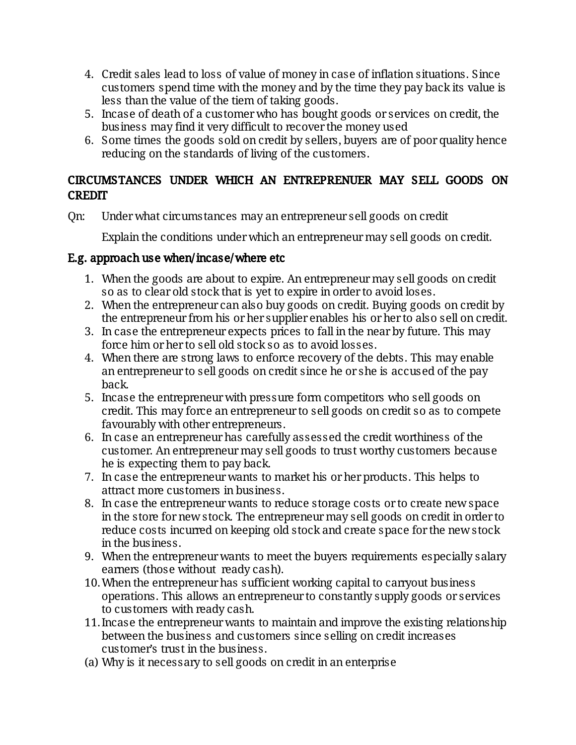4. Credit sales lead to loss of value of money in case of inflation situations. Since customers spend time with the money and by the time they pay back its value is less than the value of the tiem of taking goods.
5. Incase of death of a customer who has bought goods or services on credit, the business may find it very difficult to recover the money used
6. Some times the goods sold on credit by sellers, buyers are of poor quality hence reducing on the standards of living of the customers.

## CIRCUMSTANCES UNDER WHICH AN ENTREPRENUER MAY SELL GOODS ON CREDIT

Qn: Under what circumstances may an entrepreneur sell goods on credit

Explain the conditions under which an entrepreneur may sell goods on credit.

### E.g. approach use when/incase/where etc

1. When the goods are about to expire. An entrepreneur may sell goods on credit so as to clear old stock that is yet to expire in order to avoid loses.
2. When the entrepreneur can also buy goods on credit. Buying goods on credit by the entrepreneur from his or her supplier enables his or her to also sell on credit.
3. In case the entrepreneur expects prices to fall in the near by future. This may force him or her to sell old stock so as to avoid losses.
4. When there are strong laws to enforce recovery of the debts. This may enable an entrepreneur to sell goods on credit since he or she is accused of the pay back.
5. Incase the entrepreneur with pressure form competitors who sell goods on credit. This may force an entrepreneur to sell goods on credit so as to compete favourably with other entrepreneurs.
6. In case an entrepreneur has carefully assessed the credit worthiness of the customer. An entrepreneur may sell goods to trust worthy customers because he is expecting them to pay back.
7. In case the entrepreneur wants to market his or her products. This helps to attract more customers in business.
8. In case the entrepreneur wants to reduce storage costs or to create new space in the store for new stock. The entrepreneur may sell goods on credit in order to reduce costs incurred on keeping old stock and create space for the new stock in the business.
9. When the entrepreneur wants to meet the buyers requirements especially salary earners (those without ready cash).
10. When the entrepreneur has sufficient working capital to carryout business operations. This allows an entrepreneur to constantly supply goods or services to customers with ready cash.
11. Incase the entrepreneur wants to maintain and improve the existing relationship between the business and customers since selling on credit increases customer's trust in the business.

(a) Why is it necessary to sell goods on credit in an enterprise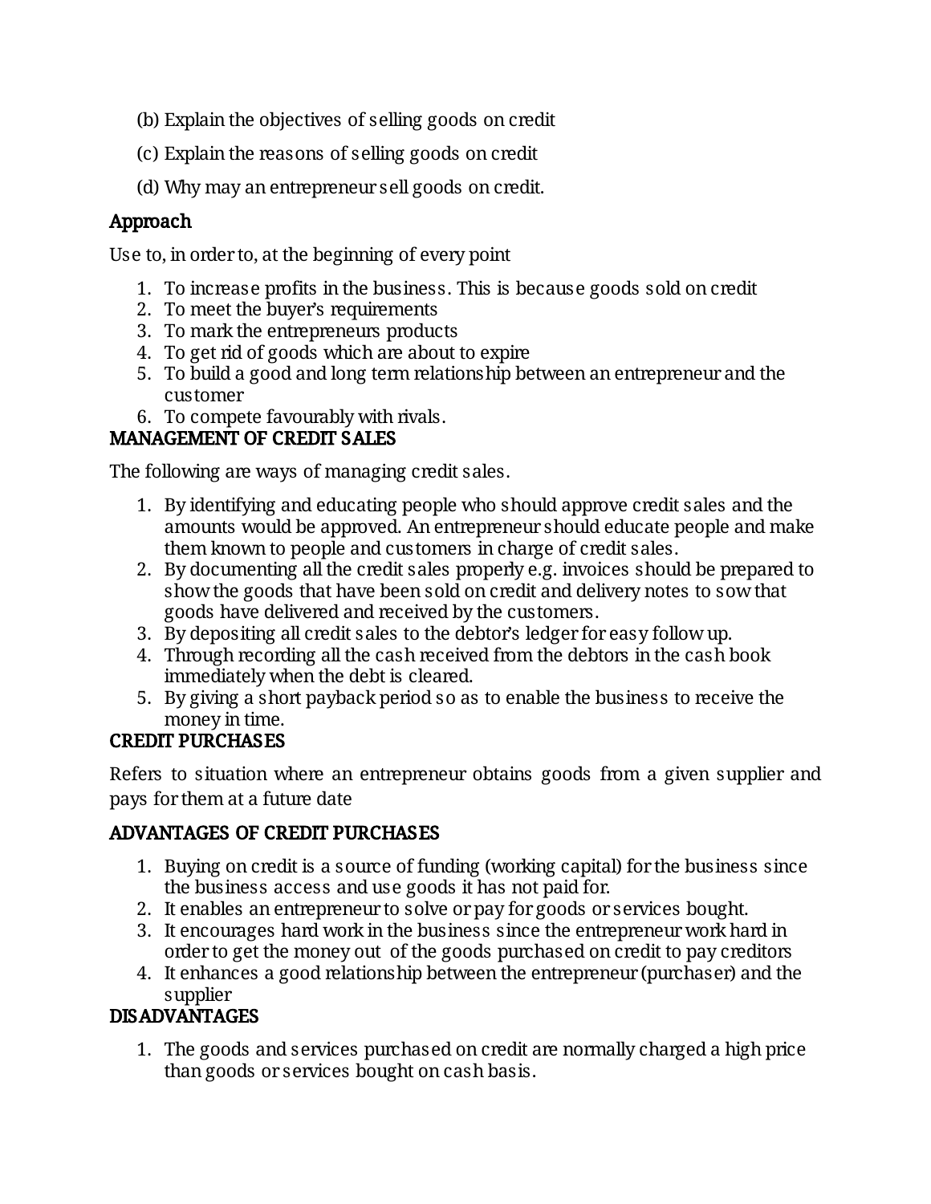(b) Explain the objectives of selling goods on credit

(c) Explain the reasons of selling goods on credit

(d) Why may an entrepreneur sell goods on credit.

## Approach

Use to, in order to, at the beginning of every point

1. To increase profits in the business. This is because goods sold on credit
2. To meet the buyer's requirements
3. To mark the entrepreneurs products
4. To get rid of goods which are about to expire
5. To build a good and long term relationship between an entrepreneur and the customer
6. To compete favourably with rivals.

## MANAGEMENT OF CREDIT SALES

The following are ways of managing credit sales.

1. By identifying and educating people who should approve credit sales and the amounts would be approved. An entrepreneur should educate people and make them known to people and customers in charge of credit sales.
2. By documenting all the credit sales properly e.g. invoices should be prepared to show the goods that have been sold on credit and delivery notes to sow that goods have delivered and received by the customers.
3. By depositing all credit sales to the debtor's ledger for easy follow up.
4. Through recording all the cash received from the debtors in the cash book immediately when the debt is cleared.
5. By giving a short payback period so as to enable the business to receive the money in time.

## CREDIT PURCHASES

Refers to situation where an entrepreneur obtains goods from a given supplier and pays for them at a future date

## ADVANTAGES OF CREDIT PURCHASES

1. Buying on credit is a source of funding (working capital) for the business since the business access and use goods it has not paid for.
2. It enables an entrepreneur to solve or pay for goods or services bought.
3. It encourages hard work in the business since the entrepreneur work hard in order to get the money out of the goods purchased on credit to pay creditors
4. It enhances a good relationship between the entrepreneur (purchaser) and the supplier

## DISADVANTAGES

1. The goods and services purchased on credit are normally charged a high price than goods or services bought on cash basis.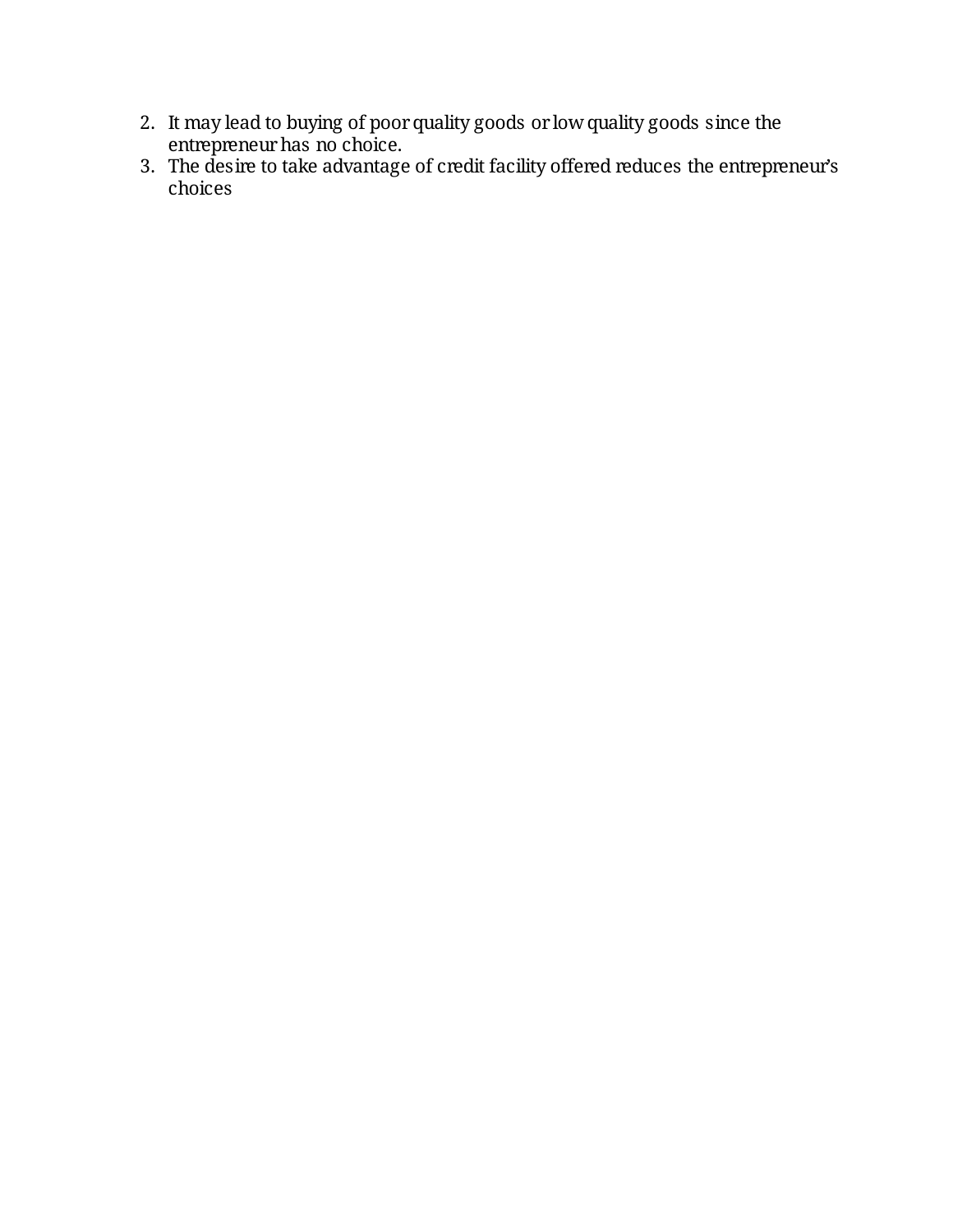2. It may lead to buying of poor quality goods or low quality goods since the entrepreneur has no choice.
3. The desire to take advantage of credit facility offered reduces the entrepreneur's choices